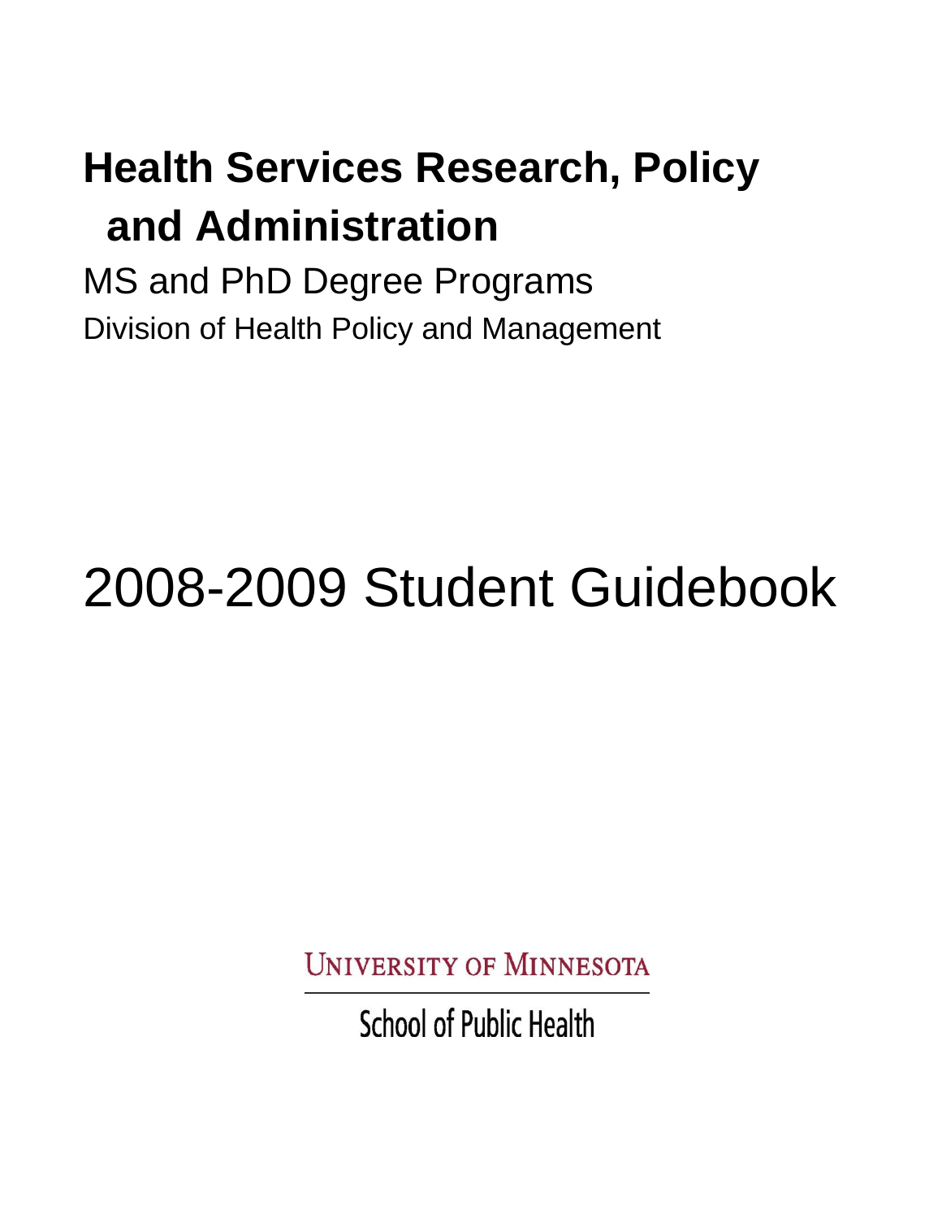# Health Services Research, Policy and Administration

MS and PhD Degree Programs

Division of Health Policy and Management

# 2008-2009 Student Guidebook

UNIVERSITY OF MINNESOTA

School of Public Health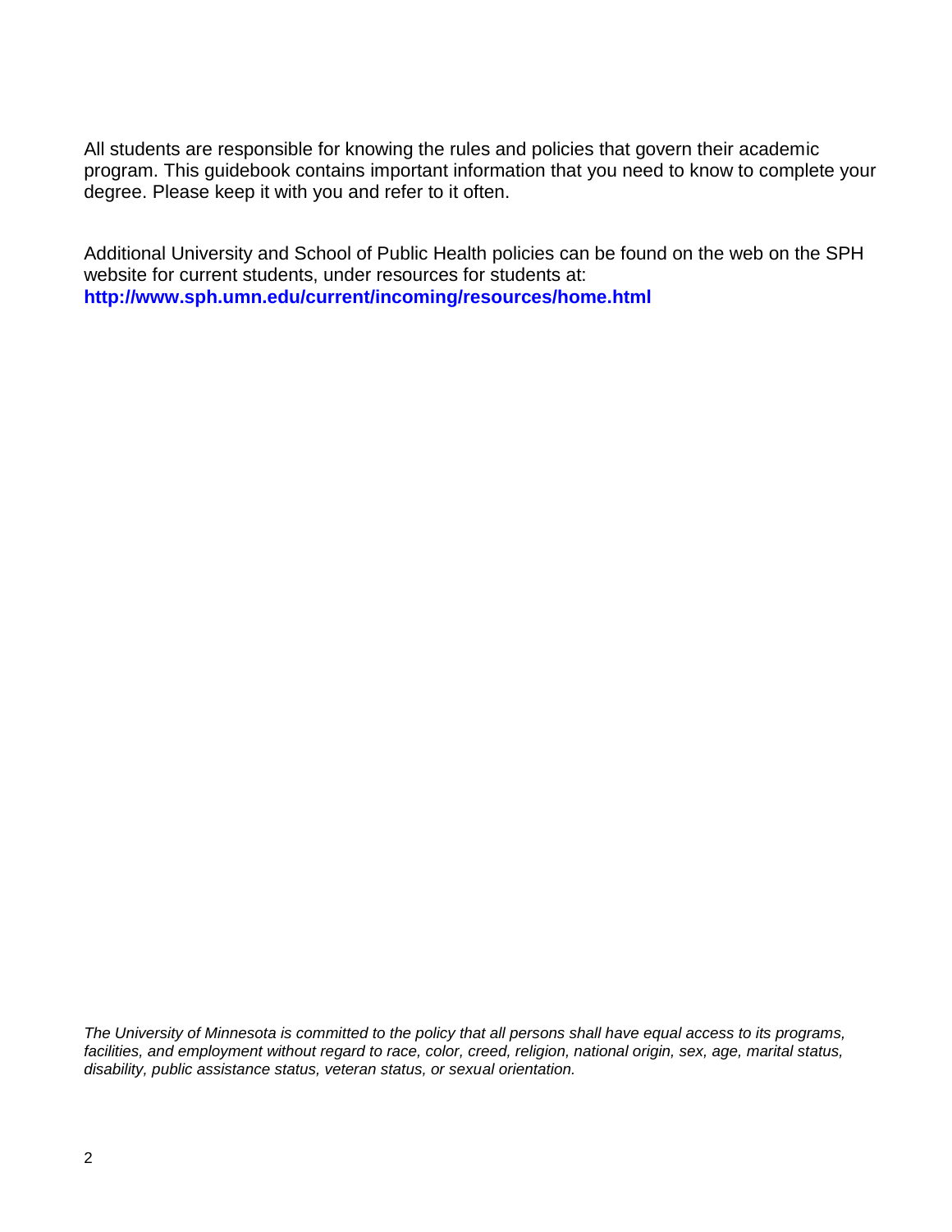All students are responsible for knowing the rules and policies that govern their academic program. This guidebook contains important information that you need to know to complete your degree. Please keep it with you and refer to it often.

Additional University and School of Public Health policies can be found on the web on the SPH website for current students, under resources for students at: **http://www.sph.umn.edu/current/incoming/resources/home.html**

*The University of Minnesota is committed to the policy that all persons shall have equal access to its programs, facilities, and employment without regard to race, color, creed, religion, national origin, sex, age, marital status, disability, public assistance status, veteran status, or sexual orientation.*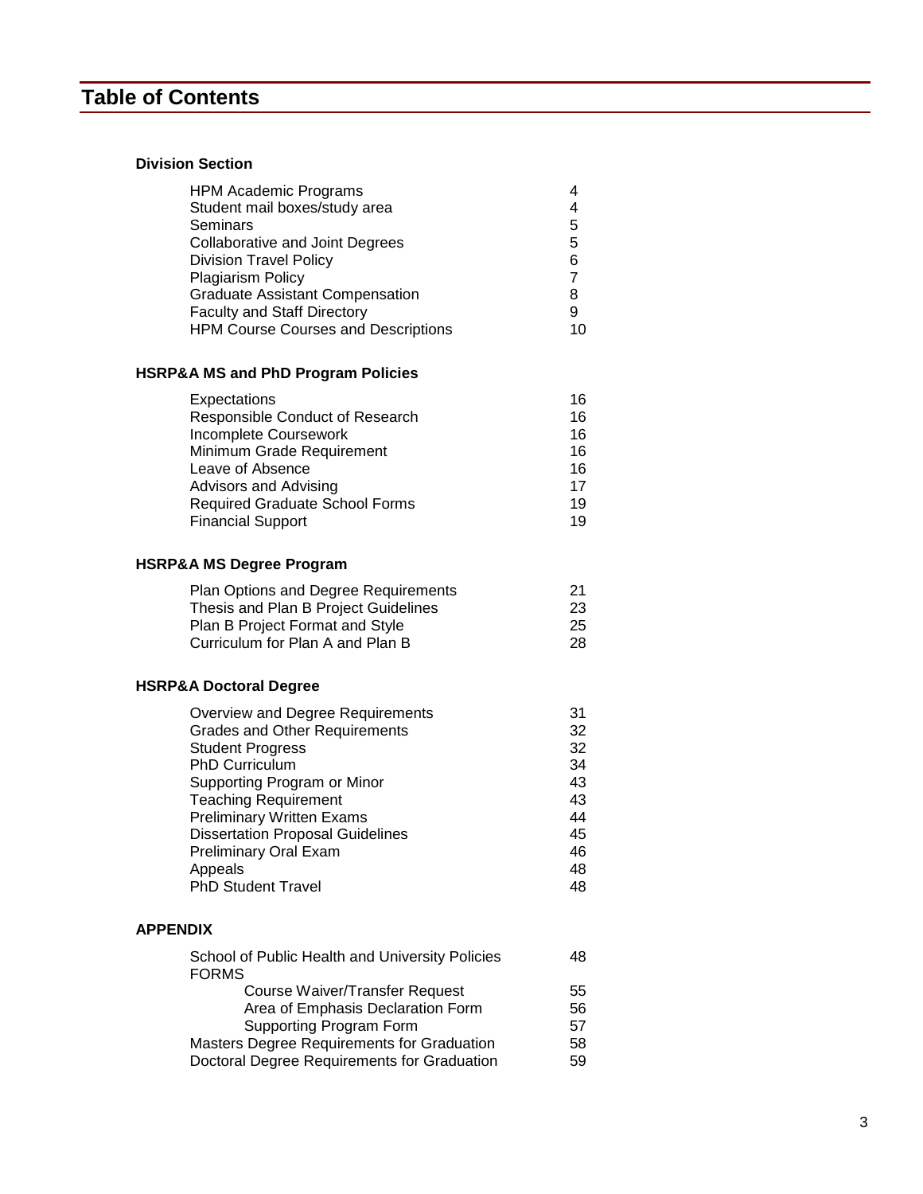# Table of Contents

**Division Section**

| | |
|---|---|
| HPM Academic Programs | 4 |
| Student mail boxes/study area | 4 |
| Seminars | 5 |
| Collaborative and Joint Degrees | 5 |
| Division Travel Policy | 6 |
| Plagiarism Policy | 7 |
| Graduate Assistant Compensation | 8 |
| Faculty and Staff Directory | 9 |
| HPM Course Courses and Descriptions | 10 |

**HSRP&A MS and PhD Program Policies**

| | |
|---|---|
| Expectations | 16 |
| Responsible Conduct of Research | 16 |
| Incomplete Coursework | 16 |
| Minimum Grade Requirement | 16 |
| Leave of Absence | 16 |
| Advisors and Advising | 17 |
| Required Graduate School Forms | 19 |
| Financial Support | 19 |

**HSRP&A MS Degree Program**

| | |
|---|---|
| Plan Options and Degree Requirements | 21 |
| Thesis and Plan B Project Guidelines | 23 |
| Plan B Project Format and Style | 25 |
| Curriculum for Plan A and Plan B | 28 |

**HSRP&A Doctoral Degree**

| | |
|---|---|
| Overview and Degree Requirements | 31 |
| Grades and Other Requirements | 32 |
| Student Progress | 32 |
| PhD Curriculum | 34 |
| Supporting Program or Minor | 43 |
| Teaching Requirement | 43 |
| Preliminary Written Exams | 44 |
| Dissertation Proposal Guidelines | 45 |
| Preliminary Oral Exam | 46 |
| Appeals | 48 |
| PhD Student Travel | 48 |

**APPENDIX**

| | |
|---|---|
| School of Public Health and University Policies | 48 |
| FORMS | |
| Course Waiver/Transfer Request | 55 |
| Area of Emphasis Declaration Form | 56 |
| Supporting Program Form | 57 |
| Masters Degree Requirements for Graduation | 58 |
| Doctoral Degree Requirements for Graduation | 59 |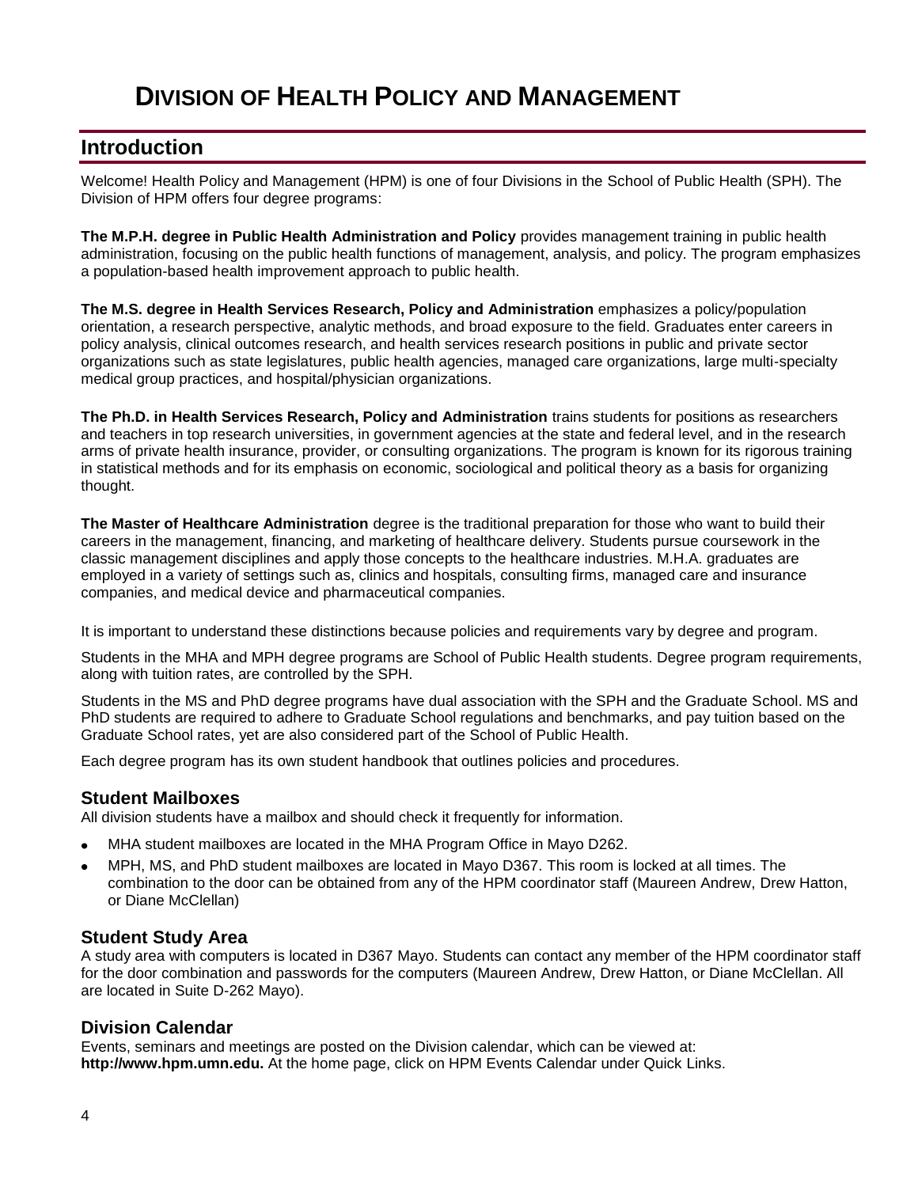# Division of Health Policy and Management

## Introduction

Welcome! Health Policy and Management (HPM) is one of four Divisions in the School of Public Health (SPH). The Division of HPM offers four degree programs:

**The M.P.H. degree in Public Health Administration and Policy** provides management training in public health administration, focusing on the public health functions of management, analysis, and policy. The program emphasizes a population-based health improvement approach to public health.

**The M.S. degree in Health Services Research, Policy and Administration** emphasizes a policy/population orientation, a research perspective, analytic methods, and broad exposure to the field. Graduates enter careers in policy analysis, clinical outcomes research, and health services research positions in public and private sector organizations such as state legislatures, public health agencies, managed care organizations, large multi-specialty medical group practices, and hospital/physician organizations.

**The Ph.D. in Health Services Research, Policy and Administration** trains students for positions as researchers and teachers in top research universities, in government agencies at the state and federal level, and in the research arms of private health insurance, provider, or consulting organizations. The program is known for its rigorous training in statistical methods and for its emphasis on economic, sociological and political theory as a basis for organizing thought.

**The Master of Healthcare Administration** degree is the traditional preparation for those who want to build their careers in the management, financing, and marketing of healthcare delivery. Students pursue coursework in the classic management disciplines and apply those concepts to the healthcare industries. M.H.A. graduates are employed in a variety of settings such as, clinics and hospitals, consulting firms, managed care and insurance companies, and medical device and pharmaceutical companies.

It is important to understand these distinctions because policies and requirements vary by degree and program.

Students in the MHA and MPH degree programs are School of Public Health students. Degree program requirements, along with tuition rates, are controlled by the SPH.

Students in the MS and PhD degree programs have dual association with the SPH and the Graduate School. MS and PhD students are required to adhere to Graduate School regulations and benchmarks, and pay tuition based on the Graduate School rates, yet are also considered part of the School of Public Health.

Each degree program has its own student handbook that outlines policies and procedures.

### Student Mailboxes

All division students have a mailbox and should check it frequently for information.

- MHA student mailboxes are located in the MHA Program Office in Mayo D262.
- MPH, MS, and PhD student mailboxes are located in Mayo D367. This room is locked at all times. The combination to the door can be obtained from any of the HPM coordinator staff (Maureen Andrew, Drew Hatton, or Diane McClellan)

### Student Study Area

A study area with computers is located in D367 Mayo. Students can contact any member of the HPM coordinator staff for the door combination and passwords for the computers (Maureen Andrew, Drew Hatton, or Diane McClellan. All are located in Suite D-262 Mayo).

### Division Calendar

Events, seminars and meetings are posted on the Division calendar, which can be viewed at: **http://www.hpm.umn.edu.** At the home page, click on HPM Events Calendar under Quick Links.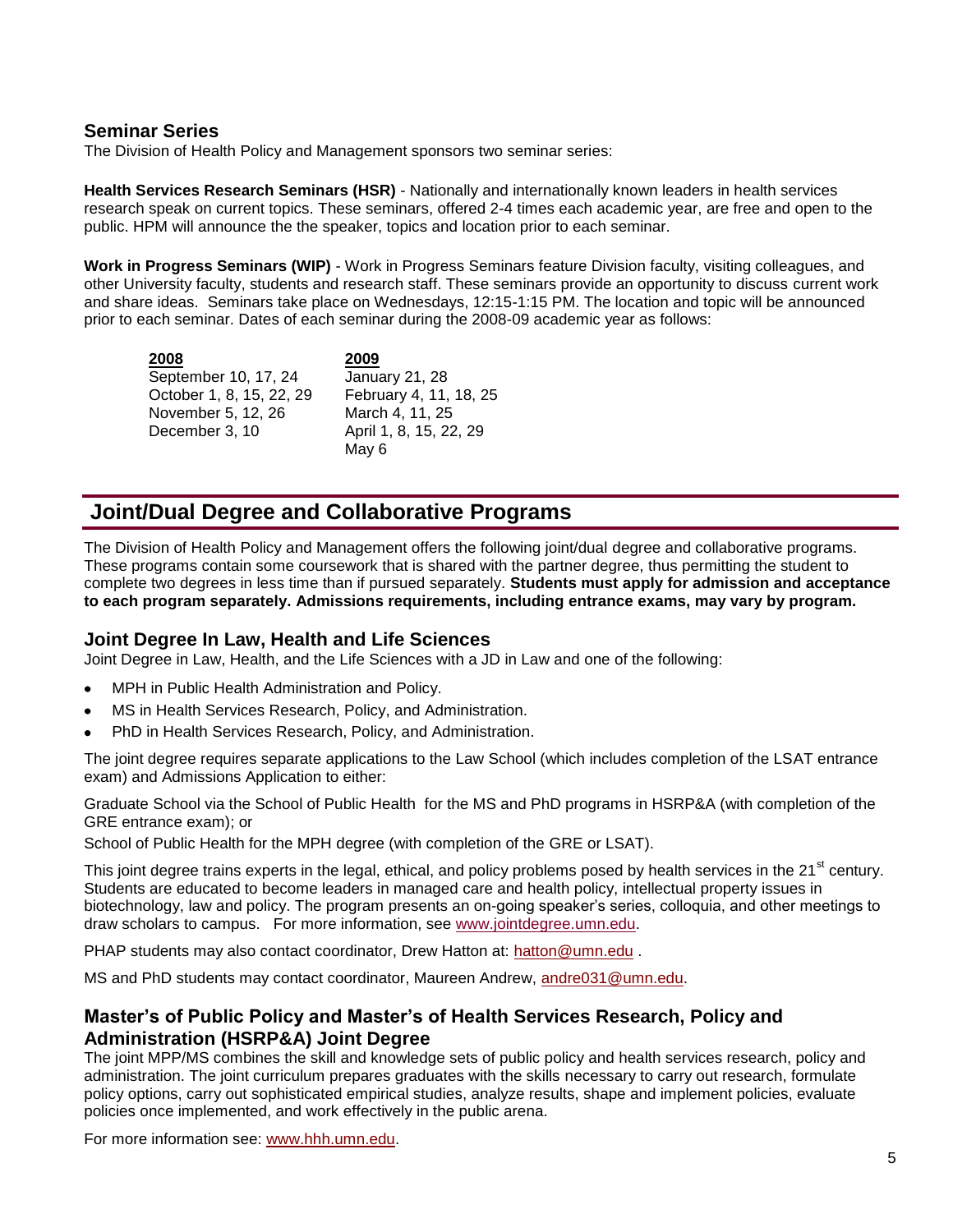## Seminar Series

The Division of Health Policy and Management sponsors two seminar series:

**Health Services Research Seminars (HSR)** - Nationally and internationally known leaders in health services research speak on current topics. These seminars, offered 2-4 times each academic year, are free and open to the public. HPM will announce the the speaker, topics and location prior to each seminar.

**Work in Progress Seminars (WIP)** - Work in Progress Seminars feature Division faculty, visiting colleagues, and other University faculty, students and research staff. These seminars provide an opportunity to discuss current work and share ideas. Seminars take place on Wednesdays, 12:15-1:15 PM. The location and topic will be announced prior to each seminar. Dates of each seminar during the 2008-09 academic year as follows:

| 2008 | 2009 |
|---|---|
| September 10, 17, 24 | January 21, 28 |
| October 1, 8, 15, 22, 29 | February 4, 11, 18, 25 |
| November 5, 12, 26 | March 4, 11, 25 |
| December 3, 10 | April 1, 8, 15, 22, 29 |
| | May 6 |

# Joint/Dual Degree and Collaborative Programs

The Division of Health Policy and Management offers the following joint/dual degree and collaborative programs. These programs contain some coursework that is shared with the partner degree, thus permitting the student to complete two degrees in less time than if pursued separately. **Students must apply for admission and acceptance to each program separately. Admissions requirements, including entrance exams, may vary by program.**

## Joint Degree In Law, Health and Life Sciences

Joint Degree in Law, Health, and the Life Sciences with a JD in Law and one of the following:

- MPH in Public Health Administration and Policy.
- MS in Health Services Research, Policy, and Administration.
- PhD in Health Services Research, Policy, and Administration.

The joint degree requires separate applications to the Law School (which includes completion of the LSAT entrance exam) and Admissions Application to either:

Graduate School via the School of Public Health for the MS and PhD programs in HSRP&A (with completion of the GRE entrance exam); or

School of Public Health for the MPH degree (with completion of the GRE or LSAT).

This joint degree trains experts in the legal, ethical, and policy problems posed by health services in the 21st century. Students are educated to become leaders in managed care and health policy, intellectual property issues in biotechnology, law and policy. The program presents an on-going speaker's series, colloquia, and other meetings to draw scholars to campus. For more information, see www.jointdegree.umn.edu.

PHAP students may also contact coordinator, Drew Hatton at: hatton@umn.edu .

MS and PhD students may contact coordinator, Maureen Andrew, andre031@umn.edu.

## Master's of Public Policy and Master's of Health Services Research, Policy and Administration (HSRP&A) Joint Degree

The joint MPP/MS combines the skill and knowledge sets of public policy and health services research, policy and administration. The joint curriculum prepares graduates with the skills necessary to carry out research, formulate policy options, carry out sophisticated empirical studies, analyze results, shape and implement policies, evaluate policies once implemented, and work effectively in the public arena.

For more information see: www.hhh.umn.edu.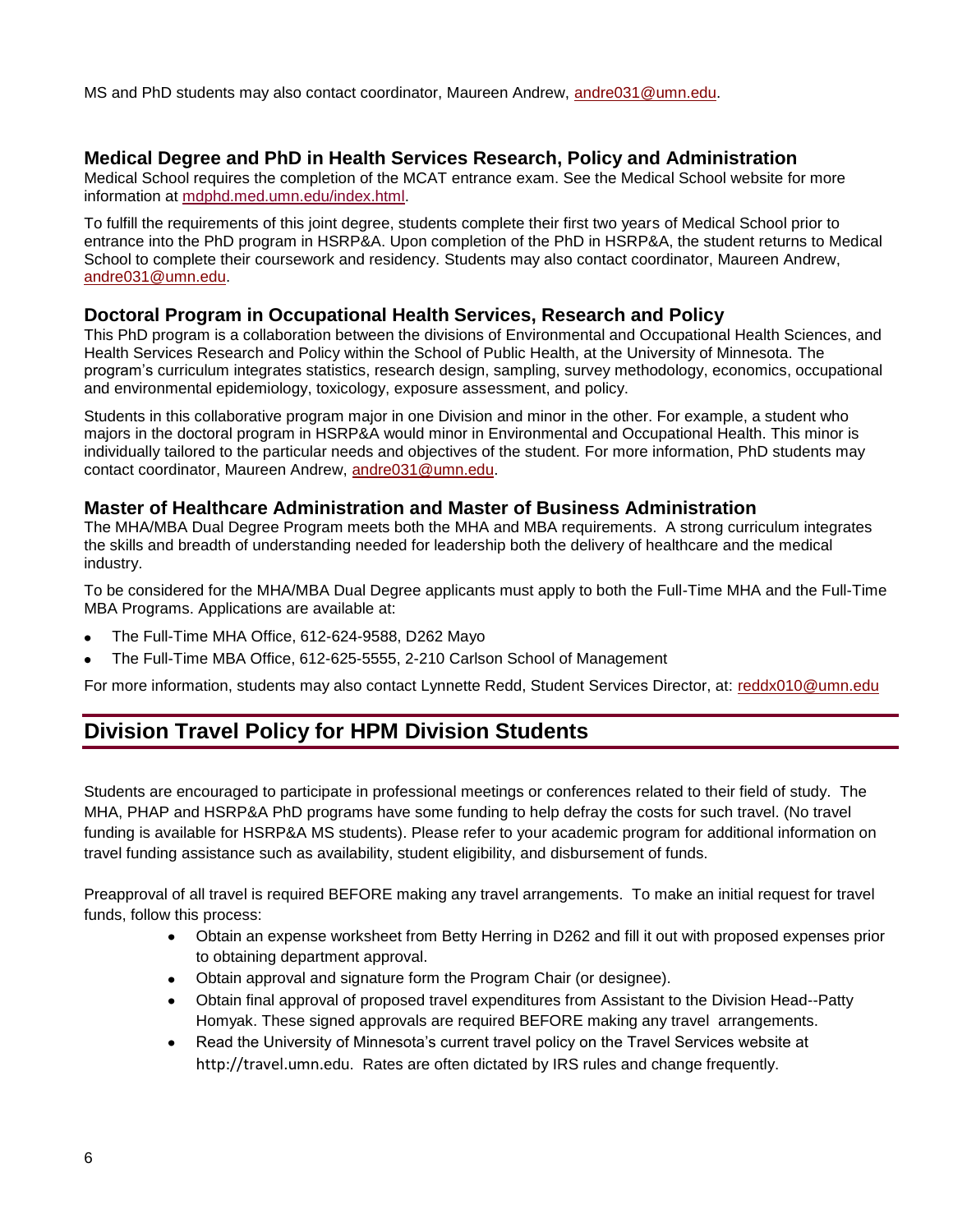MS and PhD students may also contact coordinator, Maureen Andrew, andre031@umn.edu.

### Medical Degree and PhD in Health Services Research, Policy and Administration

Medical School requires the completion of the MCAT entrance exam. See the Medical School website for more information at mdphd.med.umn.edu/index.html.

To fulfill the requirements of this joint degree, students complete their first two years of Medical School prior to entrance into the PhD program in HSRP&A. Upon completion of the PhD in HSRP&A, the student returns to Medical School to complete their coursework and residency. Students may also contact coordinator, Maureen Andrew, andre031@umn.edu.

### Doctoral Program in Occupational Health Services, Research and Policy

This PhD program is a collaboration between the divisions of Environmental and Occupational Health Sciences, and Health Services Research and Policy within the School of Public Health, at the University of Minnesota. The program's curriculum integrates statistics, research design, sampling, survey methodology, economics, occupational and environmental epidemiology, toxicology, exposure assessment, and policy.

Students in this collaborative program major in one Division and minor in the other. For example, a student who majors in the doctoral program in HSRP&A would minor in Environmental and Occupational Health. This minor is individually tailored to the particular needs and objectives of the student. For more information, PhD students may contact coordinator, Maureen Andrew, andre031@umn.edu.

### Master of Healthcare Administration and Master of Business Administration

The MHA/MBA Dual Degree Program meets both the MHA and MBA requirements. A strong curriculum integrates the skills and breadth of understanding needed for leadership both the delivery of healthcare and the medical industry.

To be considered for the MHA/MBA Dual Degree applicants must apply to both the Full-Time MHA and the Full-Time MBA Programs. Applications are available at:

- The Full-Time MHA Office, 612-624-9588, D262 Mayo
- The Full-Time MBA Office, 612-625-5555, 2-210 Carlson School of Management

For more information, students may also contact Lynnette Redd, Student Services Director, at: reddx010@umn.edu

## Division Travel Policy for HPM Division Students

Students are encouraged to participate in professional meetings or conferences related to their field of study. The MHA, PHAP and HSRP&A PhD programs have some funding to help defray the costs for such travel. (No travel funding is available for HSRP&A MS students). Please refer to your academic program for additional information on travel funding assistance such as availability, student eligibility, and disbursement of funds.

Preapproval of all travel is required BEFORE making any travel arrangements. To make an initial request for travel funds, follow this process:

- Obtain an expense worksheet from Betty Herring in D262 and fill it out with proposed expenses prior to obtaining department approval.
- Obtain approval and signature form the Program Chair (or designee).
- Obtain final approval of proposed travel expenditures from Assistant to the Division Head--Patty Homyak. These signed approvals are required BEFORE making any travel arrangements.
- Read the University of Minnesota's current travel policy on the Travel Services website at http://travel.umn.edu. Rates are often dictated by IRS rules and change frequently.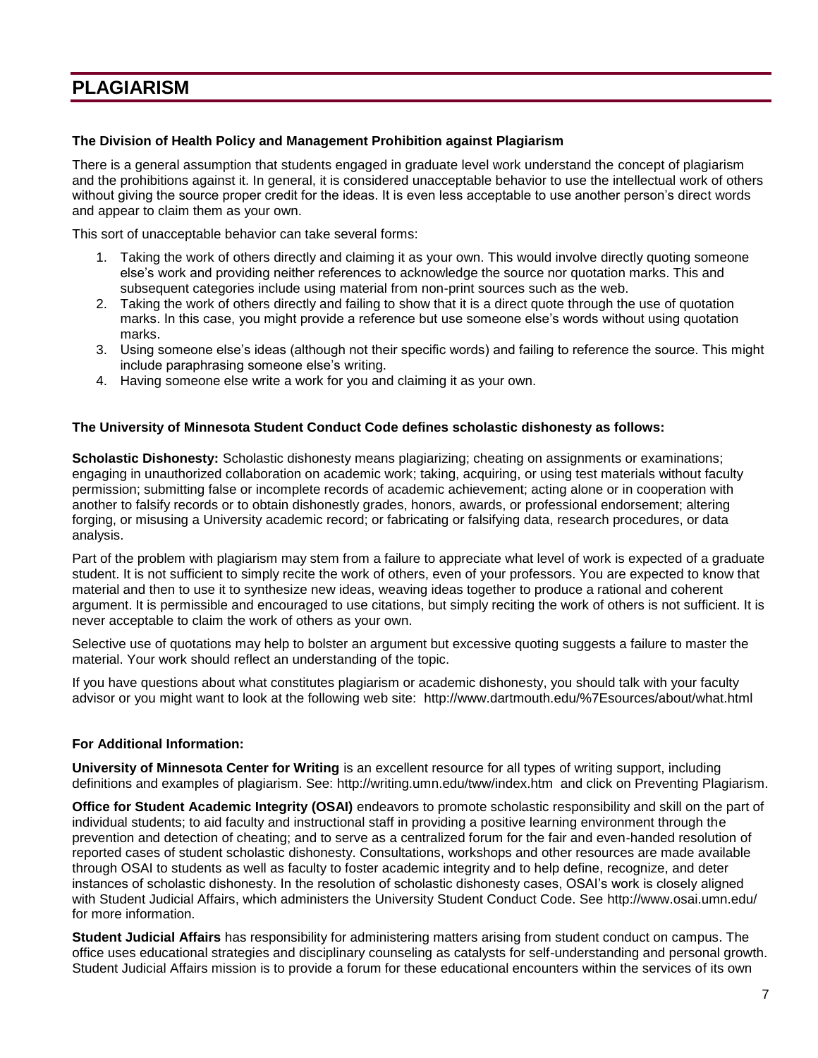# PLAGIARISM

### The Division of Health Policy and Management Prohibition against Plagiarism

There is a general assumption that students engaged in graduate level work understand the concept of plagiarism and the prohibitions against it. In general, it is considered unacceptable behavior to use the intellectual work of others without giving the source proper credit for the ideas. It is even less acceptable to use another person's direct words and appear to claim them as your own.

This sort of unacceptable behavior can take several forms:

1. Taking the work of others directly and claiming it as your own. This would involve directly quoting someone else's work and providing neither references to acknowledge the source nor quotation marks. This and subsequent categories include using material from non-print sources such as the web.
2. Taking the work of others directly and failing to show that it is a direct quote through the use of quotation marks. In this case, you might provide a reference but use someone else's words without using quotation marks.
3. Using someone else's ideas (although not their specific words) and failing to reference the source. This might include paraphrasing someone else's writing.
4. Having someone else write a work for you and claiming it as your own.

### The University of Minnesota Student Conduct Code defines scholastic dishonesty as follows:

**Scholastic Dishonesty:** Scholastic dishonesty means plagiarizing; cheating on assignments or examinations; engaging in unauthorized collaboration on academic work; taking, acquiring, or using test materials without faculty permission; submitting false or incomplete records of academic achievement; acting alone or in cooperation with another to falsify records or to obtain dishonestly grades, honors, awards, or professional endorsement; altering forging, or misusing a University academic record; or fabricating or falsifying data, research procedures, or data analysis.

Part of the problem with plagiarism may stem from a failure to appreciate what level of work is expected of a graduate student. It is not sufficient to simply recite the work of others, even of your professors. You are expected to know that material and then to use it to synthesize new ideas, weaving ideas together to produce a rational and coherent argument. It is permissible and encouraged to use citations, but simply reciting the work of others is not sufficient. It is never acceptable to claim the work of others as your own.

Selective use of quotations may help to bolster an argument but excessive quoting suggests a failure to master the material. Your work should reflect an understanding of the topic.

If you have questions about what constitutes plagiarism or academic dishonesty, you should talk with your faculty advisor or you might want to look at the following web site: http://www.dartmouth.edu/%7Esources/about/what.html

### For Additional Information:

**University of Minnesota Center for Writing** is an excellent resource for all types of writing support, including definitions and examples of plagiarism. See: http://writing.umn.edu/tww/index.htm and click on Preventing Plagiarism.

**Office for Student Academic Integrity (OSAI)** endeavors to promote scholastic responsibility and skill on the part of individual students; to aid faculty and instructional staff in providing a positive learning environment through the prevention and detection of cheating; and to serve as a centralized forum for the fair and even-handed resolution of reported cases of student scholastic dishonesty. Consultations, workshops and other resources are made available through OSAI to students as well as faculty to foster academic integrity and to help define, recognize, and deter instances of scholastic dishonesty. In the resolution of scholastic dishonesty cases, OSAI's work is closely aligned with Student Judicial Affairs, which administers the University Student Conduct Code. See http://www.osai.umn.edu/ for more information.

**Student Judicial Affairs** has responsibility for administering matters arising from student conduct on campus. The office uses educational strategies and disciplinary counseling as catalysts for self-understanding and personal growth. Student Judicial Affairs mission is to provide a forum for these educational encounters within the services of its own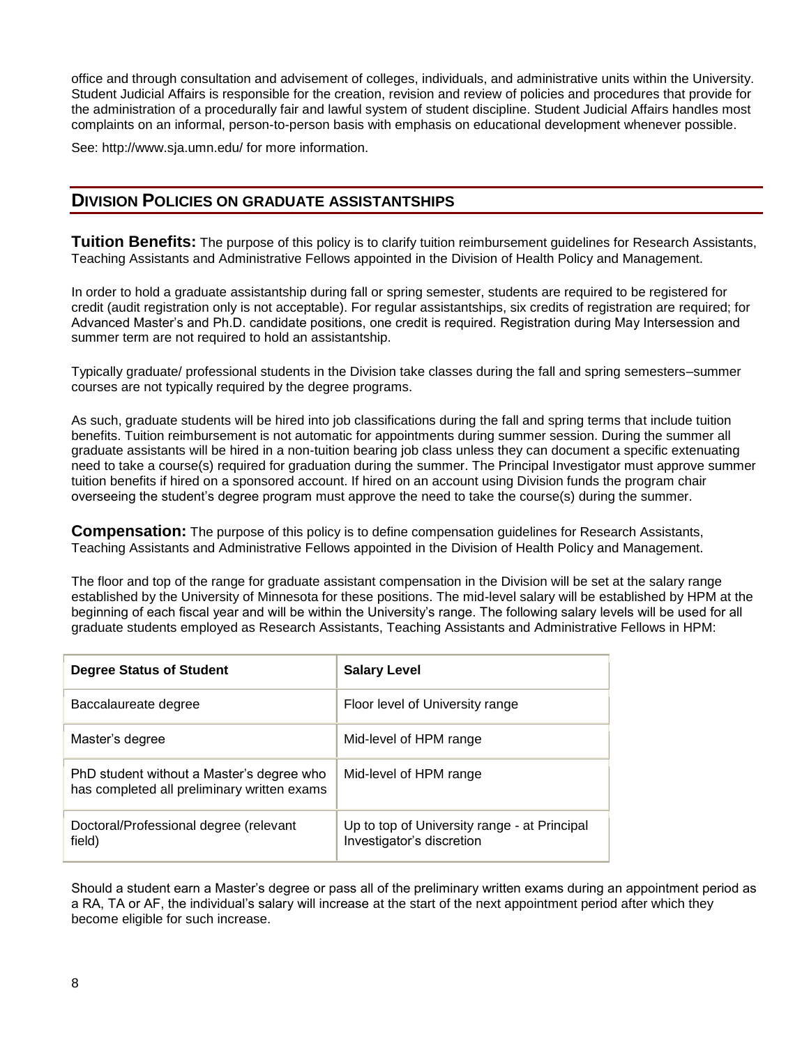office and through consultation and advisement of colleges, individuals, and administrative units within the University. Student Judicial Affairs is responsible for the creation, revision and review of policies and procedures that provide for the administration of a procedurally fair and lawful system of student discipline. Student Judicial Affairs handles most complaints on an informal, person-to-person basis with emphasis on educational development whenever possible.

See: http://www.sja.umn.edu/ for more information.

## DIVISION POLICIES ON GRADUATE ASSISTANTSHIPS

**Tuition Benefits:** The purpose of this policy is to clarify tuition reimbursement guidelines for Research Assistants, Teaching Assistants and Administrative Fellows appointed in the Division of Health Policy and Management.

In order to hold a graduate assistantship during fall or spring semester, students are required to be registered for credit (audit registration only is not acceptable). For regular assistantships, six credits of registration are required; for Advanced Master's and Ph.D. candidate positions, one credit is required. Registration during May Intersession and summer term are not required to hold an assistantship.

Typically graduate/ professional students in the Division take classes during the fall and spring semesters–summer courses are not typically required by the degree programs.

As such, graduate students will be hired into job classifications during the fall and spring terms that include tuition benefits. Tuition reimbursement is not automatic for appointments during summer session. During the summer all graduate assistants will be hired in a non-tuition bearing job class unless they can document a specific extenuating need to take a course(s) required for graduation during the summer. The Principal Investigator must approve summer tuition benefits if hired on a sponsored account. If hired on an account using Division funds the program chair overseeing the student's degree program must approve the need to take the course(s) during the summer.

**Compensation:** The purpose of this policy is to define compensation guidelines for Research Assistants, Teaching Assistants and Administrative Fellows appointed in the Division of Health Policy and Management.

The floor and top of the range for graduate assistant compensation in the Division will be set at the salary range established by the University of Minnesota for these positions. The mid-level salary will be established by HPM at the beginning of each fiscal year and will be within the University's range. The following salary levels will be used for all graduate students employed as Research Assistants, Teaching Assistants and Administrative Fellows in HPM:

| Degree Status of Student | Salary Level |
|---|---|
| Baccalaureate degree | Floor level of University range |
| Master's degree | Mid-level of HPM range |
| PhD student without a Master's degree who has completed all preliminary written exams | Mid-level of HPM range |
| Doctoral/Professional degree (relevant field) | Up to top of University range - at Principal Investigator's discretion |

Should a student earn a Master's degree or pass all of the preliminary written exams during an appointment period as a RA, TA or AF, the individual's salary will increase at the start of the next appointment period after which they become eligible for such increase.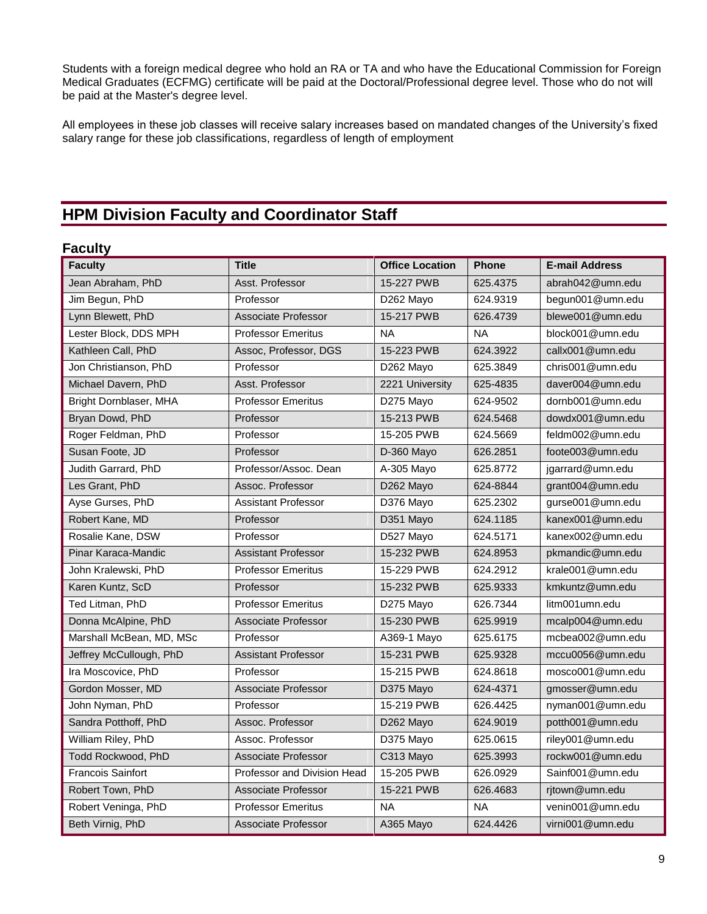Students with a foreign medical degree who hold an RA or TA and who have the Educational Commission for Foreign Medical Graduates (ECFMG) certificate will be paid at the Doctoral/Professional degree level. Those who do not will be paid at the Master's degree level.

All employees in these job classes will receive salary increases based on mandated changes of the University's fixed salary range for these job classifications, regardless of length of employment

## HPM Division Faculty and Coordinator Staff

### Faculty

| Faculty | Title | Office Location | Phone | E-mail Address |
|---|---|---|---|---|
| Jean Abraham, PhD | Asst. Professor | 15-227 PWB | 625.4375 | abrah042@umn.edu |
| Jim Begun, PhD | Professor | D262 Mayo | 624.9319 | begun001@umn.edu |
| Lynn Blewett, PhD | Associate Professor | 15-217 PWB | 626.4739 | blewe001@umn.edu |
| Lester Block, DDS MPH | Professor Emeritus | NA | NA | block001@umn.edu |
| Kathleen Call, PhD | Assoc, Professor, DGS | 15-223 PWB | 624.3922 | callx001@umn.edu |
| Jon Christianson, PhD | Professor | D262 Mayo | 625.3849 | chris001@umn.edu |
| Michael Davern, PhD | Asst. Professor | 2221 University | 625-4835 | daver004@umn.edu |
| Bright Dornblaser, MHA | Professor Emeritus | D275 Mayo | 624-9502 | dornb001@umn.edu |
| Bryan Dowd, PhD | Professor | 15-213 PWB | 624.5468 | dowdx001@umn.edu |
| Roger Feldman, PhD | Professor | 15-205 PWB | 624.5669 | feldm002@umn.edu |
| Susan Foote, JD | Professor | D-360 Mayo | 626.2851 | foote003@umn.edu |
| Judith Garrard, PhD | Professor/Assoc. Dean | A-305 Mayo | 625.8772 | jgarrard@umn.edu |
| Les Grant, PhD | Assoc. Professor | D262 Mayo | 624-8844 | grant004@umn.edu |
| Ayse Gurses, PhD | Assistant Professor | D376 Mayo | 625.2302 | gurse001@umn.edu |
| Robert Kane, MD | Professor | D351 Mayo | 624.1185 | kanex001@umn.edu |
| Rosalie Kane, DSW | Professor | D527 Mayo | 624.5171 | kanex002@umn.edu |
| Pinar Karaca-Mandic | Assistant Professor | 15-232 PWB | 624.8953 | pkmandic@umn.edu |
| John Kralewski, PhD | Professor Emeritus | 15-229 PWB | 624.2912 | krale001@umn.edu |
| Karen Kuntz, ScD | Professor | 15-232 PWB | 625.9333 | kmkuntz@umn.edu |
| Ted Litman, PhD | Professor Emeritus | D275 Mayo | 626.7344 | litm001umn.edu |
| Donna McAlpine, PhD | Associate Professor | 15-230 PWB | 625.9919 | mcalp004@umn.edu |
| Marshall McBean, MD, MSc | Professor | A369-1 Mayo | 625.6175 | mcbea002@umn.edu |
| Jeffrey McCullough, PhD | Assistant Professor | 15-231 PWB | 625.9328 | mccu0056@umn.edu |
| Ira Moscovice, PhD | Professor | 15-215 PWB | 624.8618 | mosco001@umn.edu |
| Gordon Mosser, MD | Associate Professor | D375 Mayo | 624-4371 | gmosser@umn.edu |
| John Nyman, PhD | Professor | 15-219 PWB | 626.4425 | nyman001@umn.edu |
| Sandra Potthoff, PhD | Assoc. Professor | D262 Mayo | 624.9019 | potth001@umn.edu |
| William Riley, PhD | Assoc. Professor | D375 Mayo | 625.0615 | riley001@umn.edu |
| Todd Rockwood, PhD | Associate Professor | C313 Mayo | 625.3993 | rockw001@umn.edu |
| Francois Sainfort | Professor and Division Head | 15-205 PWB | 626.0929 | Sainf001@umn.edu |
| Robert Town, PhD | Associate Professor | 15-221 PWB | 626.4683 | rjtown@umn.edu |
| Robert Veninga, PhD | Professor Emeritus | NA | NA | venin001@umn.edu |
| Beth Virnig, PhD | Associate Professor | A365 Mayo | 624.4426 | virni001@umn.edu |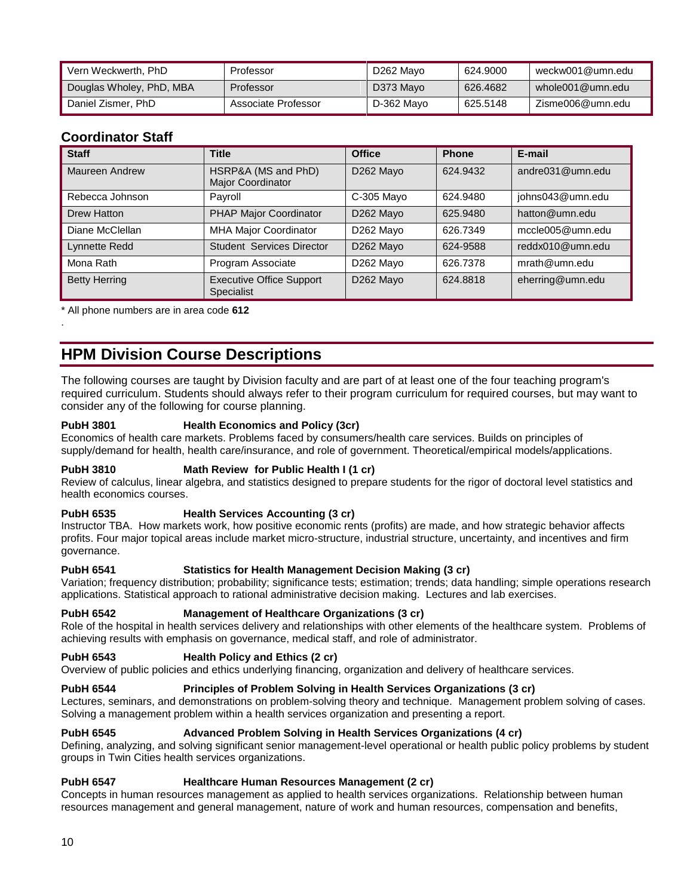| Vern Weckwerth, PhD | Professor | D262 Mayo | 624.9000 | weckw001@umn.edu |
|---|---|---|---|---|
| Douglas Wholey, PhD, MBA | Professor | D373 Mayo | 626.4682 | whole001@umn.edu |
| Daniel Zismer, PhD | Associate Professor | D-362 Mayo | 625.5148 | Zisme006@umn.edu |

## Coordinator Staff

| Staff | Title | Office | Phone | E-mail |
|---|---|---|---|---|
| Maureen Andrew | HSRP&A (MS and PhD) Major Coordinator | D262 Mayo | 624.9432 | andre031@umn.edu |
| Rebecca Johnson | Payroll | C-305 Mayo | 624.9480 | johns043@umn.edu |
| Drew Hatton | PHAP Major Coordinator | D262 Mayo | 625.9480 | hatton@umn.edu |
| Diane McClellan | MHA Major Coordinator | D262 Mayo | 626.7349 | mccle005@umn.edu |
| Lynnette Redd | Student Services Director | D262 Mayo | 624-9588 | reddx010@umn.edu |
| Mona Rath | Program Associate | D262 Mayo | 626.7378 | mrath@umn.edu |
| Betty Herring | Executive Office Support Specialist | D262 Mayo | 624.8818 | eherring@umn.edu |

* All phone numbers are in area code **612**

.

# HPM Division Course Descriptions

The following courses are taught by Division faculty and are part of at least one of the four teaching program's required curriculum. Students should always refer to their program curriculum for required courses, but may want to consider any of the following for course planning.

**PubH 3801 Health Economics and Policy (3cr)**
Economics of health care markets. Problems faced by consumers/health care services. Builds on principles of supply/demand for health, health care/insurance, and role of government. Theoretical/empirical models/applications.

**PubH 3810 Math Review for Public Health I (1 cr)**
Review of calculus, linear algebra, and statistics designed to prepare students for the rigor of doctoral level statistics and health economics courses.

**PubH 6535 Health Services Accounting (3 cr)**
Instructor TBA. How markets work, how positive economic rents (profits) are made, and how strategic behavior affects profits. Four major topical areas include market micro-structure, industrial structure, uncertainty, and incentives and firm governance.

**PubH 6541 Statistics for Health Management Decision Making (3 cr)**
Variation; frequency distribution; probability; significance tests; estimation; trends; data handling; simple operations research applications. Statistical approach to rational administrative decision making. Lectures and lab exercises.

**PubH 6542 Management of Healthcare Organizations (3 cr)**
Role of the hospital in health services delivery and relationships with other elements of the healthcare system. Problems of achieving results with emphasis on governance, medical staff, and role of administrator.

**PubH 6543 Health Policy and Ethics (2 cr)**
Overview of public policies and ethics underlying financing, organization and delivery of healthcare services.

**PubH 6544 Principles of Problem Solving in Health Services Organizations (3 cr)**
Lectures, seminars, and demonstrations on problem-solving theory and technique. Management problem solving of cases. Solving a management problem within a health services organization and presenting a report.

**PubH 6545 Advanced Problem Solving in Health Services Organizations (4 cr)**
Defining, analyzing, and solving significant senior management-level operational or health public policy problems by student groups in Twin Cities health services organizations.

**PubH 6547 Healthcare Human Resources Management (2 cr)**
Concepts in human resources management as applied to health services organizations. Relationship between human resources management and general management, nature of work and human resources, compensation and benefits,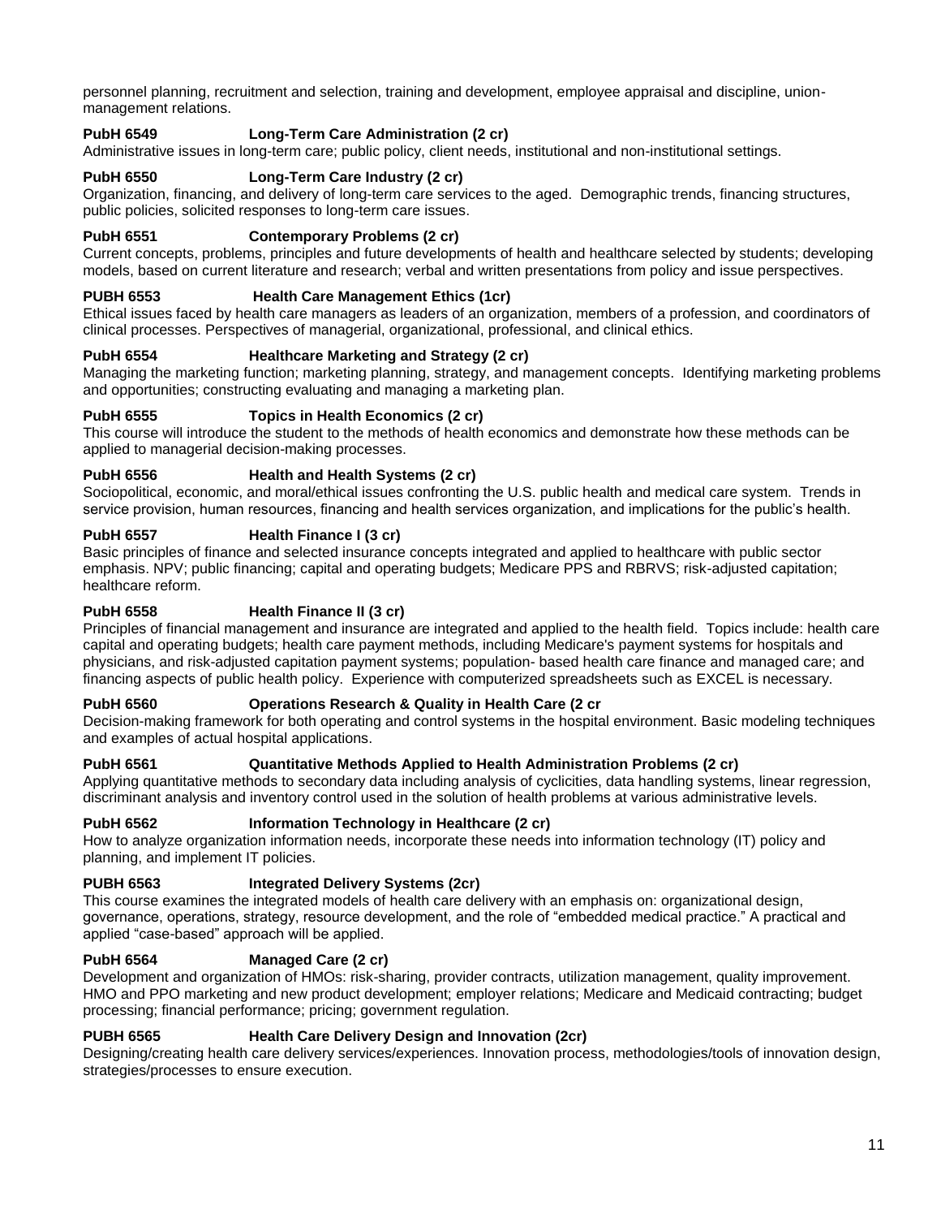personnel planning, recruitment and selection, training and development, employee appraisal and discipline, union-management relations.

**PubH 6549 Long-Term Care Administration (2 cr)**
Administrative issues in long-term care; public policy, client needs, institutional and non-institutional settings.

**PubH 6550 Long-Term Care Industry (2 cr)**
Organization, financing, and delivery of long-term care services to the aged. Demographic trends, financing structures, public policies, solicited responses to long-term care issues.

**PubH 6551 Contemporary Problems (2 cr)**
Current concepts, problems, principles and future developments of health and healthcare selected by students; developing models, based on current literature and research; verbal and written presentations from policy and issue perspectives.

**PUBH 6553 Health Care Management Ethics (1cr)**
Ethical issues faced by health care managers as leaders of an organization, members of a profession, and coordinators of clinical processes. Perspectives of managerial, organizational, professional, and clinical ethics.

**PubH 6554 Healthcare Marketing and Strategy (2 cr)**
Managing the marketing function; marketing planning, strategy, and management concepts. Identifying marketing problems and opportunities; constructing evaluating and managing a marketing plan.

**PubH 6555 Topics in Health Economics (2 cr)**
This course will introduce the student to the methods of health economics and demonstrate how these methods can be applied to managerial decision-making processes.

**PubH 6556 Health and Health Systems (2 cr)**
Sociopolitical, economic, and moral/ethical issues confronting the U.S. public health and medical care system. Trends in service provision, human resources, financing and health services organization, and implications for the public's health.

**PubH 6557 Health Finance I (3 cr)**
Basic principles of finance and selected insurance concepts integrated and applied to healthcare with public sector emphasis. NPV; public financing; capital and operating budgets; Medicare PPS and RBRVS; risk-adjusted capitation; healthcare reform.

**PubH 6558 Health Finance II (3 cr)**
Principles of financial management and insurance are integrated and applied to the health field. Topics include: health care capital and operating budgets; health care payment methods, including Medicare's payment systems for hospitals and physicians, and risk-adjusted capitation payment systems; population- based health care finance and managed care; and financing aspects of public health policy. Experience with computerized spreadsheets such as EXCEL is necessary.

**PubH 6560 Operations Research & Quality in Health Care (2 cr**
Decision-making framework for both operating and control systems in the hospital environment. Basic modeling techniques and examples of actual hospital applications.

**PubH 6561 Quantitative Methods Applied to Health Administration Problems (2 cr)**
Applying quantitative methods to secondary data including analysis of cyclicities, data handling systems, linear regression, discriminant analysis and inventory control used in the solution of health problems at various administrative levels.

**PubH 6562 Information Technology in Healthcare (2 cr)**
How to analyze organization information needs, incorporate these needs into information technology (IT) policy and planning, and implement IT policies.

**PUBH 6563 Integrated Delivery Systems (2cr)**
This course examines the integrated models of health care delivery with an emphasis on: organizational design, governance, operations, strategy, resource development, and the role of "embedded medical practice." A practical and applied "case-based" approach will be applied.

**PubH 6564 Managed Care (2 cr)**
Development and organization of HMOs: risk-sharing, provider contracts, utilization management, quality improvement. HMO and PPO marketing and new product development; employer relations; Medicare and Medicaid contracting; budget processing; financial performance; pricing; government regulation.

**PUBH 6565 Health Care Delivery Design and Innovation (2cr)**
Designing/creating health care delivery services/experiences. Innovation process, methodologies/tools of innovation design, strategies/processes to ensure execution.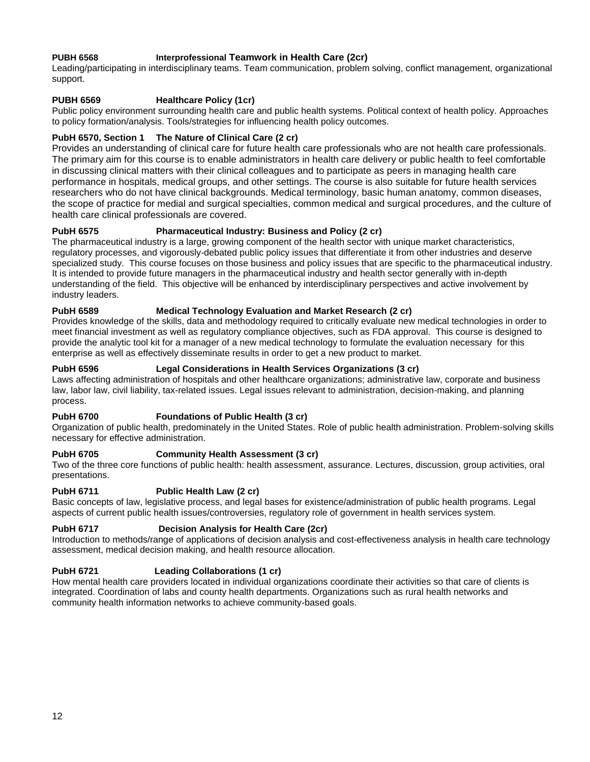**PUBH 6568 Interprofessional Teamwork in Health Care (2cr)**

Leading/participating in interdisciplinary teams. Team communication, problem solving, conflict management, organizational support.

**PUBH 6569 Healthcare Policy (1cr)**

Public policy environment surrounding health care and public health systems. Political context of health policy. Approaches to policy formation/analysis. Tools/strategies for influencing health policy outcomes.

**PubH 6570, Section 1 The Nature of Clinical Care (2 cr)**

Provides an understanding of clinical care for future health care professionals who are not health care professionals. The primary aim for this course is to enable administrators in health care delivery or public health to feel comfortable in discussing clinical matters with their clinical colleagues and to participate as peers in managing health care performance in hospitals, medical groups, and other settings. The course is also suitable for future health services researchers who do not have clinical backgrounds. Medical terminology, basic human anatomy, common diseases, the scope of practice for medial and surgical specialties, common medical and surgical procedures, and the culture of health care clinical professionals are covered.

**PubH 6575 Pharmaceutical Industry: Business and Policy (2 cr)**

The pharmaceutical industry is a large, growing component of the health sector with unique market characteristics, regulatory processes, and vigorously-debated public policy issues that differentiate it from other industries and deserve specialized study. This course focuses on those business and policy issues that are specific to the pharmaceutical industry. It is intended to provide future managers in the pharmaceutical industry and health sector generally with in-depth understanding of the field. This objective will be enhanced by interdisciplinary perspectives and active involvement by industry leaders.

**PubH 6589 Medical Technology Evaluation and Market Research (2 cr)**

Provides knowledge of the skills, data and methodology required to critically evaluate new medical technologies in order to meet financial investment as well as regulatory compliance objectives, such as FDA approval. This course is designed to provide the analytic tool kit for a manager of a new medical technology to formulate the evaluation necessary for this enterprise as well as effectively disseminate results in order to get a new product to market.

**PubH 6596 Legal Considerations in Health Services Organizations (3 cr)**

Laws affecting administration of hospitals and other healthcare organizations; administrative law, corporate and business law, labor law, civil liability, tax-related issues. Legal issues relevant to administration, decision-making, and planning process.

**PubH 6700 Foundations of Public Health (3 cr)**

Organization of public health, predominately in the United States. Role of public health administration. Problem-solving skills necessary for effective administration.

**PubH 6705 Community Health Assessment (3 cr)**

Two of the three core functions of public health: health assessment, assurance. Lectures, discussion, group activities, oral presentations.

**PubH 6711 Public Health Law (2 cr)**

Basic concepts of law, legislative process, and legal bases for existence/administration of public health programs. Legal aspects of current public health issues/controversies, regulatory role of government in health services system.

**PubH 6717 Decision Analysis for Health Care (2cr)**

Introduction to methods/range of applications of decision analysis and cost-effectiveness analysis in health care technology assessment, medical decision making, and health resource allocation.

**PubH 6721 Leading Collaborations (1 cr)**

How mental health care providers located in individual organizations coordinate their activities so that care of clients is integrated. Coordination of labs and county health departments. Organizations such as rural health networks and community health information networks to achieve community-based goals.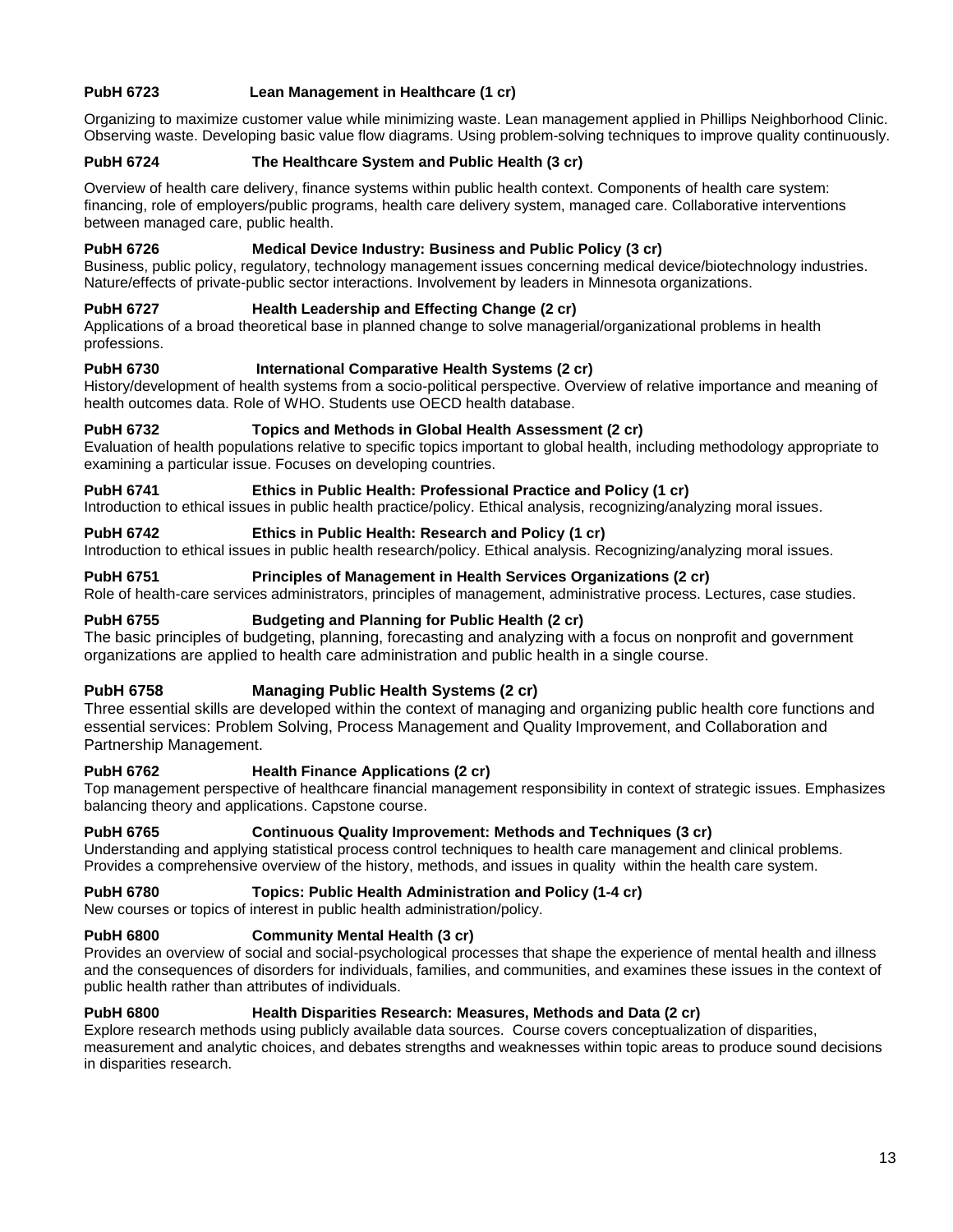**PubH 6723 Lean Management in Healthcare (1 cr)**

Organizing to maximize customer value while minimizing waste. Lean management applied in Phillips Neighborhood Clinic. Observing waste. Developing basic value flow diagrams. Using problem-solving techniques to improve quality continuously.

**PubH 6724 The Healthcare System and Public Health (3 cr)**

Overview of health care delivery, finance systems within public health context. Components of health care system: financing, role of employers/public programs, health care delivery system, managed care. Collaborative interventions between managed care, public health.

**PubH 6726 Medical Device Industry: Business and Public Policy (3 cr)**

Business, public policy, regulatory, technology management issues concerning medical device/biotechnology industries. Nature/effects of private-public sector interactions. Involvement by leaders in Minnesota organizations.

**PubH 6727 Health Leadership and Effecting Change (2 cr)**

Applications of a broad theoretical base in planned change to solve managerial/organizational problems in health professions.

**PubH 6730 International Comparative Health Systems (2 cr)**

History/development of health systems from a socio-political perspective. Overview of relative importance and meaning of health outcomes data. Role of WHO. Students use OECD health database.

**PubH 6732 Topics and Methods in Global Health Assessment (2 cr)**

Evaluation of health populations relative to specific topics important to global health, including methodology appropriate to examining a particular issue. Focuses on developing countries.

**PubH 6741 Ethics in Public Health: Professional Practice and Policy (1 cr)**

Introduction to ethical issues in public health practice/policy. Ethical analysis, recognizing/analyzing moral issues.

**PubH 6742 Ethics in Public Health: Research and Policy (1 cr)**

Introduction to ethical issues in public health research/policy. Ethical analysis. Recognizing/analyzing moral issues.

**PubH 6751 Principles of Management in Health Services Organizations (2 cr)**

Role of health-care services administrators, principles of management, administrative process. Lectures, case studies.

**PubH 6755 Budgeting and Planning for Public Health (2 cr)**

The basic principles of budgeting, planning, forecasting and analyzing with a focus on nonprofit and government organizations are applied to health care administration and public health in a single course.

**PubH 6758 Managing Public Health Systems (2 cr)**

Three essential skills are developed within the context of managing and organizing public health core functions and essential services: Problem Solving, Process Management and Quality Improvement, and Collaboration and Partnership Management.

**PubH 6762 Health Finance Applications (2 cr)**

Top management perspective of healthcare financial management responsibility in context of strategic issues. Emphasizes balancing theory and applications. Capstone course.

**PubH 6765 Continuous Quality Improvement: Methods and Techniques (3 cr)**

Understanding and applying statistical process control techniques to health care management and clinical problems. Provides a comprehensive overview of the history, methods, and issues in quality within the health care system.

**PubH 6780 Topics: Public Health Administration and Policy (1-4 cr)**

New courses or topics of interest in public health administration/policy.

**PubH 6800 Community Mental Health (3 cr)**

Provides an overview of social and social-psychological processes that shape the experience of mental health and illness and the consequences of disorders for individuals, families, and communities, and examines these issues in the context of public health rather than attributes of individuals.

**PubH 6800 Health Disparities Research: Measures, Methods and Data (2 cr)**

Explore research methods using publicly available data sources. Course covers conceptualization of disparities, measurement and analytic choices, and debates strengths and weaknesses within topic areas to produce sound decisions in disparities research.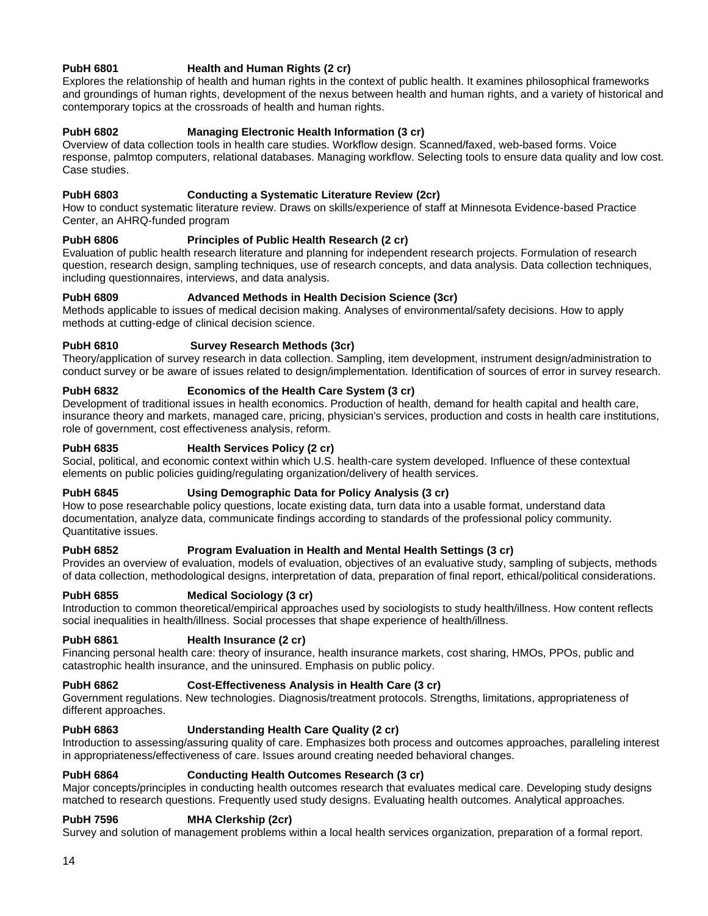**PubH 6801 Health and Human Rights (2 cr)**
Explores the relationship of health and human rights in the context of public health. It examines philosophical frameworks and groundings of human rights, development of the nexus between health and human rights, and a variety of historical and contemporary topics at the crossroads of health and human rights.

**PubH 6802 Managing Electronic Health Information (3 cr)**
Overview of data collection tools in health care studies. Workflow design. Scanned/faxed, web-based forms. Voice response, palmtop computers, relational databases. Managing workflow. Selecting tools to ensure data quality and low cost. Case studies.

**PubH 6803 Conducting a Systematic Literature Review (2cr)**
How to conduct systematic literature review. Draws on skills/experience of staff at Minnesota Evidence-based Practice Center, an AHRQ-funded program

**PubH 6806 Principles of Public Health Research (2 cr)**
Evaluation of public health research literature and planning for independent research projects. Formulation of research question, research design, sampling techniques, use of research concepts, and data analysis. Data collection techniques, including questionnaires, interviews, and data analysis.

**PubH 6809 Advanced Methods in Health Decision Science (3cr)**
Methods applicable to issues of medical decision making. Analyses of environmental/safety decisions. How to apply methods at cutting-edge of clinical decision science.

**PubH 6810 Survey Research Methods (3cr)**
Theory/application of survey research in data collection. Sampling, item development, instrument design/administration to conduct survey or be aware of issues related to design/implementation. Identification of sources of error in survey research.

**PubH 6832 Economics of the Health Care System (3 cr)**
Development of traditional issues in health economics. Production of health, demand for health capital and health care, insurance theory and markets, managed care, pricing, physician's services, production and costs in health care institutions, role of government, cost effectiveness analysis, reform.

**PubH 6835 Health Services Policy (2 cr)**
Social, political, and economic context within which U.S. health-care system developed. Influence of these contextual elements on public policies guiding/regulating organization/delivery of health services.

**PubH 6845 Using Demographic Data for Policy Analysis (3 cr)**
How to pose researchable policy questions, locate existing data, turn data into a usable format, understand data documentation, analyze data, communicate findings according to standards of the professional policy community. Quantitative issues.

**PubH 6852 Program Evaluation in Health and Mental Health Settings (3 cr)**
Provides an overview of evaluation, models of evaluation, objectives of an evaluative study, sampling of subjects, methods of data collection, methodological designs, interpretation of data, preparation of final report, ethical/political considerations.

**PubH 6855 Medical Sociology (3 cr)**
Introduction to common theoretical/empirical approaches used by sociologists to study health/illness. How content reflects social inequalities in health/illness. Social processes that shape experience of health/illness.

**PubH 6861 Health Insurance (2 cr)**
Financing personal health care: theory of insurance, health insurance markets, cost sharing, HMOs, PPOs, public and catastrophic health insurance, and the uninsured. Emphasis on public policy.

**PubH 6862 Cost-Effectiveness Analysis in Health Care (3 cr)**
Government regulations. New technologies. Diagnosis/treatment protocols. Strengths, limitations, appropriateness of different approaches.

**PubH 6863 Understanding Health Care Quality (2 cr)**
Introduction to assessing/assuring quality of care. Emphasizes both process and outcomes approaches, paralleling interest in appropriateness/effectiveness of care. Issues around creating needed behavioral changes.

**PubH 6864 Conducting Health Outcomes Research (3 cr)**
Major concepts/principles in conducting health outcomes research that evaluates medical care. Developing study designs matched to research questions. Frequently used study designs. Evaluating health outcomes. Analytical approaches.

**PubH 7596 MHA Clerkship (2cr)**
Survey and solution of management problems within a local health services organization, preparation of a formal report.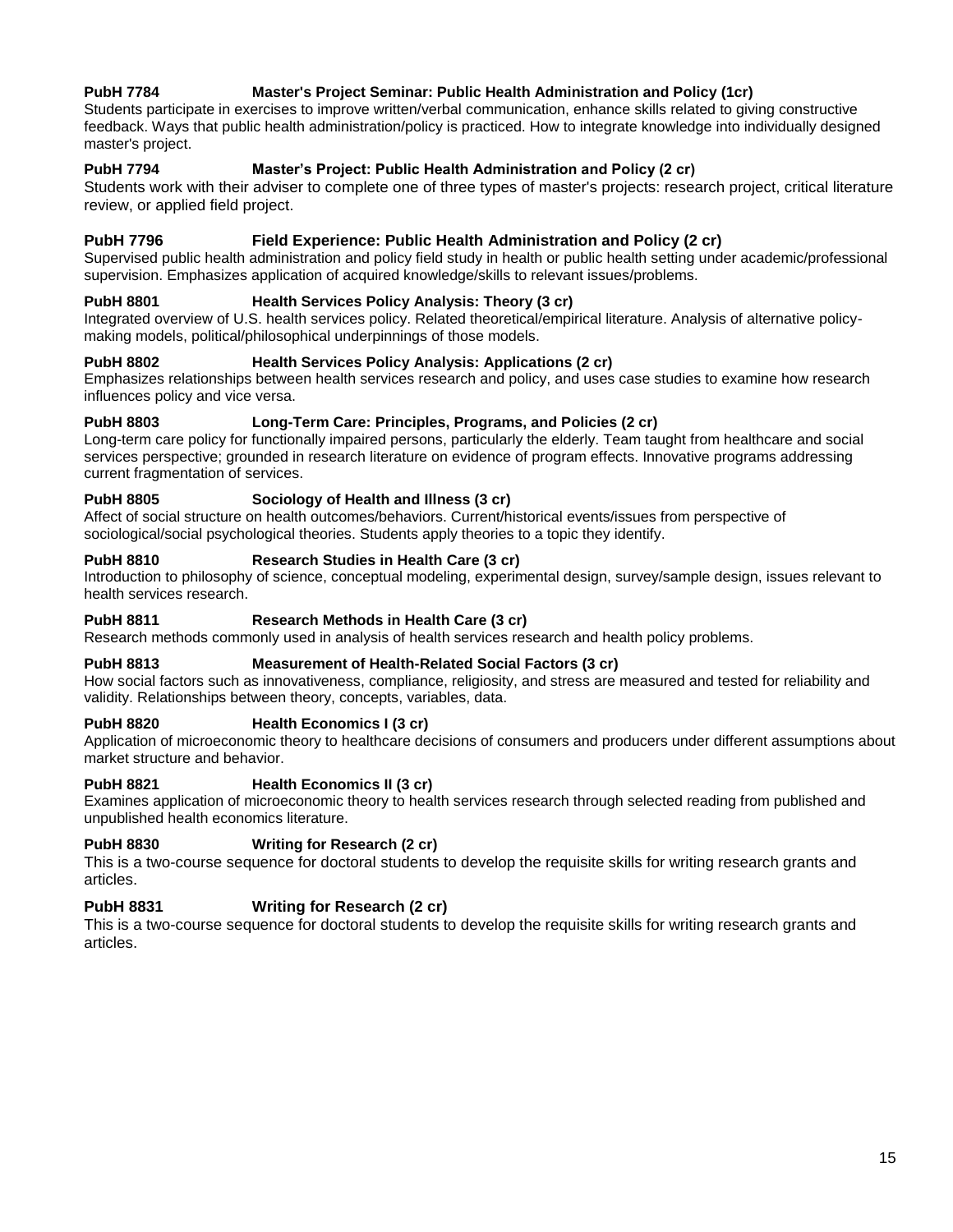**PubH 7784 Master's Project Seminar: Public Health Administration and Policy (1cr)**

Students participate in exercises to improve written/verbal communication, enhance skills related to giving constructive feedback. Ways that public health administration/policy is practiced. How to integrate knowledge into individually designed master's project.

**PubH 7794 Master's Project: Public Health Administration and Policy (2 cr)**

Students work with their adviser to complete one of three types of master's projects: research project, critical literature review, or applied field project.

**PubH 7796 Field Experience: Public Health Administration and Policy (2 cr)**

Supervised public health administration and policy field study in health or public health setting under academic/professional supervision. Emphasizes application of acquired knowledge/skills to relevant issues/problems.

**PubH 8801 Health Services Policy Analysis: Theory (3 cr)**

Integrated overview of U.S. health services policy. Related theoretical/empirical literature. Analysis of alternative policy-making models, political/philosophical underpinnings of those models.

**PubH 8802 Health Services Policy Analysis: Applications (2 cr)**

Emphasizes relationships between health services research and policy, and uses case studies to examine how research influences policy and vice versa.

**PubH 8803 Long-Term Care: Principles, Programs, and Policies (2 cr)**

Long-term care policy for functionally impaired persons, particularly the elderly. Team taught from healthcare and social services perspective; grounded in research literature on evidence of program effects. Innovative programs addressing current fragmentation of services.

**PubH 8805 Sociology of Health and Illness (3 cr)**

Affect of social structure on health outcomes/behaviors. Current/historical events/issues from perspective of sociological/social psychological theories. Students apply theories to a topic they identify.

**PubH 8810 Research Studies in Health Care (3 cr)**

Introduction to philosophy of science, conceptual modeling, experimental design, survey/sample design, issues relevant to health services research.

**PubH 8811 Research Methods in Health Care (3 cr)**

Research methods commonly used in analysis of health services research and health policy problems.

**PubH 8813 Measurement of Health-Related Social Factors (3 cr)**

How social factors such as innovativeness, compliance, religiosity, and stress are measured and tested for reliability and validity. Relationships between theory, concepts, variables, data.

**PubH 8820 Health Economics I (3 cr)**

Application of microeconomic theory to healthcare decisions of consumers and producers under different assumptions about market structure and behavior.

**PubH 8821 Health Economics II (3 cr)**

Examines application of microeconomic theory to health services research through selected reading from published and unpublished health economics literature.

**PubH 8830 Writing for Research (2 cr)**

This is a two-course sequence for doctoral students to develop the requisite skills for writing research grants and articles.

**PubH 8831 Writing for Research (2 cr)**

This is a two-course sequence for doctoral students to develop the requisite skills for writing research grants and articles.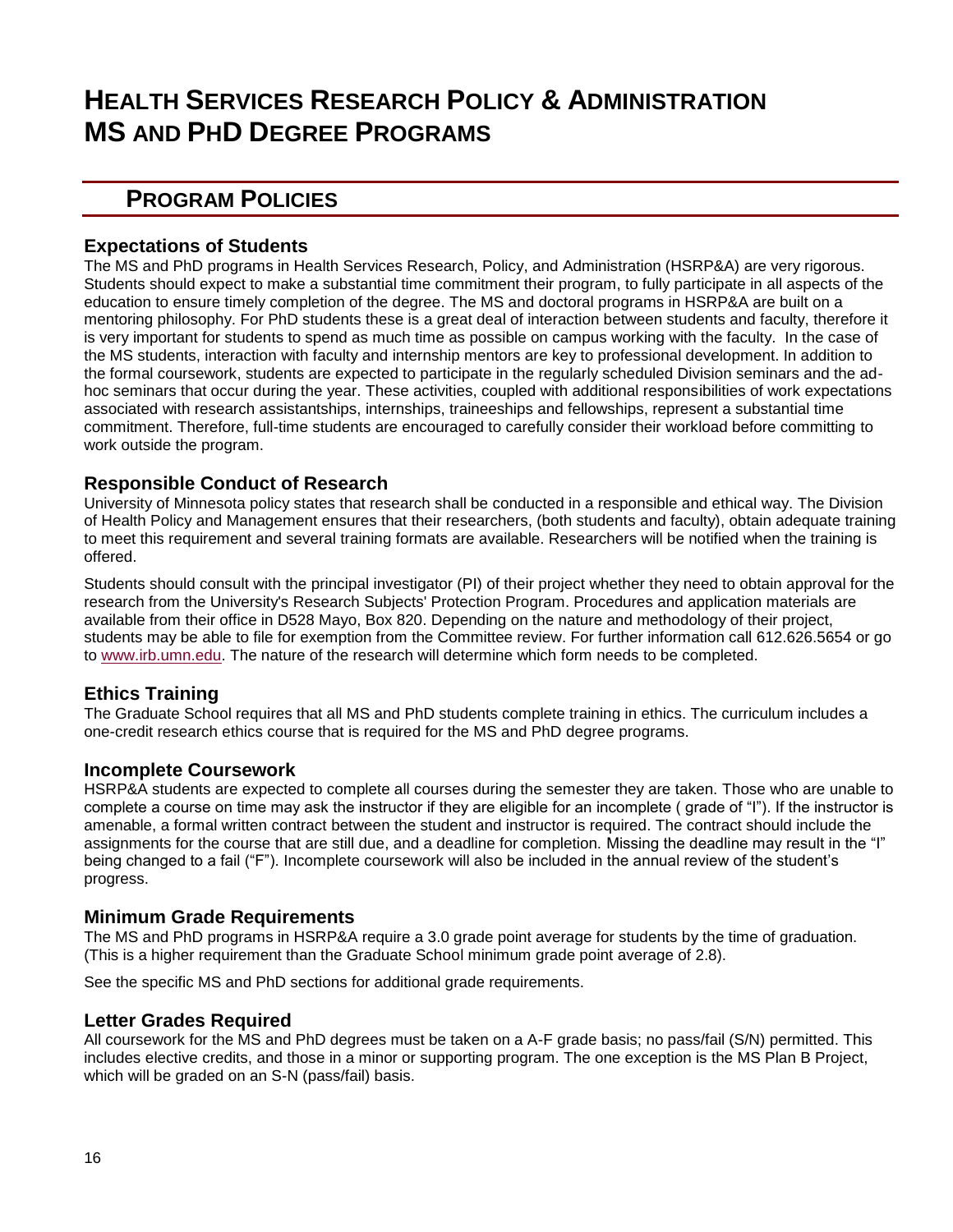# Health Services Research Policy & Administration MS and PhD Degree Programs

## Program Policies

### Expectations of Students

The MS and PhD programs in Health Services Research, Policy, and Administration (HSRP&A) are very rigorous. Students should expect to make a substantial time commitment their program, to fully participate in all aspects of the education to ensure timely completion of the degree. The MS and doctoral programs in HSRP&A are built on a mentoring philosophy. For PhD students these is a great deal of interaction between students and faculty, therefore it is very important for students to spend as much time as possible on campus working with the faculty. In the case of the MS students, interaction with faculty and internship mentors are key to professional development. In addition to the formal coursework, students are expected to participate in the regularly scheduled Division seminars and the ad-hoc seminars that occur during the year. These activities, coupled with additional responsibilities of work expectations associated with research assistantships, internships, traineeships and fellowships, represent a substantial time commitment. Therefore, full-time students are encouraged to carefully consider their workload before committing to work outside the program.

### Responsible Conduct of Research

University of Minnesota policy states that research shall be conducted in a responsible and ethical way. The Division of Health Policy and Management ensures that their researchers, (both students and faculty), obtain adequate training to meet this requirement and several training formats are available. Researchers will be notified when the training is offered.

Students should consult with the principal investigator (PI) of their project whether they need to obtain approval for the research from the University's Research Subjects' Protection Program. Procedures and application materials are available from their office in D528 Mayo, Box 820. Depending on the nature and methodology of their project, students may be able to file for exemption from the Committee review. For further information call 612.626.5654 or go to www.irb.umn.edu. The nature of the research will determine which form needs to be completed.

### Ethics Training

The Graduate School requires that all MS and PhD students complete training in ethics. The curriculum includes a one-credit research ethics course that is required for the MS and PhD degree programs.

### Incomplete Coursework

HSRP&A students are expected to complete all courses during the semester they are taken. Those who are unable to complete a course on time may ask the instructor if they are eligible for an incomplete ( grade of "I"). If the instructor is amenable, a formal written contract between the student and instructor is required. The contract should include the assignments for the course that are still due, and a deadline for completion. Missing the deadline may result in the "I" being changed to a fail ("F"). Incomplete coursework will also be included in the annual review of the student's progress.

### Minimum Grade Requirements

The MS and PhD programs in HSRP&A require a 3.0 grade point average for students by the time of graduation. (This is a higher requirement than the Graduate School minimum grade point average of 2.8).

See the specific MS and PhD sections for additional grade requirements.

### Letter Grades Required

All coursework for the MS and PhD degrees must be taken on a A-F grade basis; no pass/fail (S/N) permitted. This includes elective credits, and those in a minor or supporting program. The one exception is the MS Plan B Project, which will be graded on an S-N (pass/fail) basis.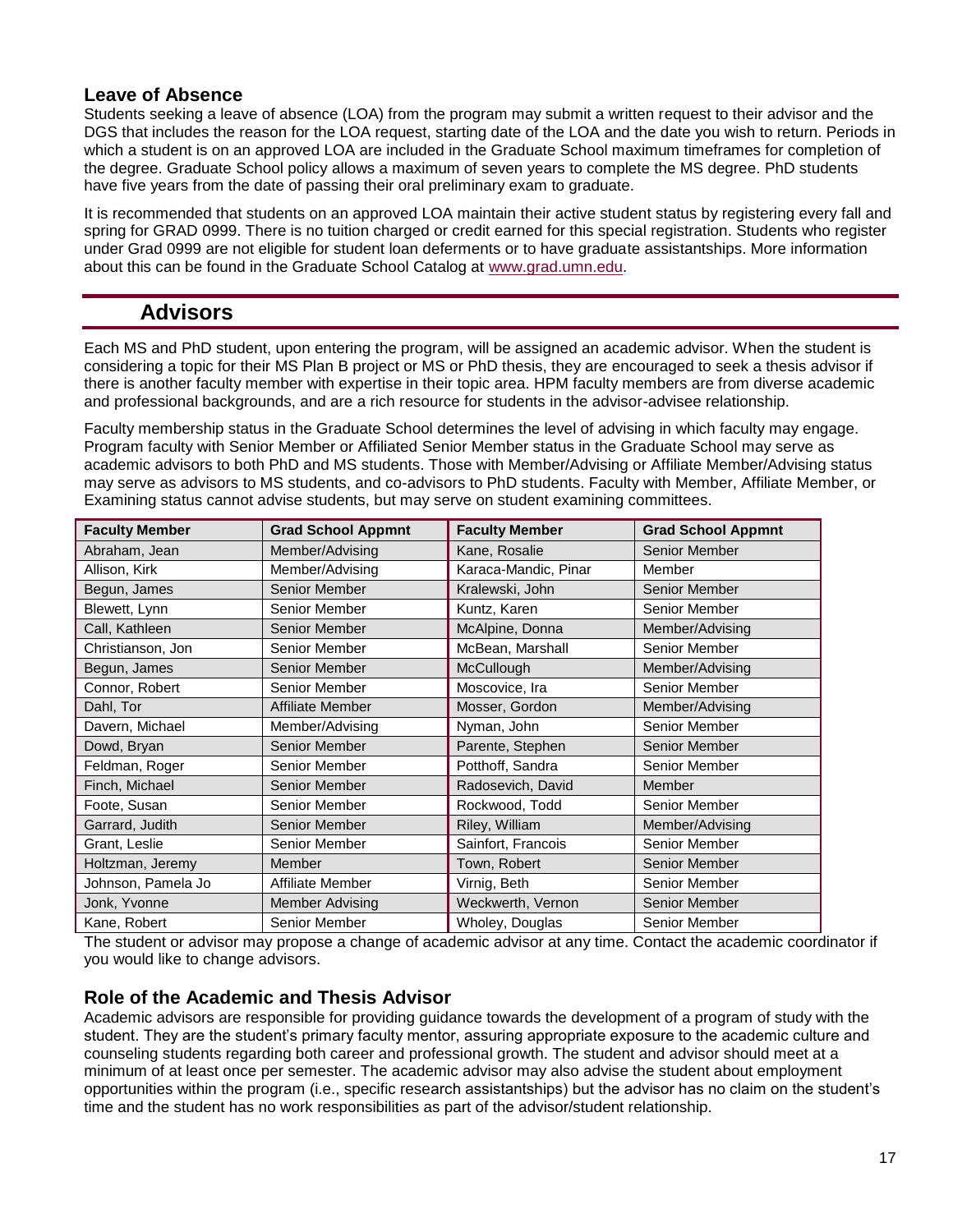### Leave of Absence

Students seeking a leave of absence (LOA) from the program may submit a written request to their advisor and the DGS that includes the reason for the LOA request, starting date of the LOA and the date you wish to return. Periods in which a student is on an approved LOA are included in the Graduate School maximum timeframes for completion of the degree. Graduate School policy allows a maximum of seven years to complete the MS degree. PhD students have five years from the date of passing their oral preliminary exam to graduate.

It is recommended that students on an approved LOA maintain their active student status by registering every fall and spring for GRAD 0999. There is no tuition charged or credit earned for this special registration. Students who register under Grad 0999 are not eligible for student loan deferments or to have graduate assistantships. More information about this can be found in the Graduate School Catalog at www.grad.umn.edu.

## Advisors

Each MS and PhD student, upon entering the program, will be assigned an academic advisor. When the student is considering a topic for their MS Plan B project or MS or PhD thesis, they are encouraged to seek a thesis advisor if there is another faculty member with expertise in their topic area. HPM faculty members are from diverse academic and professional backgrounds, and are a rich resource for students in the advisor-advisee relationship.

Faculty membership status in the Graduate School determines the level of advising in which faculty may engage. Program faculty with Senior Member or Affiliated Senior Member status in the Graduate School may serve as academic advisors to both PhD and MS students. Those with Member/Advising or Affiliate Member/Advising status may serve as advisors to MS students, and co-advisors to PhD students. Faculty with Member, Affiliate Member, or Examining status cannot advise students, but may serve on student examining committees.

| Faculty Member | Grad School Appmnt | Faculty Member | Grad School Appmnt |
|---|---|---|---|
| Abraham, Jean | Member/Advising | Kane, Rosalie | Senior Member |
| Allison, Kirk | Member/Advising | Karaca-Mandic, Pinar | Member |
| Begun, James | Senior Member | Kralewski, John | Senior Member |
| Blewett, Lynn | Senior Member | Kuntz, Karen | Senior Member |
| Call, Kathleen | Senior Member | McAlpine, Donna | Member/Advising |
| Christianson, Jon | Senior Member | McBean, Marshall | Senior Member |
| Begun, James | Senior Member | McCullough | Member/Advising |
| Connor, Robert | Senior Member | Moscovice, Ira | Senior Member |
| Dahl, Tor | Affiliate Member | Mosser, Gordon | Member/Advising |
| Davern, Michael | Member/Advising | Nyman, John | Senior Member |
| Dowd, Bryan | Senior Member | Parente, Stephen | Senior Member |
| Feldman, Roger | Senior Member | Potthoff, Sandra | Senior Member |
| Finch, Michael | Senior Member | Radosevich, David | Member |
| Foote, Susan | Senior Member | Rockwood, Todd | Senior Member |
| Garrard, Judith | Senior Member | Riley, William | Member/Advising |
| Grant, Leslie | Senior Member | Sainfort, Francois | Senior Member |
| Holtzman, Jeremy | Member | Town, Robert | Senior Member |
| Johnson, Pamela Jo | Affiliate Member | Virnig, Beth | Senior Member |
| Jonk, Yvonne | Member Advising | Weckwerth, Vernon | Senior Member |
| Kane, Robert | Senior Member | Wholey, Douglas | Senior Member |

The student or advisor may propose a change of academic advisor at any time. Contact the academic coordinator if you would like to change advisors.

### Role of the Academic and Thesis Advisor

Academic advisors are responsible for providing guidance towards the development of a program of study with the student. They are the student's primary faculty mentor, assuring appropriate exposure to the academic culture and counseling students regarding both career and professional growth. The student and advisor should meet at a minimum of at least once per semester. The academic advisor may also advise the student about employment opportunities within the program (i.e., specific research assistantships) but the advisor has no claim on the student's time and the student has no work responsibilities as part of the advisor/student relationship.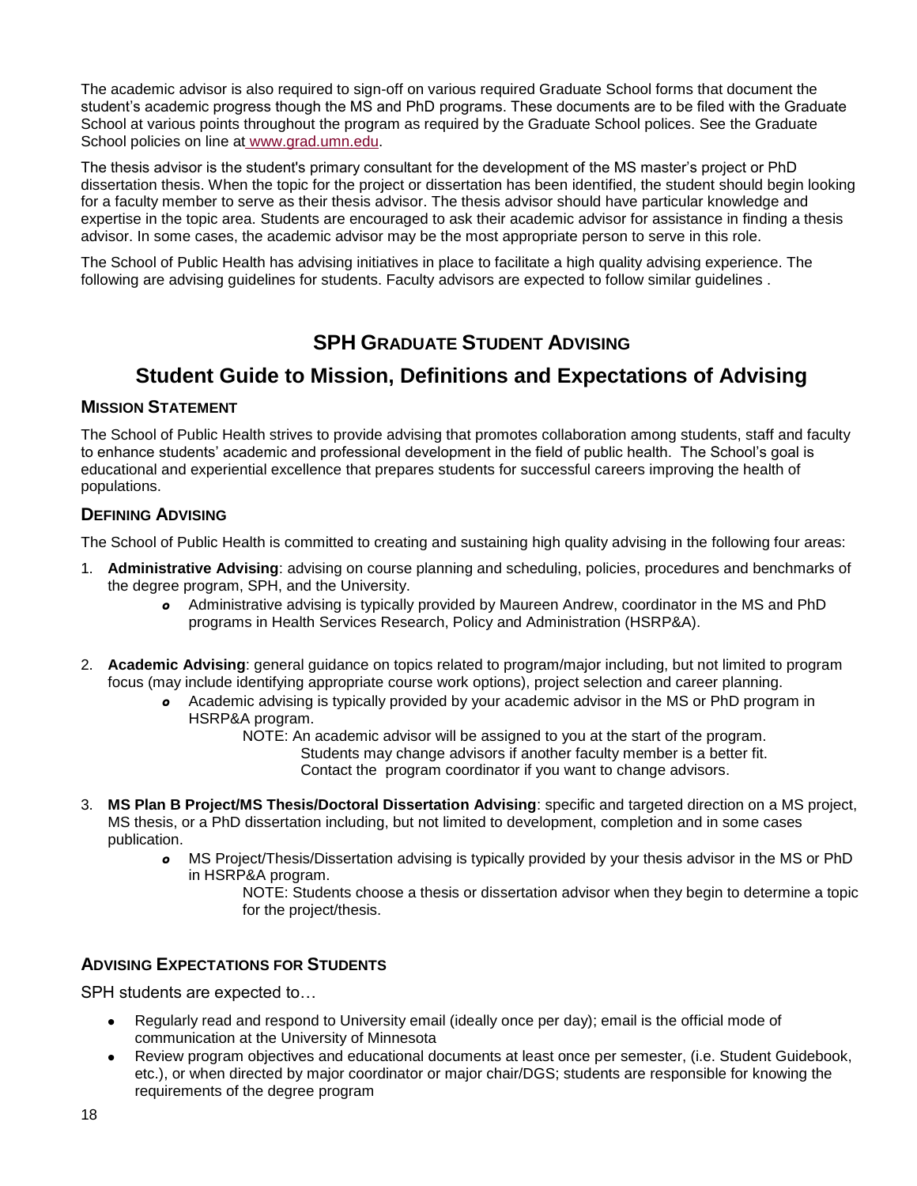The academic advisor is also required to sign-off on various required Graduate School forms that document the student's academic progress though the MS and PhD programs. These documents are to be filed with the Graduate School at various points throughout the program as required by the Graduate School polices. See the Graduate School policies on line at www.grad.umn.edu.

The thesis advisor is the student's primary consultant for the development of the MS master's project or PhD dissertation thesis. When the topic for the project or dissertation has been identified, the student should begin looking for a faculty member to serve as their thesis advisor. The thesis advisor should have particular knowledge and expertise in the topic area. Students are encouraged to ask their academic advisor for assistance in finding a thesis advisor. In some cases, the academic advisor may be the most appropriate person to serve in this role.

The School of Public Health has advising initiatives in place to facilitate a high quality advising experience. The following are advising guidelines for students. Faculty advisors are expected to follow similar guidelines .

## SPH Graduate Student Advising

# Student Guide to Mission, Definitions and Expectations of Advising

### Mission Statement

The School of Public Health strives to provide advising that promotes collaboration among students, staff and faculty to enhance students' academic and professional development in the field of public health. The School's goal is educational and experiential excellence that prepares students for successful careers improving the health of populations.

### Defining Advising

The School of Public Health is committed to creating and sustaining high quality advising in the following four areas:

1. **Administrative Advising**: advising on course planning and scheduling, policies, procedures and benchmarks of the degree program, SPH, and the University.
   - Administrative advising is typically provided by Maureen Andrew, coordinator in the MS and PhD programs in Health Services Research, Policy and Administration (HSRP&A).

2. **Academic Advising**: general guidance on topics related to program/major including, but not limited to program focus (may include identifying appropriate course work options), project selection and career planning.
   - Academic advising is typically provided by your academic advisor in the MS or PhD program in HSRP&A program.

     NOTE: An academic advisor will be assigned to you at the start of the program. Students may change advisors if another faculty member is a better fit. Contact the program coordinator if you want to change advisors.

3. **MS Plan B Project/MS Thesis/Doctoral Dissertation Advising**: specific and targeted direction on a MS project, MS thesis, or a PhD dissertation including, but not limited to development, completion and in some cases publication.
   - MS Project/Thesis/Dissertation advising is typically provided by your thesis advisor in the MS or PhD in HSRP&A program.

     NOTE: Students choose a thesis or dissertation advisor when they begin to determine a topic for the project/thesis.

### Advising Expectations for Students

SPH students are expected to…

- Regularly read and respond to University email (ideally once per day); email is the official mode of communication at the University of Minnesota
- Review program objectives and educational documents at least once per semester, (i.e. Student Guidebook, etc.), or when directed by major coordinator or major chair/DGS; students are responsible for knowing the requirements of the degree program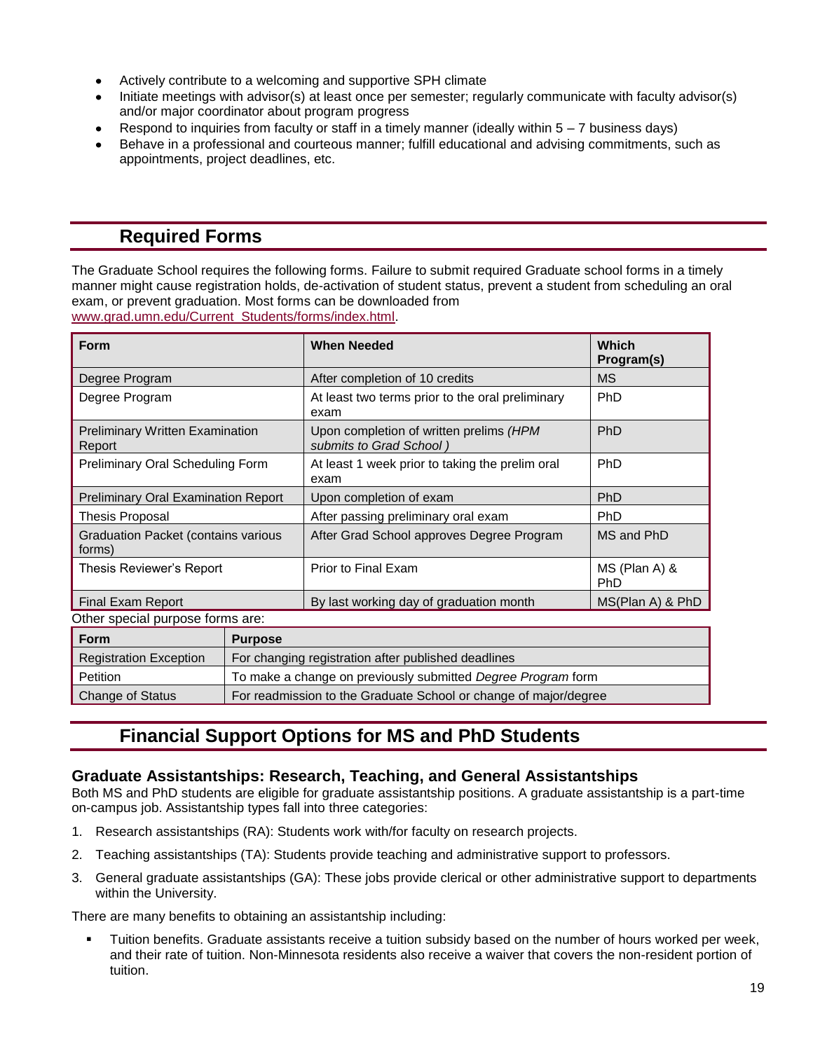- Actively contribute to a welcoming and supportive SPH climate
- Initiate meetings with advisor(s) at least once per semester; regularly communicate with faculty advisor(s) and/or major coordinator about program progress
- Respond to inquiries from faculty or staff in a timely manner (ideally within 5 – 7 business days)
- Behave in a professional and courteous manner; fulfill educational and advising commitments, such as appointments, project deadlines, etc.

## Required Forms

The Graduate School requires the following forms. Failure to submit required Graduate school forms in a timely manner might cause registration holds, de-activation of student status, prevent a student from scheduling an oral exam, or prevent graduation. Most forms can be downloaded from [www.grad.umn.edu/Current_Students/forms/index.html](www.grad.umn.edu/Current_Students/forms/index.html).

| Form | When Needed | Which Program(s) |
|---|---|---|
| Degree Program | After completion of 10 credits | MS |
| Degree Program | At least two terms prior to the oral preliminary exam | PhD |
| Preliminary Written Examination Report | Upon completion of written prelims *(HPM submits to Grad School )* | PhD |
| Preliminary Oral Scheduling Form | At least 1 week prior to taking the prelim oral exam | PhD |
| Preliminary Oral Examination Report | Upon completion of exam | PhD |
| Thesis Proposal | After passing preliminary oral exam | PhD |
| Graduation Packet (contains various forms) | After Grad School approves Degree Program | MS and PhD |
| Thesis Reviewer's Report | Prior to Final Exam | MS (Plan A) & PhD |
| Final Exam Report | By last working day of graduation month | MS(Plan A) & PhD |

Other special purpose forms are:

| Form | Purpose |
|---|---|
| Registration Exception | For changing registration after published deadlines |
| Petition | To make a change on previously submitted *Degree Program* form |
| Change of Status | For readmission to the Graduate School or change of major/degree |

## Financial Support Options for MS and PhD Students

### Graduate Assistantships: Research, Teaching, and General Assistantships

Both MS and PhD students are eligible for graduate assistantship positions. A graduate assistantship is a part-time on-campus job. Assistantship types fall into three categories:

1. Research assistantships (RA): Students work with/for faculty on research projects.
2. Teaching assistantships (TA): Students provide teaching and administrative support to professors.
3. General graduate assistantships (GA): These jobs provide clerical or other administrative support to departments within the University.

There are many benefits to obtaining an assistantship including:

- Tuition benefits. Graduate assistants receive a tuition subsidy based on the number of hours worked per week, and their rate of tuition. Non-Minnesota residents also receive a waiver that covers the non-resident portion of tuition.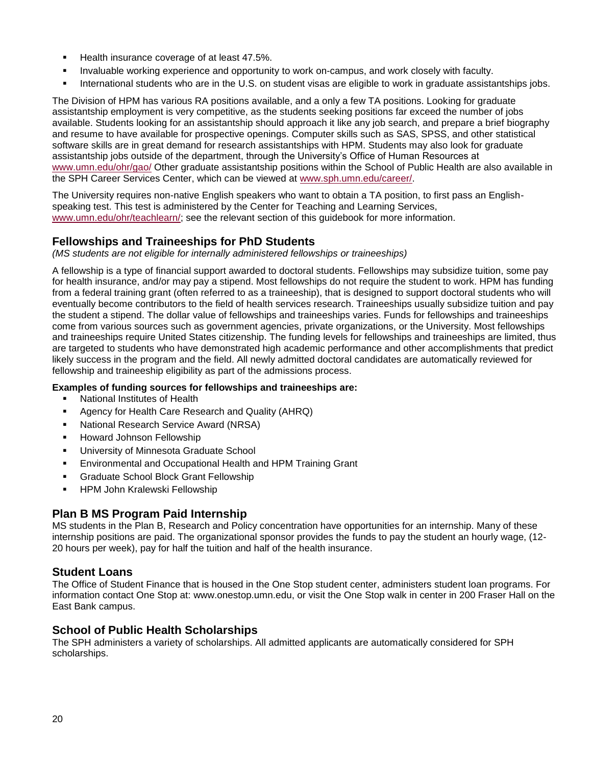- Health insurance coverage of at least 47.5%.
- Invaluable working experience and opportunity to work on-campus, and work closely with faculty.
- International students who are in the U.S. on student visas are eligible to work in graduate assistantships jobs.

The Division of HPM has various RA positions available, and a only a few TA positions. Looking for graduate assistantship employment is very competitive, as the students seeking positions far exceed the number of jobs available. Students looking for an assistantship should approach it like any job search, and prepare a brief biography and resume to have available for prospective openings. Computer skills such as SAS, SPSS, and other statistical software skills are in great demand for research assistantships with HPM. Students may also look for graduate assistantship jobs outside of the department, through the University's Office of Human Resources at www.umn.edu/ohr/gao/ Other graduate assistantship positions within the School of Public Health are also available in the SPH Career Services Center, which can be viewed at www.sph.umn.edu/career/.

The University requires non-native English speakers who want to obtain a TA position, to first pass an English-speaking test. This test is administered by the Center for Teaching and Learning Services, www.umn.edu/ohr/teachlearn/; see the relevant section of this guidebook for more information.

## Fellowships and Traineeships for PhD Students

*(MS students are not eligible for internally administered fellowships or traineeships)*

A fellowship is a type of financial support awarded to doctoral students. Fellowships may subsidize tuition, some pay for health insurance, and/or may pay a stipend. Most fellowships do not require the student to work. HPM has funding from a federal training grant (often referred to as a traineeship), that is designed to support doctoral students who will eventually become contributors to the field of health services research. Traineeships usually subsidize tuition and pay the student a stipend. The dollar value of fellowships and traineeships varies. Funds for fellowships and traineeships come from various sources such as government agencies, private organizations, or the University. Most fellowships and traineeships require United States citizenship. The funding levels for fellowships and traineeships are limited, thus are targeted to students who have demonstrated high academic performance and other accomplishments that predict likely success in the program and the field. All newly admitted doctoral candidates are automatically reviewed for fellowship and traineeship eligibility as part of the admissions process.

**Examples of funding sources for fellowships and traineeships are:**

- National Institutes of Health
- Agency for Health Care Research and Quality (AHRQ)
- National Research Service Award (NRSA)
- Howard Johnson Fellowship
- University of Minnesota Graduate School
- Environmental and Occupational Health and HPM Training Grant
- Graduate School Block Grant Fellowship
- HPM John Kralewski Fellowship

## Plan B MS Program Paid Internship

MS students in the Plan B, Research and Policy concentration have opportunities for an internship. Many of these internship positions are paid. The organizational sponsor provides the funds to pay the student an hourly wage, (12-20 hours per week), pay for half the tuition and half of the health insurance.

## Student Loans

The Office of Student Finance that is housed in the One Stop student center, administers student loan programs. For information contact One Stop at: www.onestop.umn.edu, or visit the One Stop walk in center in 200 Fraser Hall on the East Bank campus.

## School of Public Health Scholarships

The SPH administers a variety of scholarships. All admitted applicants are automatically considered for SPH scholarships.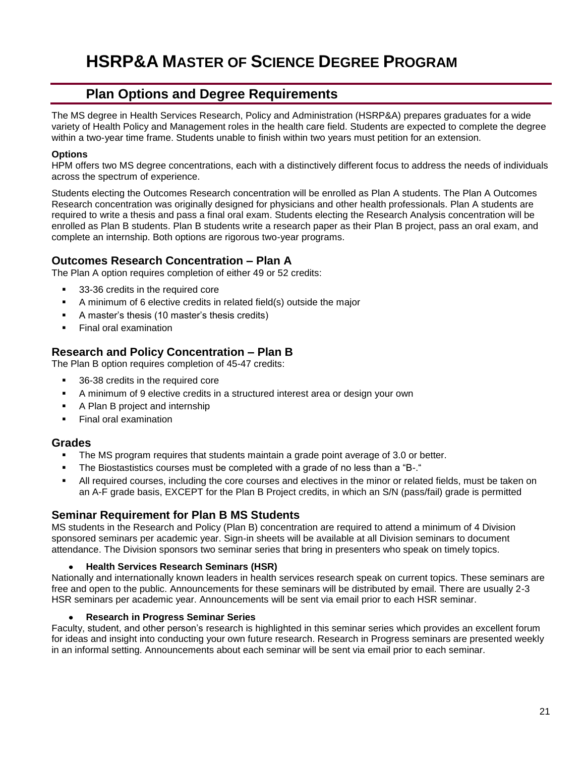# HSRP&A MASTER OF SCIENCE DEGREE PROGRAM

## Plan Options and Degree Requirements

The MS degree in Health Services Research, Policy and Administration (HSRP&A) prepares graduates for a wide variety of Health Policy and Management roles in the health care field. Students are expected to complete the degree within a two-year time frame. Students unable to finish within two years must petition for an extension.

**Options**

HPM offers two MS degree concentrations, each with a distinctively different focus to address the needs of individuals across the spectrum of experience.

Students electing the Outcomes Research concentration will be enrolled as Plan A students. The Plan A Outcomes Research concentration was originally designed for physicians and other health professionals. Plan A students are required to write a thesis and pass a final oral exam. Students electing the Research Analysis concentration will be enrolled as Plan B students. Plan B students write a research paper as their Plan B project, pass an oral exam, and complete an internship. Both options are rigorous two-year programs.

### Outcomes Research Concentration – Plan A

The Plan A option requires completion of either 49 or 52 credits:

- 33-36 credits in the required core
- A minimum of 6 elective credits in related field(s) outside the major
- A master's thesis (10 master's thesis credits)
- Final oral examination

### Research and Policy Concentration – Plan B

The Plan B option requires completion of 45-47 credits:

- 36-38 credits in the required core
- A minimum of 9 elective credits in a structured interest area or design your own
- A Plan B project and internship
- Final oral examination

### Grades

- The MS program requires that students maintain a grade point average of 3.0 or better.
- The Biostastistics courses must be completed with a grade of no less than a "B-."
- All required courses, including the core courses and electives in the minor or related fields, must be taken on an A-F grade basis, EXCEPT for the Plan B Project credits, in which an S/N (pass/fail) grade is permitted

### Seminar Requirement for Plan B MS Students

MS students in the Research and Policy (Plan B) concentration are required to attend a minimum of 4 Division sponsored seminars per academic year. Sign-in sheets will be available at all Division seminars to document attendance. The Division sponsors two seminar series that bring in presenters who speak on timely topics.

- **Health Services Research Seminars (HSR)**

Nationally and internationally known leaders in health services research speak on current topics. These seminars are free and open to the public. Announcements for these seminars will be distributed by email. There are usually 2-3 HSR seminars per academic year. Announcements will be sent via email prior to each HSR seminar.

- **Research in Progress Seminar Series**

Faculty, student, and other person's research is highlighted in this seminar series which provides an excellent forum for ideas and insight into conducting your own future research. Research in Progress seminars are presented weekly in an informal setting. Announcements about each seminar will be sent via email prior to each seminar.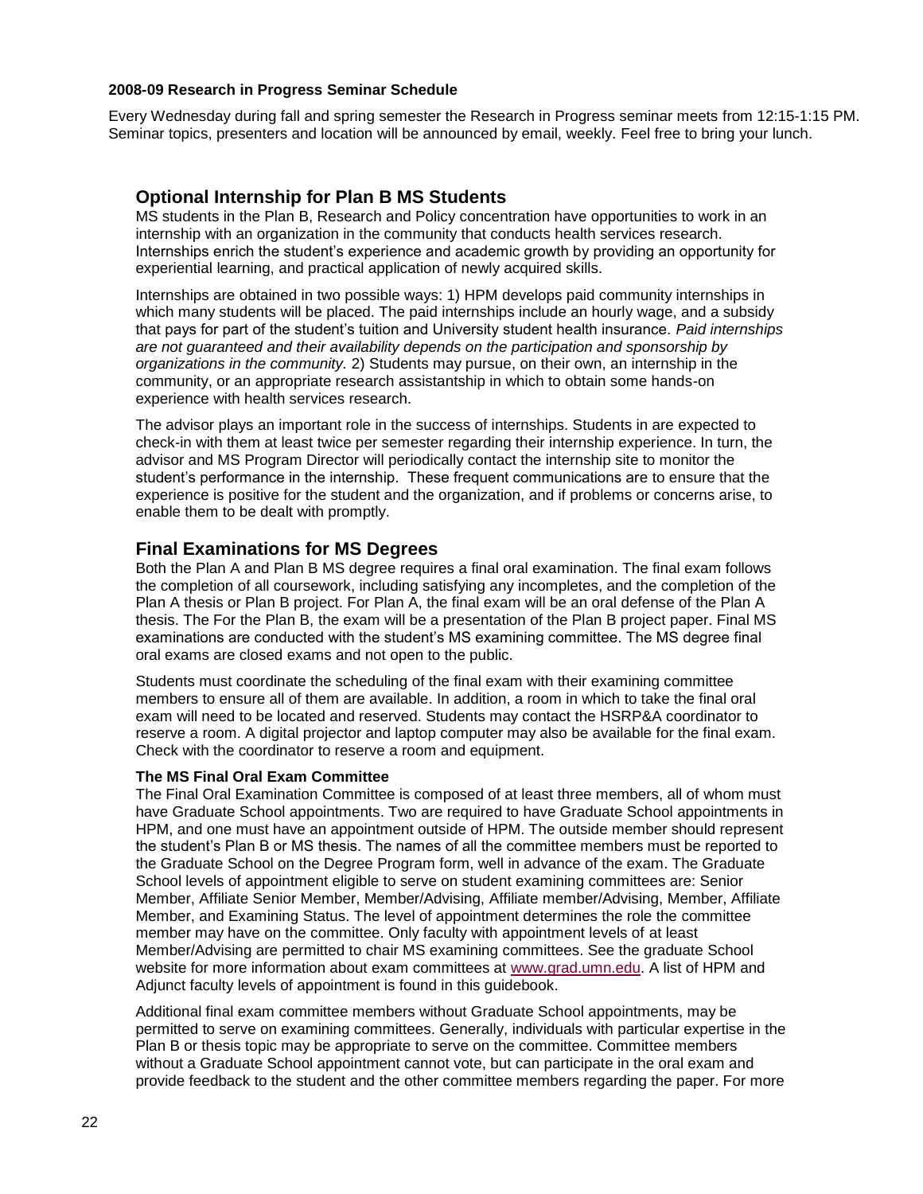**2008-09 Research in Progress Seminar Schedule**

Every Wednesday during fall and spring semester the Research in Progress seminar meets from 12:15-1:15 PM. Seminar topics, presenters and location will be announced by email, weekly. Feel free to bring your lunch.

## Optional Internship for Plan B MS Students

MS students in the Plan B, Research and Policy concentration have opportunities to work in an internship with an organization in the community that conducts health services research. Internships enrich the student's experience and academic growth by providing an opportunity for experiential learning, and practical application of newly acquired skills.

Internships are obtained in two possible ways: 1) HPM develops paid community internships in which many students will be placed. The paid internships include an hourly wage, and a subsidy that pays for part of the student's tuition and University student health insurance. *Paid internships are not guaranteed and their availability depends on the participation and sponsorship by organizations in the community.* 2) Students may pursue, on their own, an internship in the community, or an appropriate research assistantship in which to obtain some hands-on experience with health services research.

The advisor plays an important role in the success of internships. Students in are expected to check-in with them at least twice per semester regarding their internship experience. In turn, the advisor and MS Program Director will periodically contact the internship site to monitor the student's performance in the internship. These frequent communications are to ensure that the experience is positive for the student and the organization, and if problems or concerns arise, to enable them to be dealt with promptly.

## Final Examinations for MS Degrees

Both the Plan A and Plan B MS degree requires a final oral examination. The final exam follows the completion of all coursework, including satisfying any incompletes, and the completion of the Plan A thesis or Plan B project. For Plan A, the final exam will be an oral defense of the Plan A thesis. The For the Plan B, the exam will be a presentation of the Plan B project paper. Final MS examinations are conducted with the student's MS examining committee. The MS degree final oral exams are closed exams and not open to the public.

Students must coordinate the scheduling of the final exam with their examining committee members to ensure all of them are available. In addition, a room in which to take the final oral exam will need to be located and reserved. Students may contact the HSRP&A coordinator to reserve a room. A digital projector and laptop computer may also be available for the final exam. Check with the coordinator to reserve a room and equipment.

**The MS Final Oral Exam Committee**

The Final Oral Examination Committee is composed of at least three members, all of whom must have Graduate School appointments. Two are required to have Graduate School appointments in HPM, and one must have an appointment outside of HPM. The outside member should represent the student's Plan B or MS thesis. The names of all the committee members must be reported to the Graduate School on the Degree Program form, well in advance of the exam. The Graduate School levels of appointment eligible to serve on student examining committees are: Senior Member, Affiliate Senior Member, Member/Advising, Affiliate member/Advising, Member, Affiliate Member, and Examining Status. The level of appointment determines the role the committee member may have on the committee. Only faculty with appointment levels of at least Member/Advising are permitted to chair MS examining committees. See the graduate School website for more information about exam committees at www.grad.umn.edu. A list of HPM and Adjunct faculty levels of appointment is found in this guidebook.

Additional final exam committee members without Graduate School appointments, may be permitted to serve on examining committees. Generally, individuals with particular expertise in the Plan B or thesis topic may be appropriate to serve on the committee. Committee members without a Graduate School appointment cannot vote, but can participate in the oral exam and provide feedback to the student and the other committee members regarding the paper. For more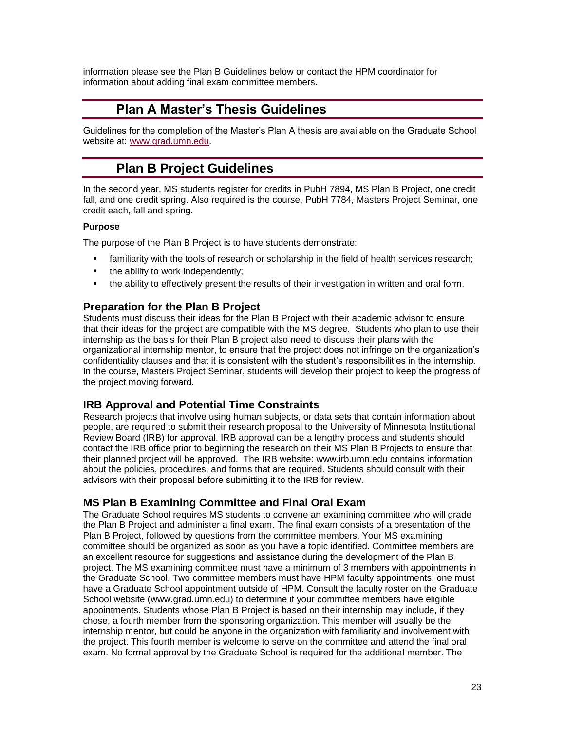information please see the Plan B Guidelines below or contact the HPM coordinator for information about adding final exam committee members.

## Plan A Master's Thesis Guidelines

Guidelines for the completion of the Master's Plan A thesis are available on the Graduate School website at: [www.grad.umn.edu](www.grad.umn.edu).

## Plan B Project Guidelines

In the second year, MS students register for credits in PubH 7894, MS Plan B Project, one credit fall, and one credit spring. Also required is the course, PubH 7784, Masters Project Seminar, one credit each, fall and spring.

**Purpose**

The purpose of the Plan B Project is to have students demonstrate:

- familiarity with the tools of research or scholarship in the field of health services research;
- the ability to work independently;
- the ability to effectively present the results of their investigation in written and oral form.

### Preparation for the Plan B Project

Students must discuss their ideas for the Plan B Project with their academic advisor to ensure that their ideas for the project are compatible with the MS degree. Students who plan to use their internship as the basis for their Plan B project also need to discuss their plans with the organizational internship mentor, to ensure that the project does not infringe on the organization's confidentiality clauses and that it is consistent with the student's responsibilities in the internship. In the course, Masters Project Seminar, students will develop their project to keep the progress of the project moving forward.

### IRB Approval and Potential Time Constraints

Research projects that involve using human subjects, or data sets that contain information about people, are required to submit their research proposal to the University of Minnesota Institutional Review Board (IRB) for approval. IRB approval can be a lengthy process and students should contact the IRB office prior to beginning the research on their MS Plan B Projects to ensure that their planned project will be approved. The IRB website: www.irb.umn.edu contains information about the policies, procedures, and forms that are required. Students should consult with their advisors with their proposal before submitting it to the IRB for review.

### MS Plan B Examining Committee and Final Oral Exam

The Graduate School requires MS students to convene an examining committee who will grade the Plan B Project and administer a final exam. The final exam consists of a presentation of the Plan B Project, followed by questions from the committee members. Your MS examining committee should be organized as soon as you have a topic identified. Committee members are an excellent resource for suggestions and assistance during the development of the Plan B project. The MS examining committee must have a minimum of 3 members with appointments in the Graduate School. Two committee members must have HPM faculty appointments, one must have a Graduate School appointment outside of HPM. Consult the faculty roster on the Graduate School website (www.grad.umn.edu) to determine if your committee members have eligible appointments. Students whose Plan B Project is based on their internship may include, if they chose, a fourth member from the sponsoring organization. This member will usually be the internship mentor, but could be anyone in the organization with familiarity and involvement with the project. This fourth member is welcome to serve on the committee and attend the final oral exam. No formal approval by the Graduate School is required for the additional member. The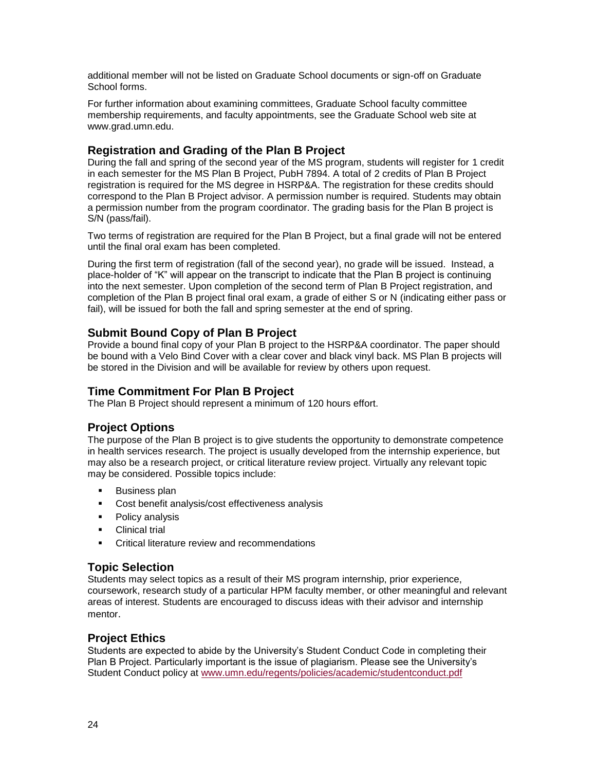additional member will not be listed on Graduate School documents or sign-off on Graduate School forms.

For further information about examining committees, Graduate School faculty committee membership requirements, and faculty appointments, see the Graduate School web site at www.grad.umn.edu.

## Registration and Grading of the Plan B Project

During the fall and spring of the second year of the MS program, students will register for 1 credit in each semester for the MS Plan B Project, PubH 7894. A total of 2 credits of Plan B Project registration is required for the MS degree in HSRP&A. The registration for these credits should correspond to the Plan B Project advisor. A permission number is required. Students may obtain a permission number from the program coordinator. The grading basis for the Plan B project is S/N (pass/fail).

Two terms of registration are required for the Plan B Project, but a final grade will not be entered until the final oral exam has been completed.

During the first term of registration (fall of the second year), no grade will be issued. Instead, a place-holder of "K" will appear on the transcript to indicate that the Plan B project is continuing into the next semester. Upon completion of the second term of Plan B Project registration, and completion of the Plan B project final oral exam, a grade of either S or N (indicating either pass or fail), will be issued for both the fall and spring semester at the end of spring.

## Submit Bound Copy of Plan B Project

Provide a bound final copy of your Plan B project to the HSRP&A coordinator. The paper should be bound with a Velo Bind Cover with a clear cover and black vinyl back. MS Plan B projects will be stored in the Division and will be available for review by others upon request.

## Time Commitment For Plan B Project

The Plan B Project should represent a minimum of 120 hours effort.

## Project Options

The purpose of the Plan B project is to give students the opportunity to demonstrate competence in health services research. The project is usually developed from the internship experience, but may also be a research project, or critical literature review project. Virtually any relevant topic may be considered. Possible topics include:

- Business plan
- Cost benefit analysis/cost effectiveness analysis
- Policy analysis
- Clinical trial
- Critical literature review and recommendations

## Topic Selection

Students may select topics as a result of their MS program internship, prior experience, coursework, research study of a particular HPM faculty member, or other meaningful and relevant areas of interest. Students are encouraged to discuss ideas with their advisor and internship mentor.

## Project Ethics

Students are expected to abide by the University's Student Conduct Code in completing their Plan B Project. Particularly important is the issue of plagiarism. Please see the University's Student Conduct policy at www.umn.edu/regents/policies/academic/studentconduct.pdf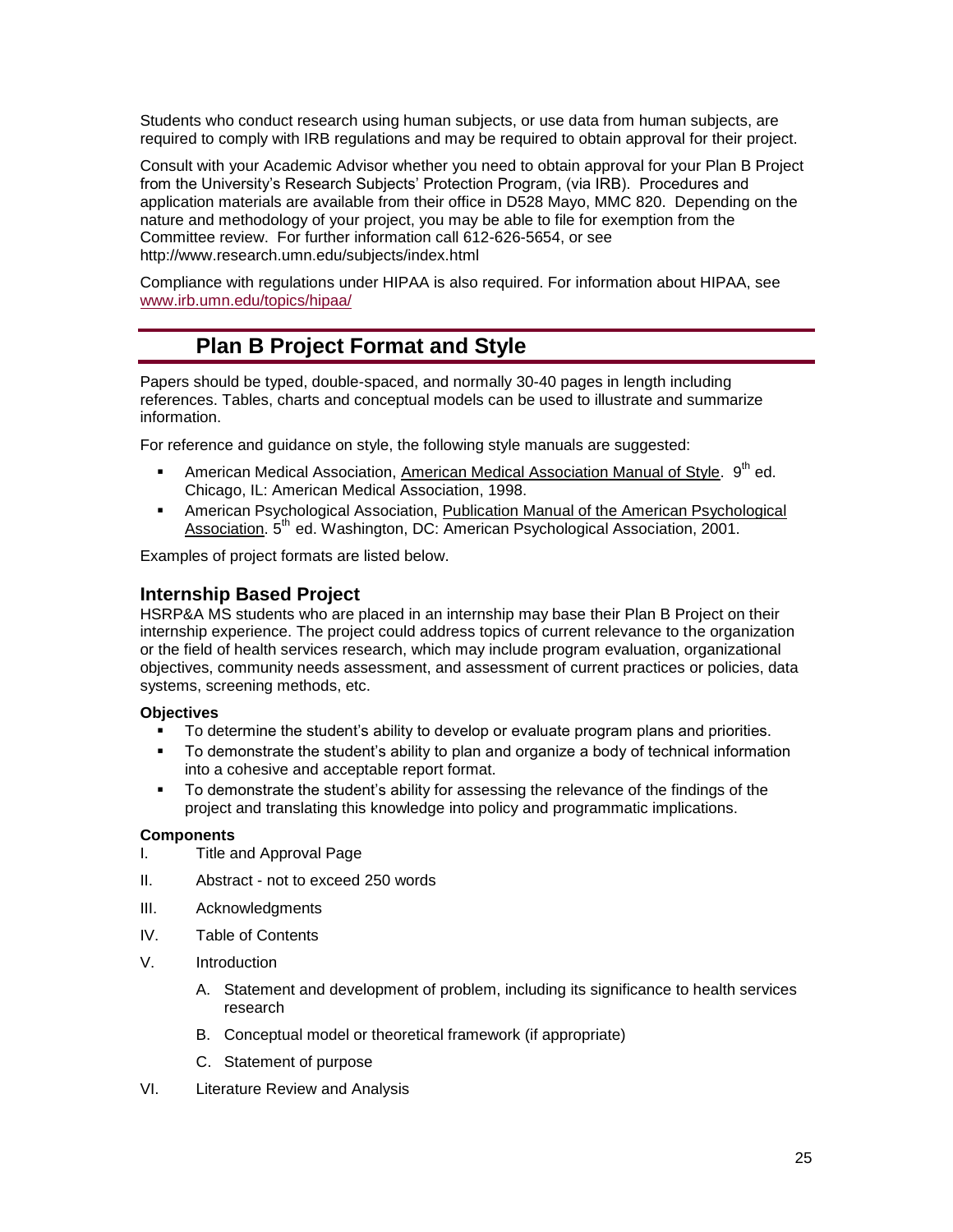Students who conduct research using human subjects, or use data from human subjects, are required to comply with IRB regulations and may be required to obtain approval for their project.

Consult with your Academic Advisor whether you need to obtain approval for your Plan B Project from the University's Research Subjects' Protection Program, (via IRB). Procedures and application materials are available from their office in D528 Mayo, MMC 820. Depending on the nature and methodology of your project, you may be able to file for exemption from the Committee review. For further information call 612-626-5654, or see http://www.research.umn.edu/subjects/index.html

Compliance with regulations under HIPAA is also required. For information about HIPAA, see www.irb.umn.edu/topics/hipaa/

## Plan B Project Format and Style

Papers should be typed, double-spaced, and normally 30-40 pages in length including references. Tables, charts and conceptual models can be used to illustrate and summarize information.

For reference and guidance on style, the following style manuals are suggested:

- American Medical Association, American Medical Association Manual of Style. 9th ed. Chicago, IL: American Medical Association, 1998.
- American Psychological Association, Publication Manual of the American Psychological Association. 5th ed. Washington, DC: American Psychological Association, 2001.

Examples of project formats are listed below.

### Internship Based Project

HSRP&A MS students who are placed in an internship may base their Plan B Project on their internship experience. The project could address topics of current relevance to the organization or the field of health services research, which may include program evaluation, organizational objectives, community needs assessment, and assessment of current practices or policies, data systems, screening methods, etc.

**Objectives**

- To determine the student's ability to develop or evaluate program plans and priorities.
- To demonstrate the student's ability to plan and organize a body of technical information into a cohesive and acceptable report format.
- To demonstrate the student's ability for assessing the relevance of the findings of the project and translating this knowledge into policy and programmatic implications.

**Components**

I. Title and Approval Page

II. Abstract - not to exceed 250 words

III. Acknowledgments

IV. Table of Contents

V. Introduction

   A. Statement and development of problem, including its significance to health services research

   B. Conceptual model or theoretical framework (if appropriate)

   C. Statement of purpose

VI. Literature Review and Analysis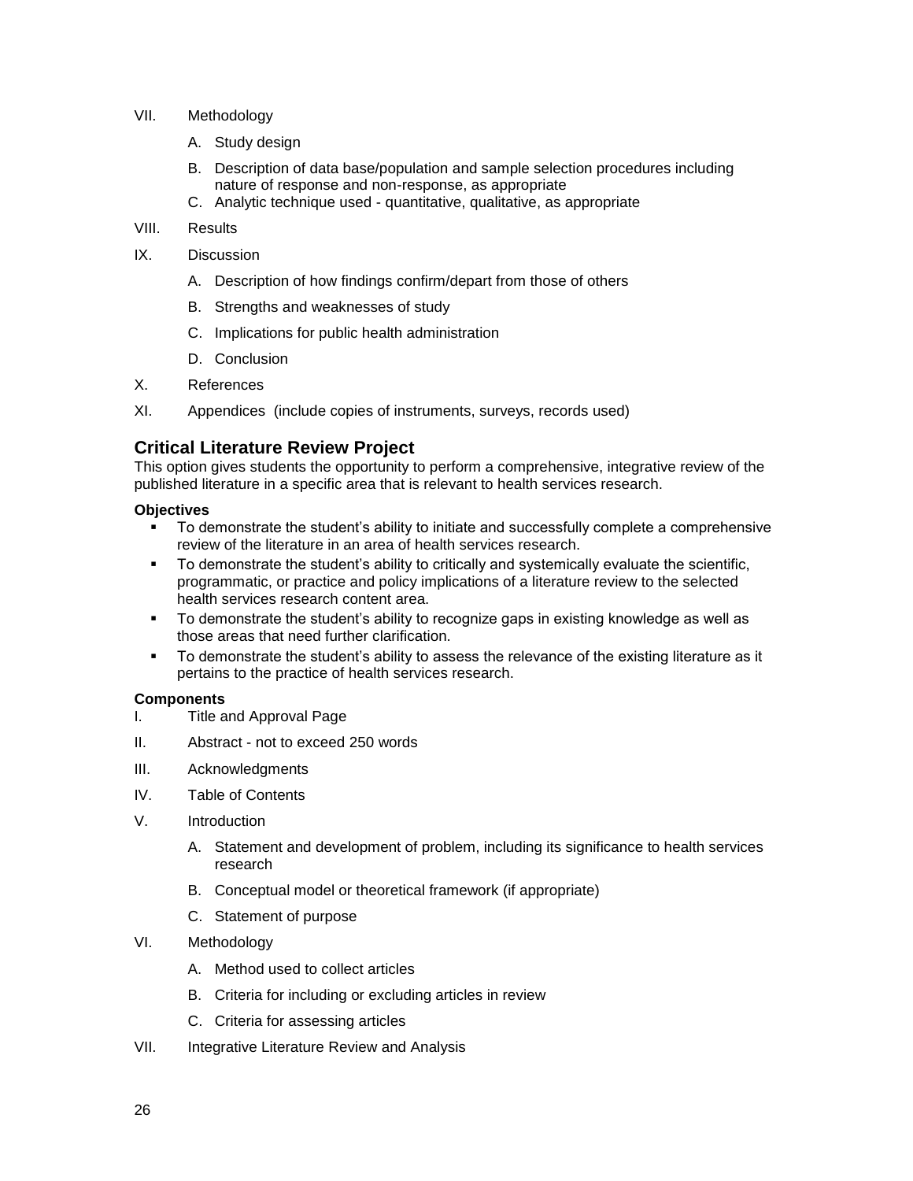VII. Methodology

   A. Study design

   B. Description of data base/population and sample selection procedures including nature of response and non-response, as appropriate

   C. Analytic technique used - quantitative, qualitative, as appropriate

VIII. Results

IX. Discussion

   A. Description of how findings confirm/depart from those of others

   B. Strengths and weaknesses of study

   C. Implications for public health administration

   D. Conclusion

X. References

XI. Appendices (include copies of instruments, surveys, records used)

## Critical Literature Review Project

This option gives students the opportunity to perform a comprehensive, integrative review of the published literature in a specific area that is relevant to health services research.

**Objectives**

- To demonstrate the student's ability to initiate and successfully complete a comprehensive review of the literature in an area of health services research.
- To demonstrate the student's ability to critically and systemically evaluate the scientific, programmatic, or practice and policy implications of a literature review to the selected health services research content area.
- To demonstrate the student's ability to recognize gaps in existing knowledge as well as those areas that need further clarification.
- To demonstrate the student's ability to assess the relevance of the existing literature as it pertains to the practice of health services research.

**Components**

I. Title and Approval Page

II. Abstract - not to exceed 250 words

III. Acknowledgments

IV. Table of Contents

V. Introduction

   A. Statement and development of problem, including its significance to health services research

   B. Conceptual model or theoretical framework (if appropriate)

   C. Statement of purpose

VI. Methodology

   A. Method used to collect articles

   B. Criteria for including or excluding articles in review

   C. Criteria for assessing articles

VII. Integrative Literature Review and Analysis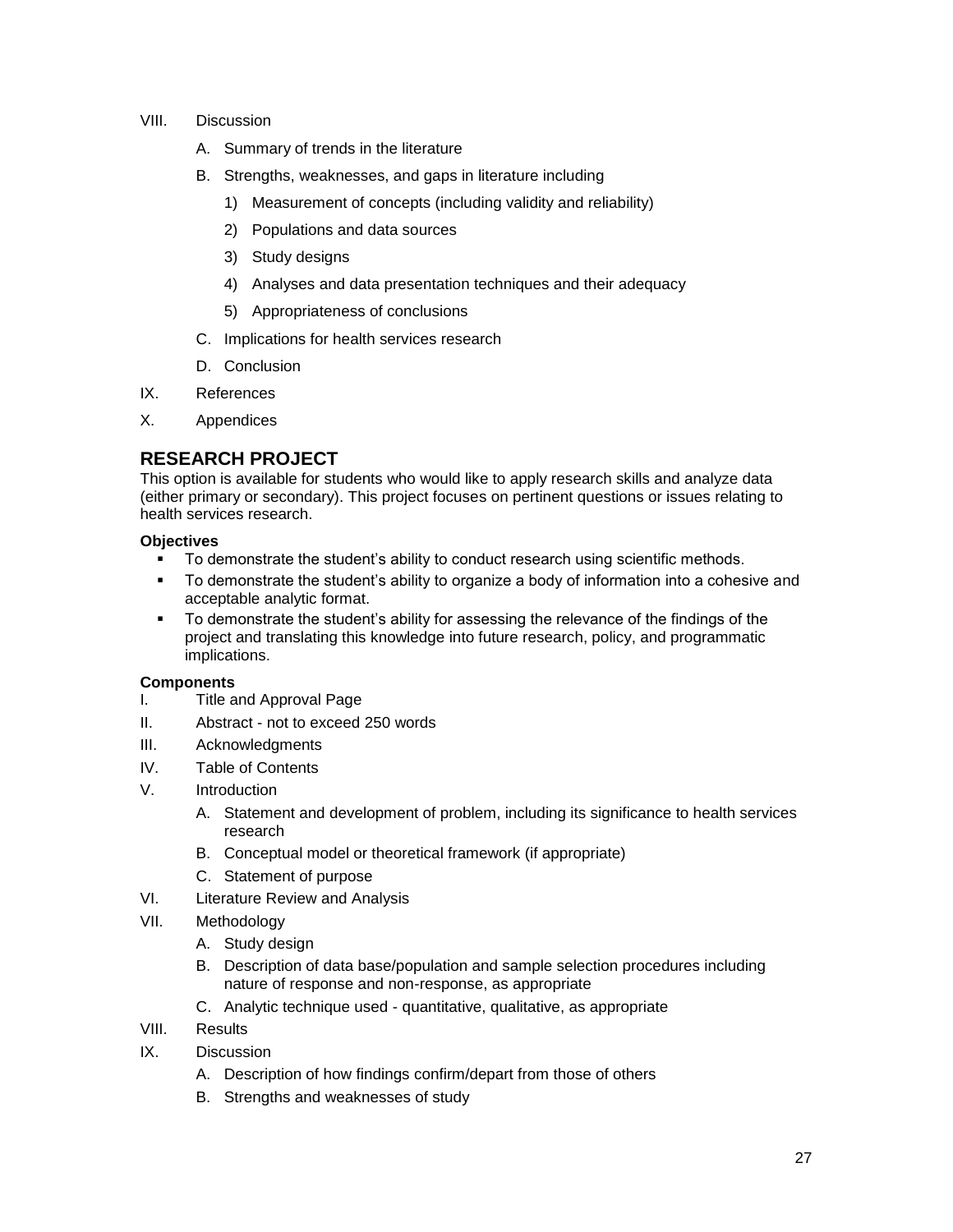VIII. Discussion

   A. Summary of trends in the literature
   B. Strengths, weaknesses, and gaps in literature including
      1) Measurement of concepts (including validity and reliability)
      2) Populations and data sources
      3) Study designs
      4) Analyses and data presentation techniques and their adequacy
      5) Appropriateness of conclusions
   C. Implications for health services research
   D. Conclusion

IX. References

X. Appendices

## RESEARCH PROJECT

This option is available for students who would like to apply research skills and analyze data (either primary or secondary). This project focuses on pertinent questions or issues relating to health services research.

**Objectives**

- To demonstrate the student's ability to conduct research using scientific methods.
- To demonstrate the student's ability to organize a body of information into a cohesive and acceptable analytic format.
- To demonstrate the student's ability for assessing the relevance of the findings of the project and translating this knowledge into future research, policy, and programmatic implications.

**Components**

I. Title and Approval Page

II. Abstract - not to exceed 250 words

III. Acknowledgments

IV. Table of Contents

V. Introduction

   A. Statement and development of problem, including its significance to health services research
   B. Conceptual model or theoretical framework (if appropriate)
   C. Statement of purpose

VI. Literature Review and Analysis

VII. Methodology

   A. Study design
   B. Description of data base/population and sample selection procedures including nature of response and non-response, as appropriate
   C. Analytic technique used - quantitative, qualitative, as appropriate

VIII. Results

IX. Discussion

   A. Description of how findings confirm/depart from those of others
   B. Strengths and weaknesses of study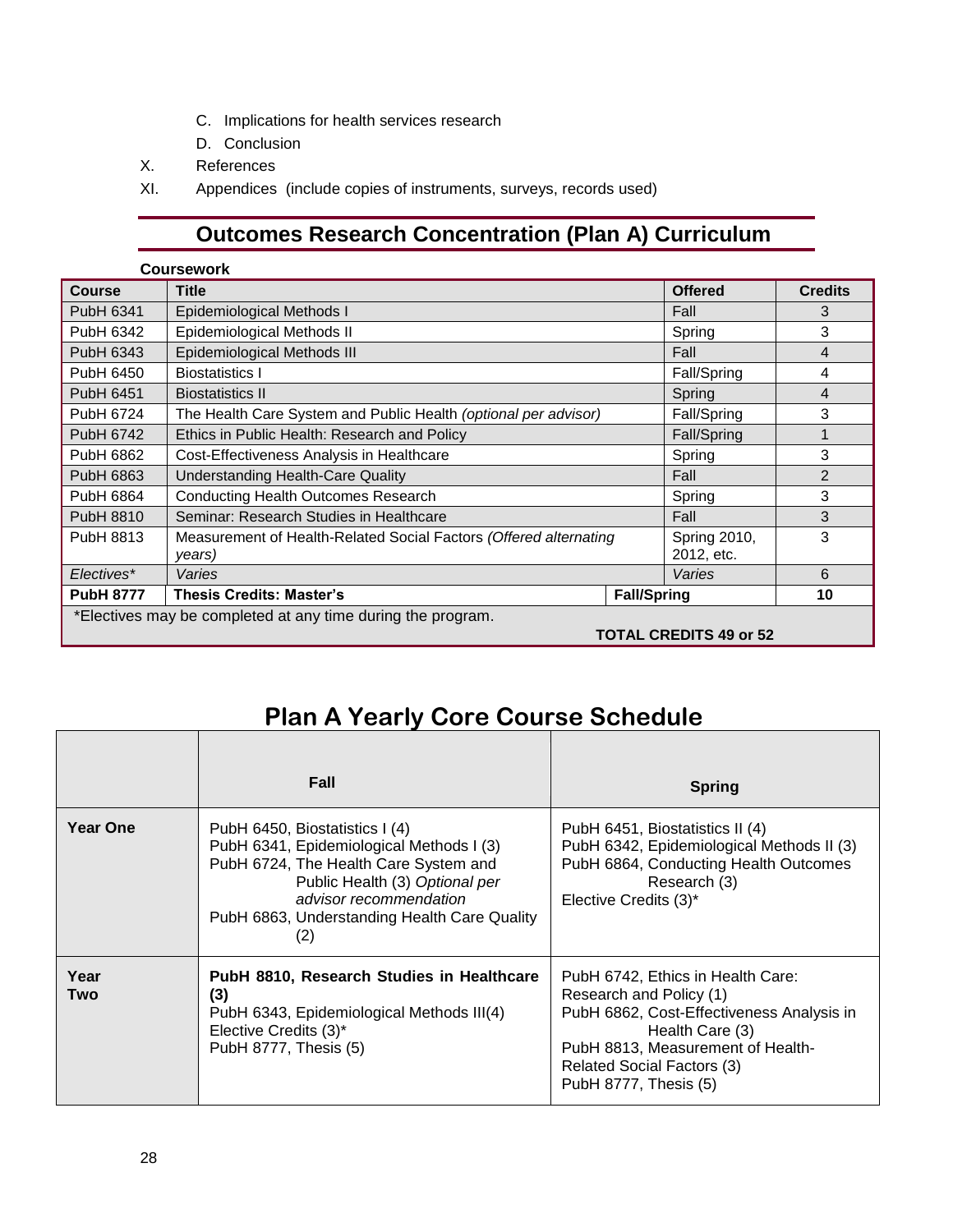C. Implications for health services research
   D. Conclusion

X. References

XI. Appendices (include copies of instruments, surveys, records used)

## Outcomes Research Concentration (Plan A) Curriculum

**Coursework**

| Course | Title | Offered | Credits |
|---|---|---|---|
| PubH 6341 | Epidemiological Methods I | Fall | 3 |
| PubH 6342 | Epidemiological Methods II | Spring | 3 |
| PubH 6343 | Epidemiological Methods III | Fall | 4 |
| PubH 6450 | Biostatistics I | Fall/Spring | 4 |
| PubH 6451 | Biostatistics II | Spring | 4 |
| PubH 6724 | The Health Care System and Public Health *(optional per advisor)* | Fall/Spring | 3 |
| PubH 6742 | Ethics in Public Health: Research and Policy | Fall/Spring | 1 |
| PubH 6862 | Cost-Effectiveness Analysis in Healthcare | Spring | 3 |
| PubH 6863 | Understanding Health-Care Quality | Fall | 2 |
| PubH 6864 | Conducting Health Outcomes Research | Spring | 3 |
| PubH 8810 | Seminar: Research Studies in Healthcare | Fall | 3 |
| PubH 8813 | Measurement of Health-Related Social Factors *(Offered alternating years)* | Spring 2010, 2012, etc. | 3 |
| *Electives** | *Varies* | *Varies* | 6 |
| **PubH 8777** | **Thesis Credits: Master's** | **Fall/Spring** | **10** |
| *Electives may be completed at any time during the program. | | **TOTAL CREDITS 49 or 52** | |

## Plan A Yearly Core Course Schedule

| | Fall | Spring |
|---|---|---|
| **Year One** | PubH 6450, Biostatistics I (4)<br>PubH 6341, Epidemiological Methods I (3)<br>PubH 6724, The Health Care System and Public Health (3) *Optional per advisor recommendation*<br>PubH 6863, Understanding Health Care Quality (2) | PubH 6451, Biostatistics II (4)<br>PubH 6342, Epidemiological Methods II (3)<br>PubH 6864, Conducting Health Outcomes Research (3)<br>Elective Credits (3)* |
| **Year Two** | **PubH 8810, Research Studies in Healthcare (3)**<br>PubH 6343, Epidemiological Methods III(4)<br>Elective Credits (3)*<br>PubH 8777, Thesis (5) | PubH 6742, Ethics in Health Care: Research and Policy (1)<br>PubH 6862, Cost-Effectiveness Analysis in Health Care (3)<br>PubH 8813, Measurement of Health-Related Social Factors (3)<br>PubH 8777, Thesis (5) |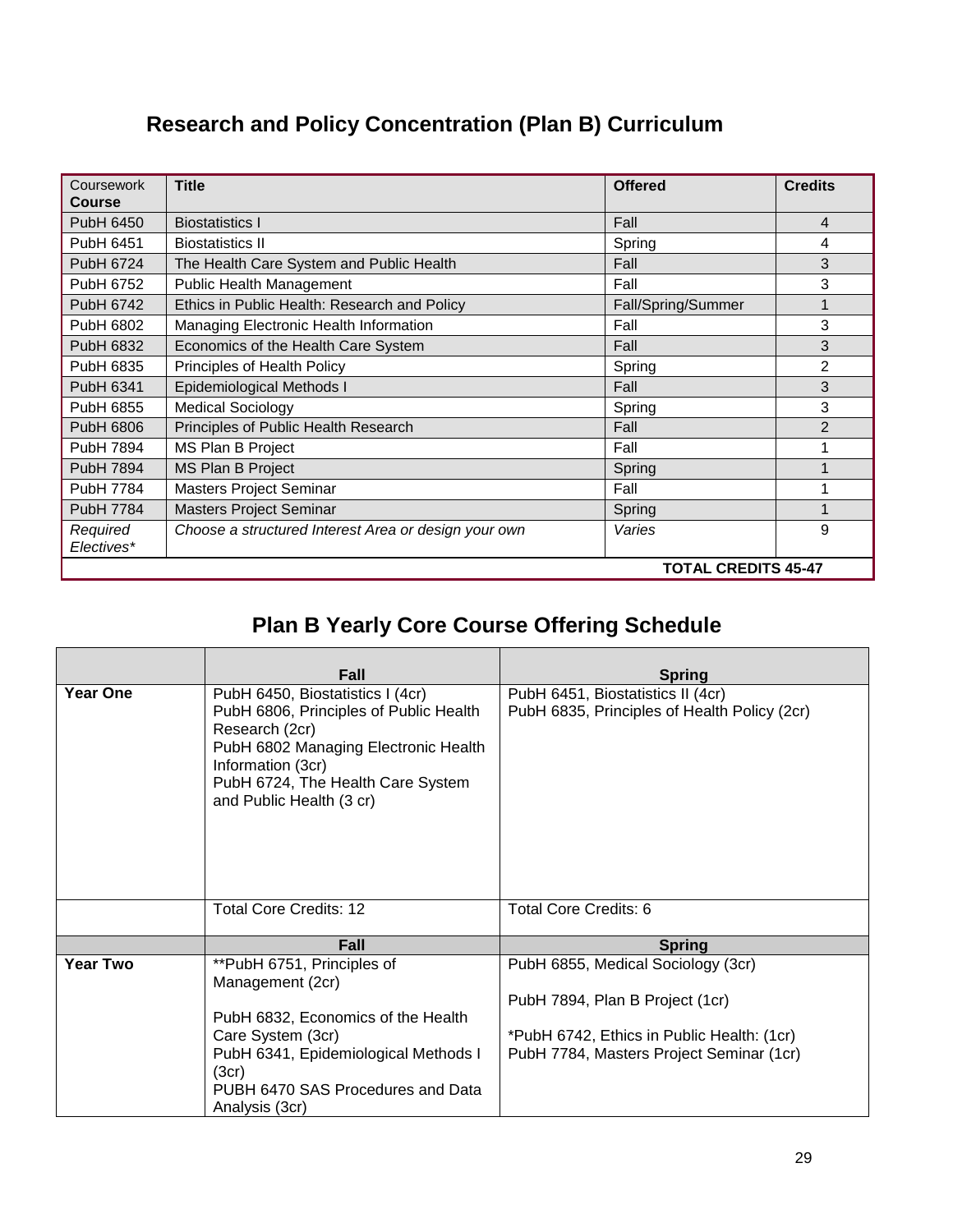## Research and Policy Concentration (Plan B) Curriculum

| Coursework **Course** | **Title** | **Offered** | **Credits** |
|---|---|---|---|
| PubH 6450 | Biostatistics I | Fall | 4 |
| PubH 6451 | Biostatistics II | Spring | 4 |
| PubH 6724 | The Health Care System and Public Health | Fall | 3 |
| PubH 6752 | Public Health Management | Fall | 3 |
| PubH 6742 | Ethics in Public Health: Research and Policy | Fall/Spring/Summer | 1 |
| PubH 6802 | Managing Electronic Health Information | Fall | 3 |
| PubH 6832 | Economics of the Health Care System | Fall | 3 |
| PubH 6835 | Principles of Health Policy | Spring | 2 |
| PubH 6341 | Epidemiological Methods I | Fall | 3 |
| PubH 6855 | Medical Sociology | Spring | 3 |
| PubH 6806 | Principles of Public Health Research | Fall | 2 |
| PubH 7894 | MS Plan B Project | Fall | 1 |
| PubH 7894 | MS Plan B Project | Spring | 1 |
| PubH 7784 | Masters Project Seminar | Fall | 1 |
| PubH 7784 | Masters Project Seminar | Spring | 1 |
| *Required Electives** | *Choose a structured Interest Area or design your own* | *Varies* | 9 |
| | | | **TOTAL CREDITS 45-47** |

## Plan B Yearly Core Course Offering Schedule

| | **Fall** | **Spring** |
|---|---|---|
| **Year One** | PubH 6450, Biostatistics I (4cr)<br>PubH 6806, Principles of Public Health Research (2cr)<br>PubH 6802 Managing Electronic Health Information (3cr)<br>PubH 6724, The Health Care System and Public Health (3 cr) | PubH 6451, Biostatistics II (4cr)<br>PubH 6835, Principles of Health Policy (2cr) |
| | Total Core Credits: 12 | Total Core Credits: 6 |
| | **Fall** | **Spring** |
| **Year Two** | **PubH 6751, Principles of Management (2cr)<br><br>PubH 6832, Economics of the Health Care System (3cr)<br>PubH 6341, Epidemiological Methods I (3cr)<br>PUBH 6470 SAS Procedures and Data Analysis (3cr) | PubH 6855, Medical Sociology (3cr)<br><br>PubH 7894, Plan B Project (1cr)<br><br>*PubH 6742, Ethics in Public Health: (1cr)<br>PubH 7784, Masters Project Seminar (1cr) |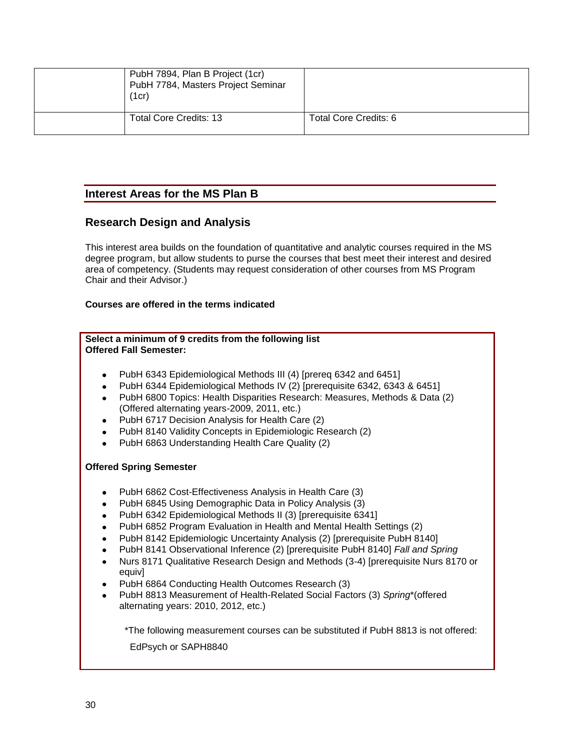|  | PubH 7894, Plan B Project (1cr)<br>PubH 7784, Masters Project Seminar (1cr) |  |
| --- | --- | --- |
|  | Total Core Credits: 13 | Total Core Credits: 6 |

## Interest Areas for the MS Plan B

## Research Design and Analysis

This interest area builds on the foundation of quantitative and analytic courses required in the MS degree program, but allow students to purse the courses that best meet their interest and desired area of competency. (Students may request consideration of other courses from MS Program Chair and their Advisor.)

**Courses are offered in the terms indicated**

**Select a minimum of 9 credits from the following list**
**Offered Fall Semester:**

- PubH 6343 Epidemiological Methods III (4) [prereq 6342 and 6451]
- PubH 6344 Epidemiological Methods IV (2) [prerequisite 6342, 6343 & 6451]
- PubH 6800 Topics: Health Disparities Research: Measures, Methods & Data (2) (Offered alternating years-2009, 2011, etc.)
- PubH 6717 Decision Analysis for Health Care (2)
- PubH 8140 Validity Concepts in Epidemiologic Research (2)
- PubH 6863 Understanding Health Care Quality (2)

**Offered Spring Semester**

- PubH 6862 Cost-Effectiveness Analysis in Health Care (3)
- PubH 6845 Using Demographic Data in Policy Analysis (3)
- PubH 6342 Epidemiological Methods II (3) [prerequisite 6341]
- PubH 6852 Program Evaluation in Health and Mental Health Settings (2)
- PubH 8142 Epidemiologic Uncertainty Analysis (2) [prerequisite PubH 8140]
- PubH 8141 Observational Inference (2) [prerequisite PubH 8140] *Fall and Spring*
- Nurs 8171 Qualitative Research Design and Methods (3-4) [prerequisite Nurs 8170 or equiv]
- PubH 6864 Conducting Health Outcomes Research (3)
- PubH 8813 Measurement of Health-Related Social Factors (3) *Spring**(offered alternating years: 2010, 2012, etc.)

*The following measurement courses can be substituted if PubH 8813 is not offered:

EdPsych or SAPH8840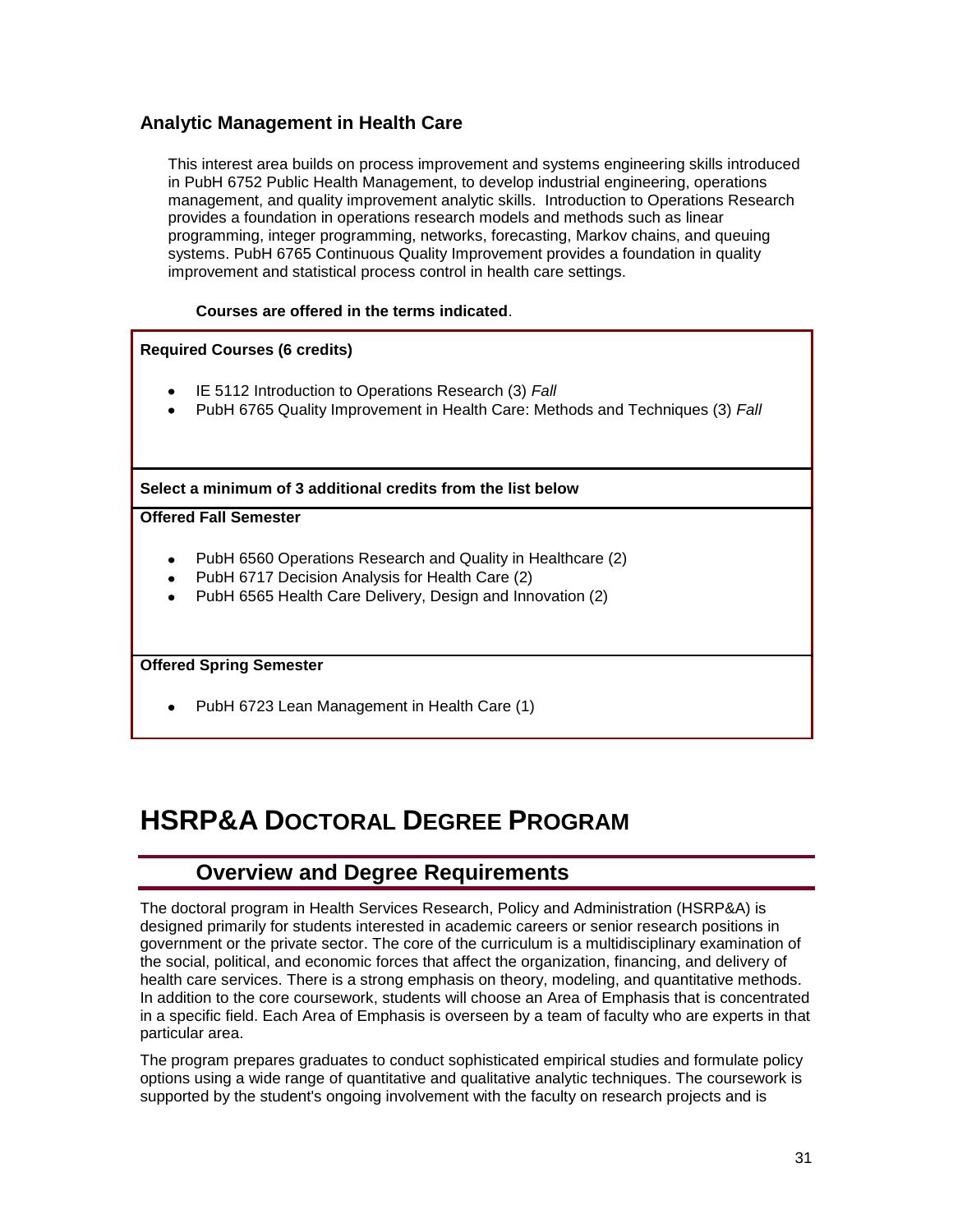### Analytic Management in Health Care

This interest area builds on process improvement and systems engineering skills introduced in PubH 6752 Public Health Management, to develop industrial engineering, operations management, and quality improvement analytic skills. Introduction to Operations Research provides a foundation in operations research models and methods such as linear programming, integer programming, networks, forecasting, Markov chains, and queuing systems. PubH 6765 Continuous Quality Improvement provides a foundation in quality improvement and statistical process control in health care settings.

**Courses are offered in the terms indicated**.

**Required Courses (6 credits)**

- IE 5112 Introduction to Operations Research (3) *Fall*
- PubH 6765 Quality Improvement in Health Care: Methods and Techniques (3) *Fall*

**Select a minimum of 3 additional credits from the list below**

**Offered Fall Semester**

- PubH 6560 Operations Research and Quality in Healthcare (2)
- PubH 6717 Decision Analysis for Health Care (2)
- PubH 6565 Health Care Delivery, Design and Innovation (2)

**Offered Spring Semester**

- PubH 6723 Lean Management in Health Care (1)

# HSRP&A Doctoral Degree Program

## Overview and Degree Requirements

The doctoral program in Health Services Research, Policy and Administration (HSRP&A) is designed primarily for students interested in academic careers or senior research positions in government or the private sector. The core of the curriculum is a multidisciplinary examination of the social, political, and economic forces that affect the organization, financing, and delivery of health care services. There is a strong emphasis on theory, modeling, and quantitative methods. In addition to the core coursework, students will choose an Area of Emphasis that is concentrated in a specific field. Each Area of Emphasis is overseen by a team of faculty who are experts in that particular area.

The program prepares graduates to conduct sophisticated empirical studies and formulate policy options using a wide range of quantitative and qualitative analytic techniques. The coursework is supported by the student's ongoing involvement with the faculty on research projects and is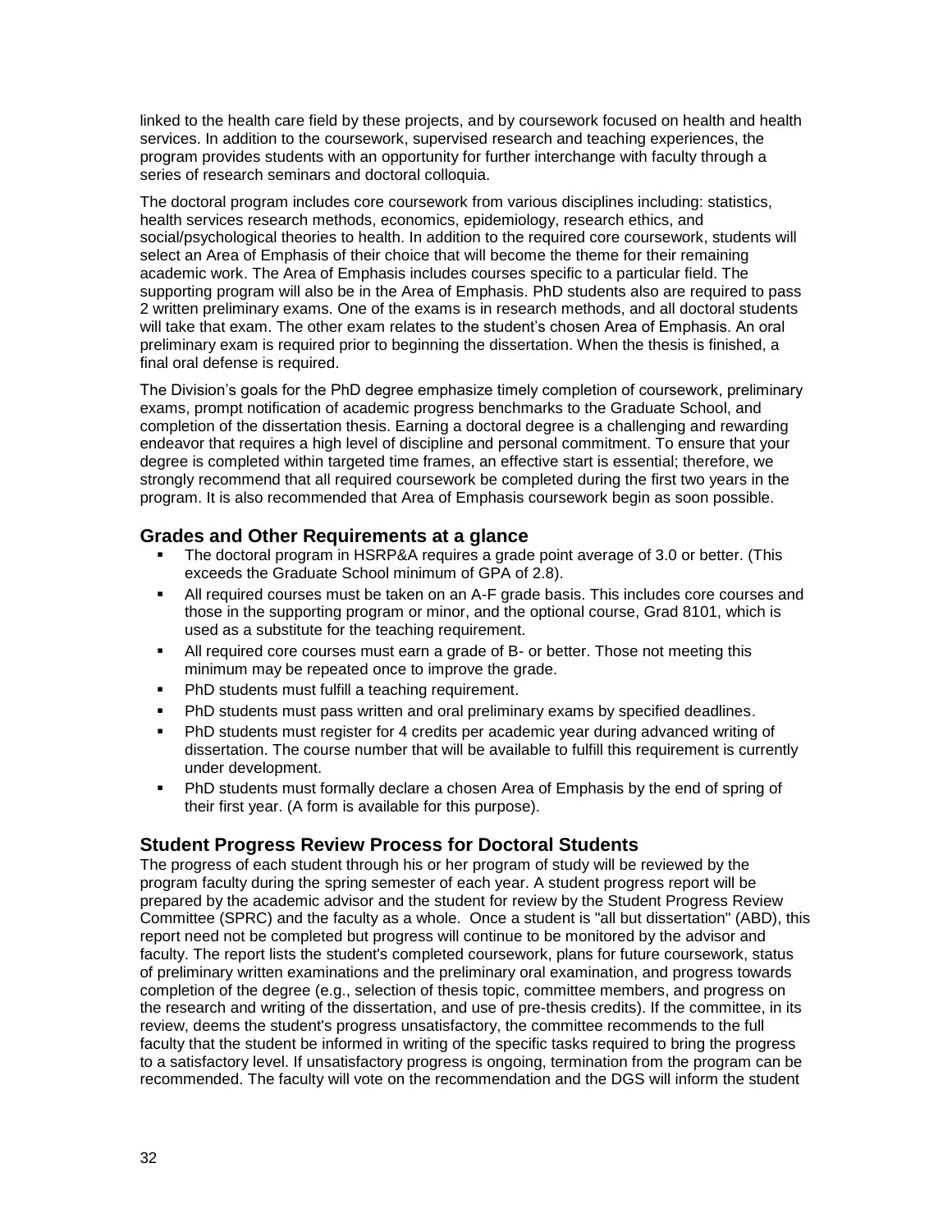linked to the health care field by these projects, and by coursework focused on health and health services. In addition to the coursework, supervised research and teaching experiences, the program provides students with an opportunity for further interchange with faculty through a series of research seminars and doctoral colloquia.

The doctoral program includes core coursework from various disciplines including: statistics, health services research methods, economics, epidemiology, research ethics, and social/psychological theories to health. In addition to the required core coursework, students will select an Area of Emphasis of their choice that will become the theme for their remaining academic work. The Area of Emphasis includes courses specific to a particular field. The supporting program will also be in the Area of Emphasis. PhD students also are required to pass 2 written preliminary exams. One of the exams is in research methods, and all doctoral students will take that exam. The other exam relates to the student's chosen Area of Emphasis. An oral preliminary exam is required prior to beginning the dissertation. When the thesis is finished, a final oral defense is required.

The Division's goals for the PhD degree emphasize timely completion of coursework, preliminary exams, prompt notification of academic progress benchmarks to the Graduate School, and completion of the dissertation thesis. Earning a doctoral degree is a challenging and rewarding endeavor that requires a high level of discipline and personal commitment. To ensure that your degree is completed within targeted time frames, an effective start is essential; therefore, we strongly recommend that all required coursework be completed during the first two years in the program. It is also recommended that Area of Emphasis coursework begin as soon possible.

## Grades and Other Requirements at a glance

- The doctoral program in HSRP&A requires a grade point average of 3.0 or better. (This exceeds the Graduate School minimum of GPA of 2.8).
- All required courses must be taken on an A-F grade basis. This includes core courses and those in the supporting program or minor, and the optional course, Grad 8101, which is used as a substitute for the teaching requirement.
- All required core courses must earn a grade of B- or better. Those not meeting this minimum may be repeated once to improve the grade.
- PhD students must fulfill a teaching requirement.
- PhD students must pass written and oral preliminary exams by specified deadlines.
- PhD students must register for 4 credits per academic year during advanced writing of dissertation. The course number that will be available to fulfill this requirement is currently under development.
- PhD students must formally declare a chosen Area of Emphasis by the end of spring of their first year. (A form is available for this purpose).

## Student Progress Review Process for Doctoral Students

The progress of each student through his or her program of study will be reviewed by the program faculty during the spring semester of each year. A student progress report will be prepared by the academic advisor and the student for review by the Student Progress Review Committee (SPRC) and the faculty as a whole. Once a student is "all but dissertation" (ABD), this report need not be completed but progress will continue to be monitored by the advisor and faculty. The report lists the student's completed coursework, plans for future coursework, status of preliminary written examinations and the preliminary oral examination, and progress towards completion of the degree (e.g., selection of thesis topic, committee members, and progress on the research and writing of the dissertation, and use of pre-thesis credits). If the committee, in its review, deems the student's progress unsatisfactory, the committee recommends to the full faculty that the student be informed in writing of the specific tasks required to bring the progress to a satisfactory level. If unsatisfactory progress is ongoing, termination from the program can be recommended. The faculty will vote on the recommendation and the DGS will inform the student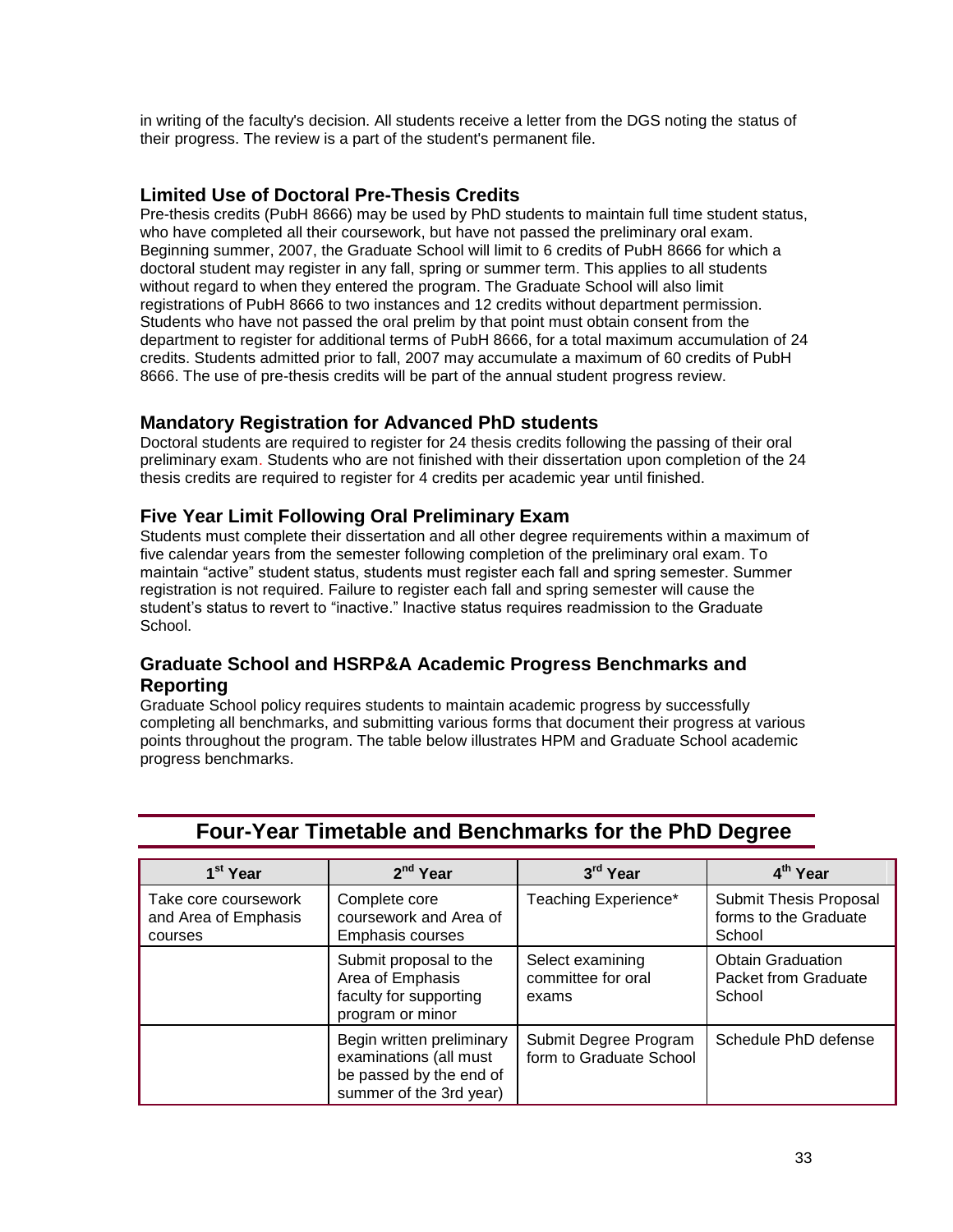in writing of the faculty's decision. All students receive a letter from the DGS noting the status of their progress. The review is a part of the student's permanent file.

### Limited Use of Doctoral Pre-Thesis Credits

Pre-thesis credits (PubH 8666) may be used by PhD students to maintain full time student status, who have completed all their coursework, but have not passed the preliminary oral exam. Beginning summer, 2007, the Graduate School will limit to 6 credits of PubH 8666 for which a doctoral student may register in any fall, spring or summer term. This applies to all students without regard to when they entered the program. The Graduate School will also limit registrations of PubH 8666 to two instances and 12 credits without department permission. Students who have not passed the oral prelim by that point must obtain consent from the department to register for additional terms of PubH 8666, for a total maximum accumulation of 24 credits. Students admitted prior to fall, 2007 may accumulate a maximum of 60 credits of PubH 8666. The use of pre-thesis credits will be part of the annual student progress review.

### Mandatory Registration for Advanced PhD students

Doctoral students are required to register for 24 thesis credits following the passing of their oral preliminary exam. Students who are not finished with their dissertation upon completion of the 24 thesis credits are required to register for 4 credits per academic year until finished.

### Five Year Limit Following Oral Preliminary Exam

Students must complete their dissertation and all other degree requirements within a maximum of five calendar years from the semester following completion of the preliminary oral exam. To maintain "active" student status, students must register each fall and spring semester. Summer registration is not required. Failure to register each fall and spring semester will cause the student's status to revert to "inactive." Inactive status requires readmission to the Graduate School.

### Graduate School and HSRP&A Academic Progress Benchmarks and Reporting

Graduate School policy requires students to maintain academic progress by successfully completing all benchmarks, and submitting various forms that document their progress at various points throughout the program. The table below illustrates HPM and Graduate School academic progress benchmarks.

## Four-Year Timetable and Benchmarks for the PhD Degree

| 1st Year | 2nd Year | 3rd Year | 4th Year |
|---|---|---|---|
| Take core coursework and Area of Emphasis courses | Complete core coursework and Area of Emphasis courses | Teaching Experience* | Submit Thesis Proposal forms to the Graduate School |
| | Submit proposal to the Area of Emphasis faculty for supporting program or minor | Select examining committee for oral exams | Obtain Graduation Packet from Graduate School |
| | Begin written preliminary examinations (all must be passed by the end of summer of the 3rd year) | Submit Degree Program form to Graduate School | Schedule PhD defense |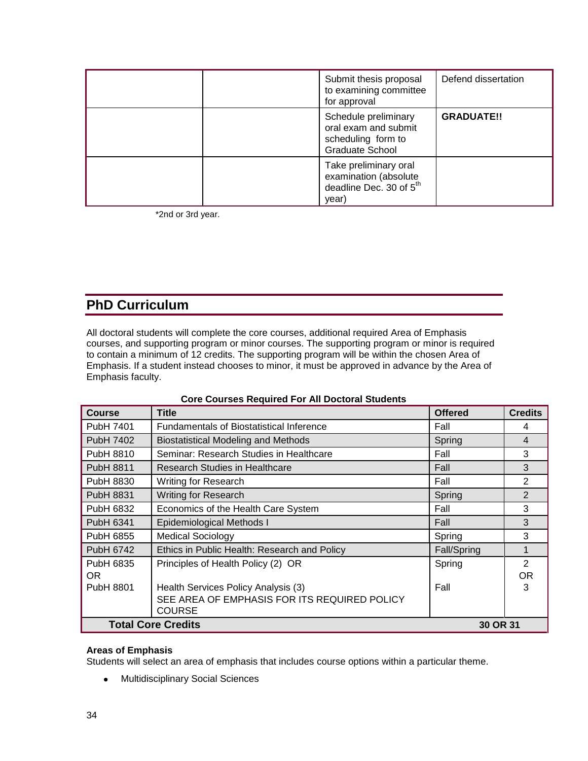| | | | |
|---|---|---|---|
| | | Submit thesis proposal to examining committee for approval | Defend dissertation |
| | | Schedule preliminary oral exam and submit scheduling form to Graduate School | **GRADUATE!!** |
| | | Take preliminary oral examination (absolute deadline Dec. 30 of 5th year) | |

*2nd or 3rd year.

## PhD Curriculum

All doctoral students will complete the core courses, additional required Area of Emphasis courses, and supporting program or minor courses. The supporting program or minor is required to contain a minimum of 12 credits. The supporting program will be within the chosen Area of Emphasis. If a student instead chooses to minor, it must be approved in advance by the Area of Emphasis faculty.

**Core Courses Required For All Doctoral Students**

| Course | Title | Offered | Credits |
|---|---|---|---|
| PubH 7401 | Fundamentals of Biostatistical Inference | Fall | 4 |
| PubH 7402 | Biostatistical Modeling and Methods | Spring | 4 |
| PubH 8810 | Seminar: Research Studies in Healthcare | Fall | 3 |
| PubH 8811 | Research Studies in Healthcare | Fall | 3 |
| PubH 8830 | Writing for Research | Fall | 2 |
| PubH 8831 | Writing for Research | Spring | 2 |
| PubH 6832 | Economics of the Health Care System | Fall | 3 |
| PubH 6341 | Epidemiological Methods I | Fall | 3 |
| PubH 6855 | Medical Sociology | Spring | 3 |
| PubH 6742 | Ethics in Public Health: Research and Policy | Fall/Spring | 1 |
| PubH 6835 OR PubH 8801 | Principles of Health Policy (2) OR Health Services Policy Analysis (3) SEE AREA OF EMPHASIS FOR ITS REQUIRED POLICY COURSE | Spring / Fall | 2 OR 3 |
| **Total Core Credits** | | | **30 OR 31** |

**Areas of Emphasis**
Students will select an area of emphasis that includes course options within a particular theme.

- Multidisciplinary Social Sciences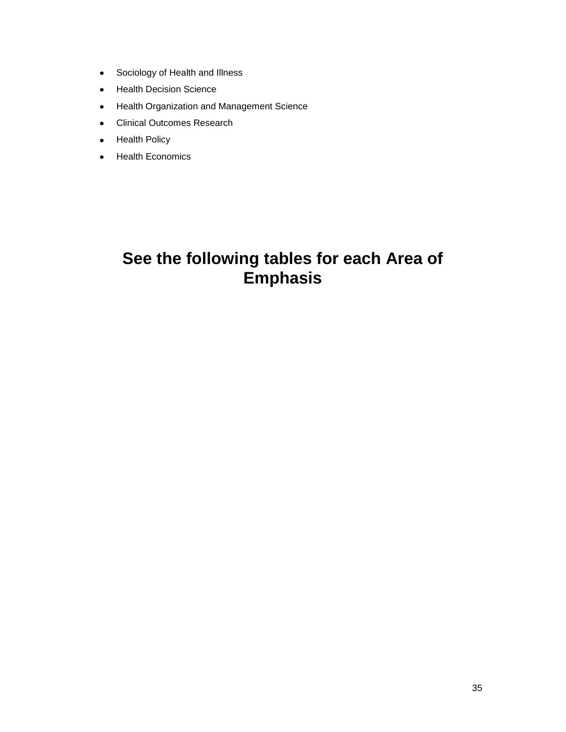- Sociology of Health and Illness
- Health Decision Science
- Health Organization and Management Science
- Clinical Outcomes Research
- Health Policy
- Health Economics

## See the following tables for each Area of Emphasis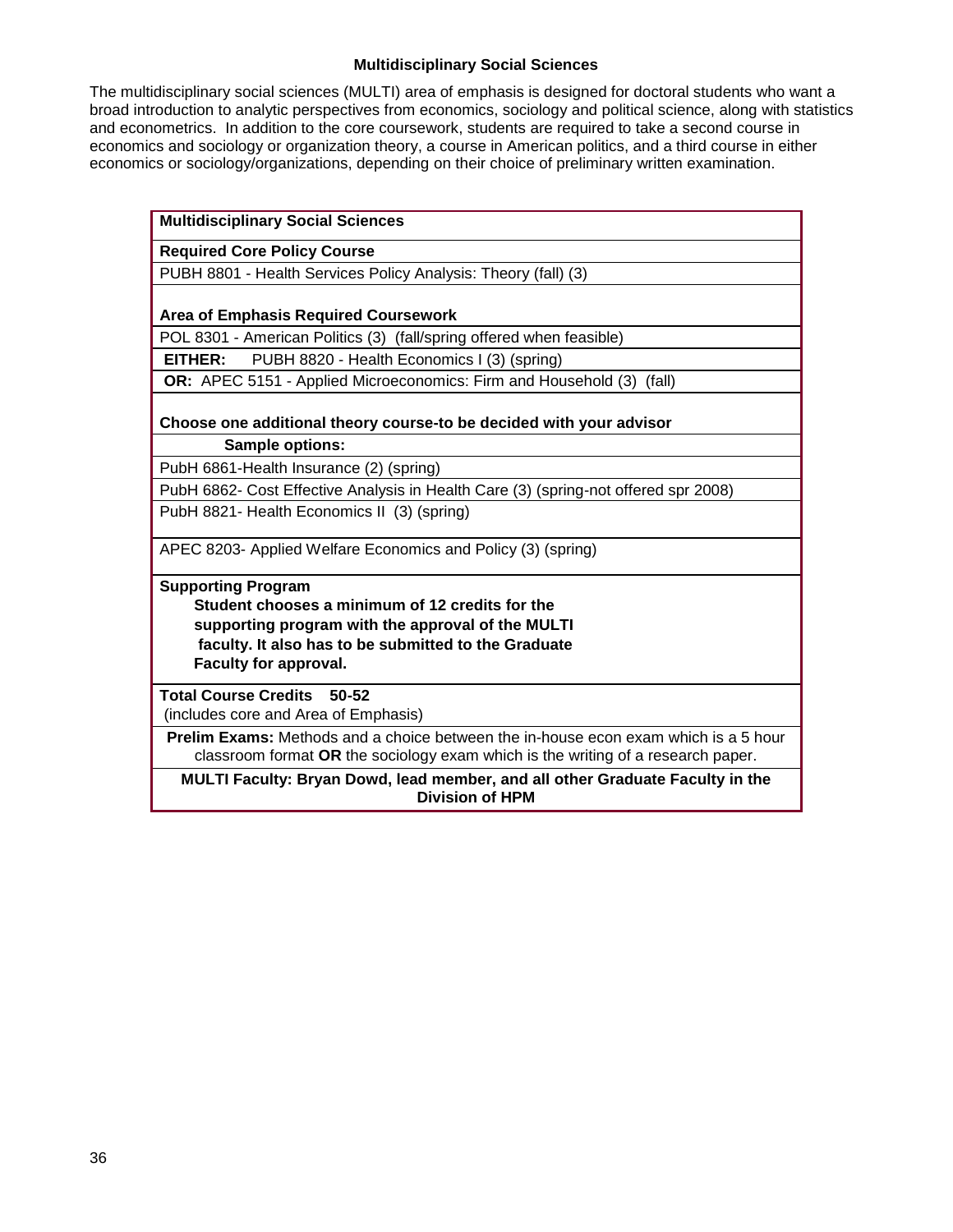## Multidisciplinary Social Sciences

The multidisciplinary social sciences (MULTI) area of emphasis is designed for doctoral students who want a broad introduction to analytic perspectives from economics, sociology and political science, along with statistics and econometrics. In addition to the core coursework, students are required to take a second course in economics and sociology or organization theory, a course in American politics, and a third course in either economics or sociology/organizations, depending on their choice of preliminary written examination.

| **Multidisciplinary Social Sciences** |
|---|
| **Required Core Policy Course** |
| PUBH 8801 - Health Services Policy Analysis: Theory (fall) (3) |
| **Area of Emphasis Required Coursework** |
| POL 8301 - American Politics (3) (fall/spring offered when feasible) |
| **EITHER:** PUBH 8820 - Health Economics I (3) (spring) |
| **OR:** APEC 5151 - Applied Microeconomics: Firm and Household (3) (fall) |
| **Choose one additional theory course-to be decided with your advisor** |
| **Sample options:** |
| PubH 6861-Health Insurance (2) (spring) |
| PubH 6862- Cost Effective Analysis in Health Care (3) (spring-not offered spr 2008) |
| PubH 8821- Health Economics II (3) (spring) |
| APEC 8203- Applied Welfare Economics and Policy (3) (spring) |
| **Supporting Program** **Student chooses a minimum of 12 credits for the supporting program with the approval of the MULTI faculty. It also has to be submitted to the Graduate Faculty for approval.** |
| **Total Course Credits 50-52** (includes core and Area of Emphasis) |
| **Prelim Exams:** Methods and a choice between the in-house econ exam which is a 5 hour classroom format **OR** the sociology exam which is the writing of a research paper. |
| **MULTI Faculty: Bryan Dowd, lead member, and all other Graduate Faculty in the Division of HPM** |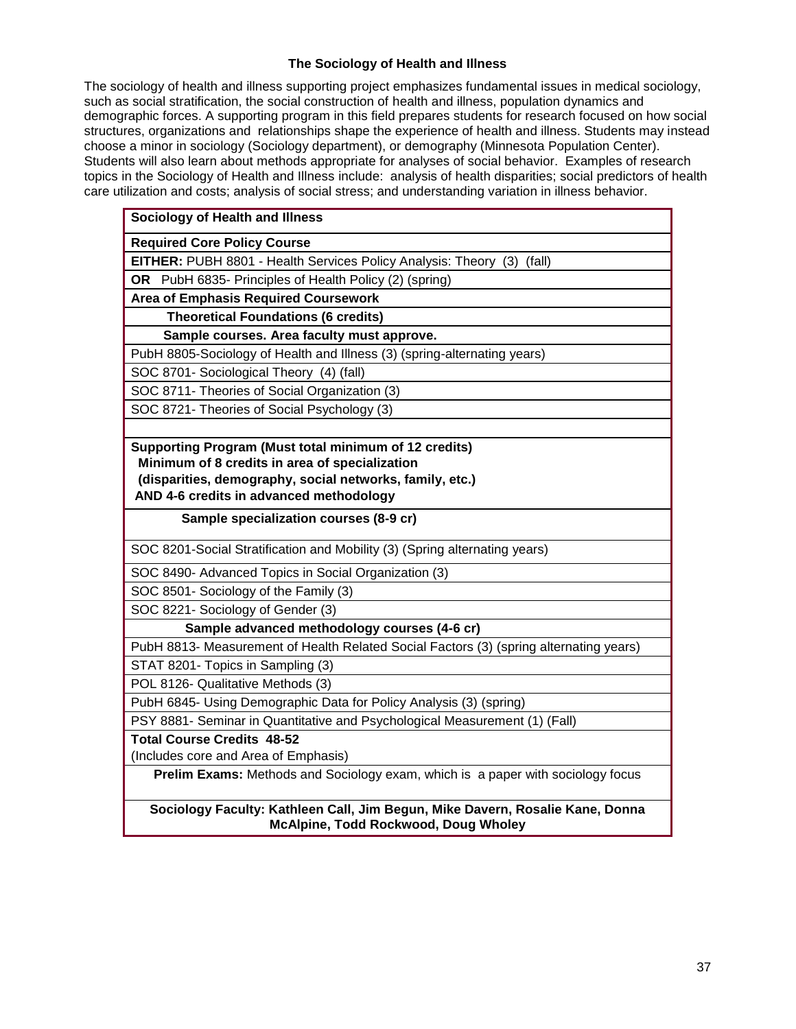### The Sociology of Health and Illness

The sociology of health and illness supporting project emphasizes fundamental issues in medical sociology, such as social stratification, the social construction of health and illness, population dynamics and demographic forces. A supporting program in this field prepares students for research focused on how social structures, organizations and relationships shape the experience of health and illness. Students may instead choose a minor in sociology (Sociology department), or demography (Minnesota Population Center). Students will also learn about methods appropriate for analyses of social behavior. Examples of research topics in the Sociology of Health and Illness include: analysis of health disparities; social predictors of health care utilization and costs; analysis of social stress; and understanding variation in illness behavior.

| **Sociology of Health and Illness** |
|---|
| **Required Core Policy Course** |
| **EITHER:** PUBH 8801 - Health Services Policy Analysis: Theory (3) (fall) |
| **OR** PubH 6835- Principles of Health Policy (2) (spring) |
| **Area of Emphasis Required Coursework** |
| **Theoretical Foundations (6 credits)** |
| **Sample courses. Area faculty must approve.** |
| PubH 8805-Sociology of Health and Illness (3) (spring-alternating years) |
| SOC 8701- Sociological Theory (4) (fall) |
| SOC 8711- Theories of Social Organization (3) |
| SOC 8721- Theories of Social Psychology (3) |
| |
| **Supporting Program (Must total minimum of 12 credits)** <br> **Minimum of 8 credits in area of specialization** <br> **(disparities, demography, social networks, family, etc.)** <br> **AND 4-6 credits in advanced methodology** |
| **Sample specialization courses (8-9 cr)** |
| SOC 8201-Social Stratification and Mobility (3) (Spring alternating years) |
| SOC 8490- Advanced Topics in Social Organization (3) |
| SOC 8501- Sociology of the Family (3) |
| SOC 8221- Sociology of Gender (3) |
| **Sample advanced methodology courses (4-6 cr)** |
| PubH 8813- Measurement of Health Related Social Factors (3) (spring alternating years) |
| STAT 8201- Topics in Sampling (3) |
| POL 8126- Qualitative Methods (3) |
| PubH 6845- Using Demographic Data for Policy Analysis (3) (spring) |
| PSY 8881- Seminar in Quantitative and Psychological Measurement (1) (Fall) |
| **Total Course Credits 48-52** <br> (Includes core and Area of Emphasis) |
| **Prelim Exams:** Methods and Sociology exam, which is a paper with sociology focus |
| **Sociology Faculty: Kathleen Call, Jim Begun, Mike Davern, Rosalie Kane, Donna McAlpine, Todd Rockwood, Doug Wholey** |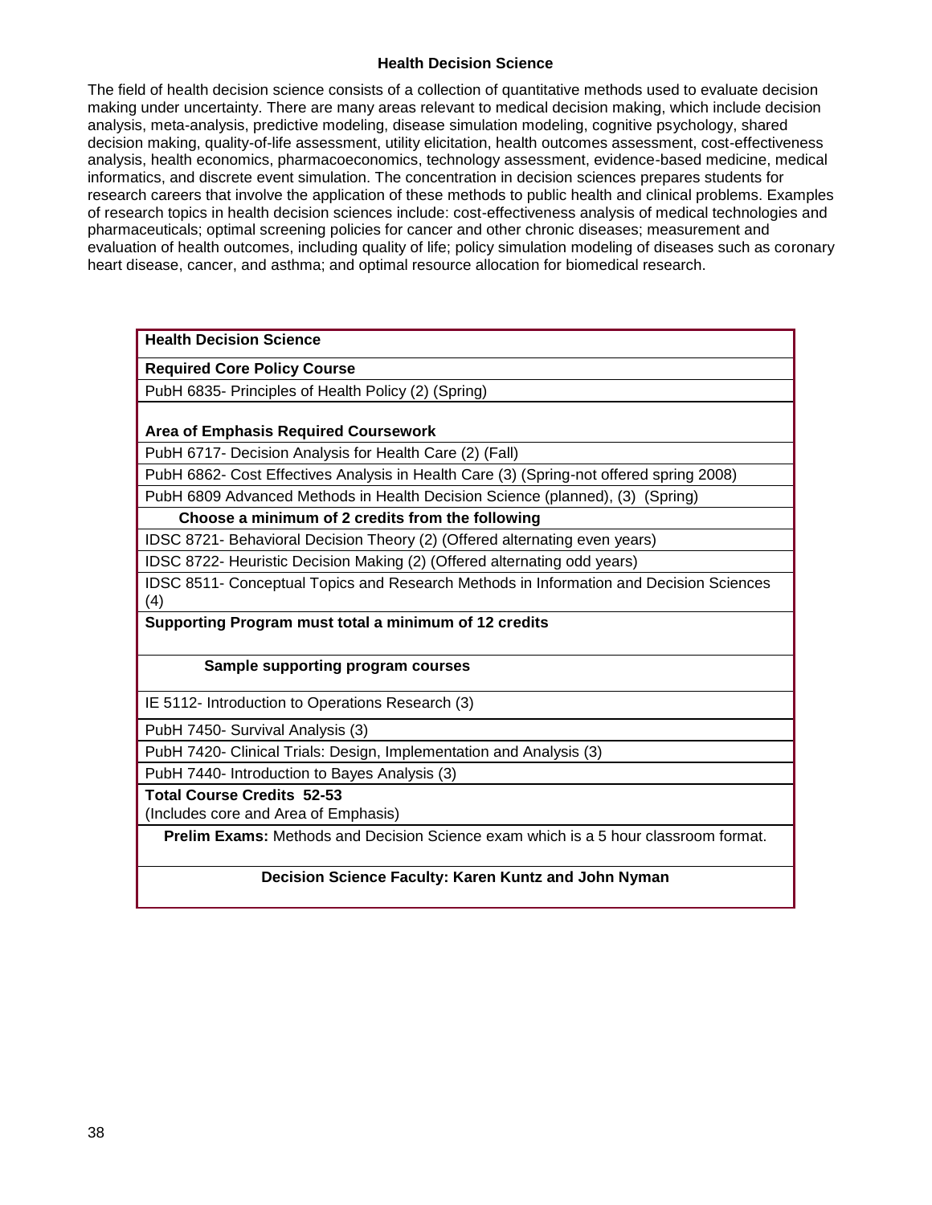## Health Decision Science

The field of health decision science consists of a collection of quantitative methods used to evaluate decision making under uncertainty. There are many areas relevant to medical decision making, which include decision analysis, meta-analysis, predictive modeling, disease simulation modeling, cognitive psychology, shared decision making, quality-of-life assessment, utility elicitation, health outcomes assessment, cost-effectiveness analysis, health economics, pharmacoeconomics, technology assessment, evidence-based medicine, medical informatics, and discrete event simulation. The concentration in decision sciences prepares students for research careers that involve the application of these methods to public health and clinical problems. Examples of research topics in health decision sciences include: cost-effectiveness analysis of medical technologies and pharmaceuticals; optimal screening policies for cancer and other chronic diseases; measurement and evaluation of health outcomes, including quality of life; policy simulation modeling of diseases such as coronary heart disease, cancer, and asthma; and optimal resource allocation for biomedical research.

| **Health Decision Science** |
|---|
| **Required Core Policy Course** |
| PubH 6835- Principles of Health Policy (2) (Spring) |
| **Area of Emphasis Required Coursework** |
| PubH 6717- Decision Analysis for Health Care (2) (Fall) |
| PubH 6862- Cost Effectives Analysis in Health Care (3) (Spring-not offered spring 2008) |
| PubH 6809 Advanced Methods in Health Decision Science (planned), (3) (Spring) |
| **Choose a minimum of 2 credits from the following** |
| IDSC 8721- Behavioral Decision Theory (2) (Offered alternating even years) |
| IDSC 8722- Heuristic Decision Making (2) (Offered alternating odd years) |
| IDSC 8511- Conceptual Topics and Research Methods in Information and Decision Sciences (4) |
| **Supporting Program must total a minimum of 12 credits** |
| **Sample supporting program courses** |
| IE 5112- Introduction to Operations Research (3) |
| PubH 7450- Survival Analysis (3) |
| PubH 7420- Clinical Trials: Design, Implementation and Analysis (3) |
| PubH 7440- Introduction to Bayes Analysis (3) |
| **Total Course Credits 52-53** (Includes core and Area of Emphasis) |
| **Prelim Exams:** Methods and Decision Science exam which is a 5 hour classroom format. |
| **Decision Science Faculty: Karen Kuntz and John Nyman** |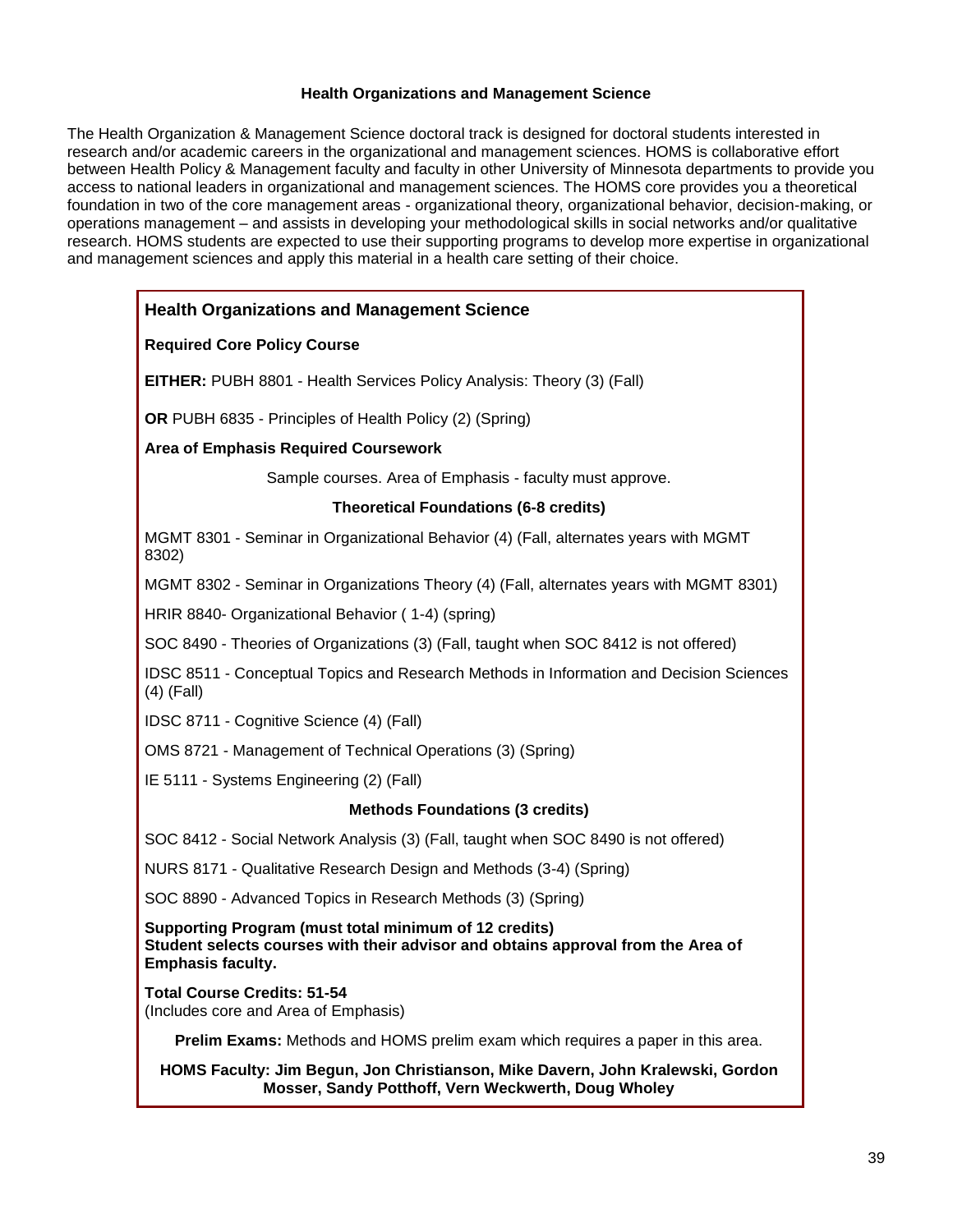## Health Organizations and Management Science

The Health Organization & Management Science doctoral track is designed for doctoral students interested in research and/or academic careers in the organizational and management sciences. HOMS is collaborative effort between Health Policy & Management faculty and faculty in other University of Minnesota departments to provide you access to national leaders in organizational and management sciences. The HOMS core provides you a theoretical foundation in two of the core management areas - organizational theory, organizational behavior, decision-making, or operations management – and assists in developing your methodological skills in social networks and/or qualitative research. HOMS students are expected to use their supporting programs to develop more expertise in organizational and management sciences and apply this material in a health care setting of their choice.

### Health Organizations and Management Science

**Required Core Policy Course**

**EITHER:** PUBH 8801 - Health Services Policy Analysis: Theory (3) (Fall)

**OR** PUBH 6835 - Principles of Health Policy (2) (Spring)

**Area of Emphasis Required Coursework**

Sample courses. Area of Emphasis - faculty must approve.

**Theoretical Foundations (6-8 credits)**

MGMT 8301 - Seminar in Organizational Behavior (4) (Fall, alternates years with MGMT 8302)

MGMT 8302 - Seminar in Organizations Theory (4) (Fall, alternates years with MGMT 8301)

HRIR 8840- Organizational Behavior ( 1-4) (spring)

SOC 8490 - Theories of Organizations (3) (Fall, taught when SOC 8412 is not offered)

IDSC 8511 - Conceptual Topics and Research Methods in Information and Decision Sciences (4) (Fall)

IDSC 8711 - Cognitive Science (4) (Fall)

OMS 8721 - Management of Technical Operations (3) (Spring)

IE 5111 - Systems Engineering (2) (Fall)

**Methods Foundations (3 credits)**

SOC 8412 - Social Network Analysis (3) (Fall, taught when SOC 8490 is not offered)

NURS 8171 - Qualitative Research Design and Methods (3-4) (Spring)

SOC 8890 - Advanced Topics in Research Methods (3) (Spring)

**Supporting Program (must total minimum of 12 credits)**
**Student selects courses with their advisor and obtains approval from the Area of Emphasis faculty.**

**Total Course Credits: 51-54**
(Includes core and Area of Emphasis)

**Prelim Exams:** Methods and HOMS prelim exam which requires a paper in this area.

**HOMS Faculty: Jim Begun, Jon Christianson, Mike Davern, John Kralewski, Gordon Mosser, Sandy Potthoff, Vern Weckwerth, Doug Wholey**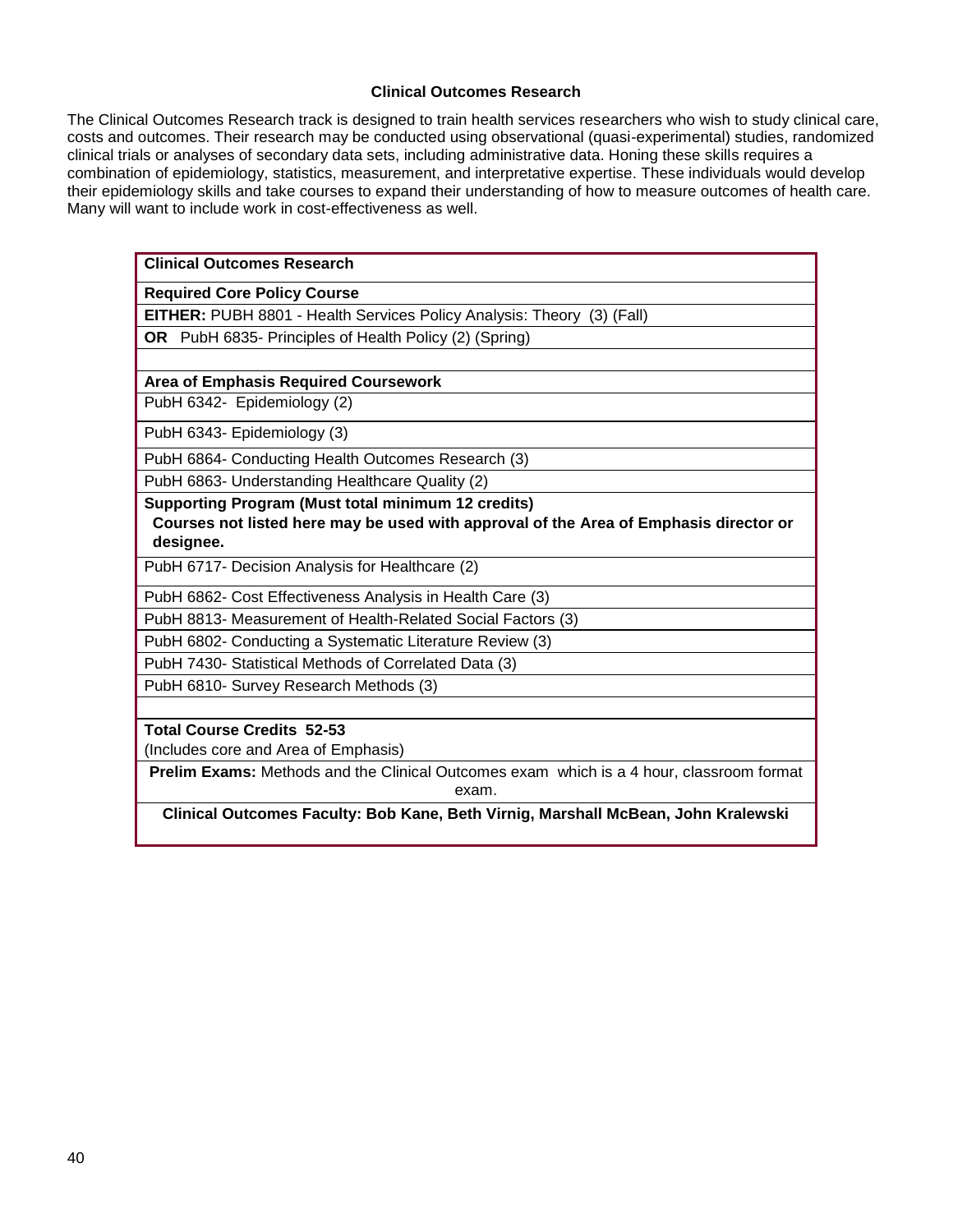### Clinical Outcomes Research

The Clinical Outcomes Research track is designed to train health services researchers who wish to study clinical care, costs and outcomes. Their research may be conducted using observational (quasi-experimental) studies, randomized clinical trials or analyses of secondary data sets, including administrative data. Honing these skills requires a combination of epidemiology, statistics, measurement, and interpretative expertise. These individuals would develop their epidemiology skills and take courses to expand their understanding of how to measure outcomes of health care. Many will want to include work in cost-effectiveness as well.

| **Clinical Outcomes Research** |
|---|
| **Required Core Policy Course** |
| **EITHER:** PUBH 8801 - Health Services Policy Analysis: Theory (3) (Fall) |
| **OR** PubH 6835- Principles of Health Policy (2) (Spring) |
| |
| **Area of Emphasis Required Coursework** |
| PubH 6342- Epidemiology (2) |
| PubH 6343- Epidemiology (3) |
| PubH 6864- Conducting Health Outcomes Research (3) |
| PubH 6863- Understanding Healthcare Quality (2) |
| **Supporting Program (Must total minimum 12 credits)** **Courses not listed here may be used with approval of the Area of Emphasis director or designee.** |
| PubH 6717- Decision Analysis for Healthcare (2) |
| PubH 6862- Cost Effectiveness Analysis in Health Care (3) |
| PubH 8813- Measurement of Health-Related Social Factors (3) |
| PubH 6802- Conducting a Systematic Literature Review (3) |
| PubH 7430- Statistical Methods of Correlated Data (3) |
| PubH 6810- Survey Research Methods (3) |
| |
| **Total Course Credits 52-53** (Includes core and Area of Emphasis) |
| **Prelim Exams:** Methods and the Clinical Outcomes exam which is a 4 hour, classroom format exam. |
| **Clinical Outcomes Faculty: Bob Kane, Beth Virnig, Marshall McBean, John Kralewski** |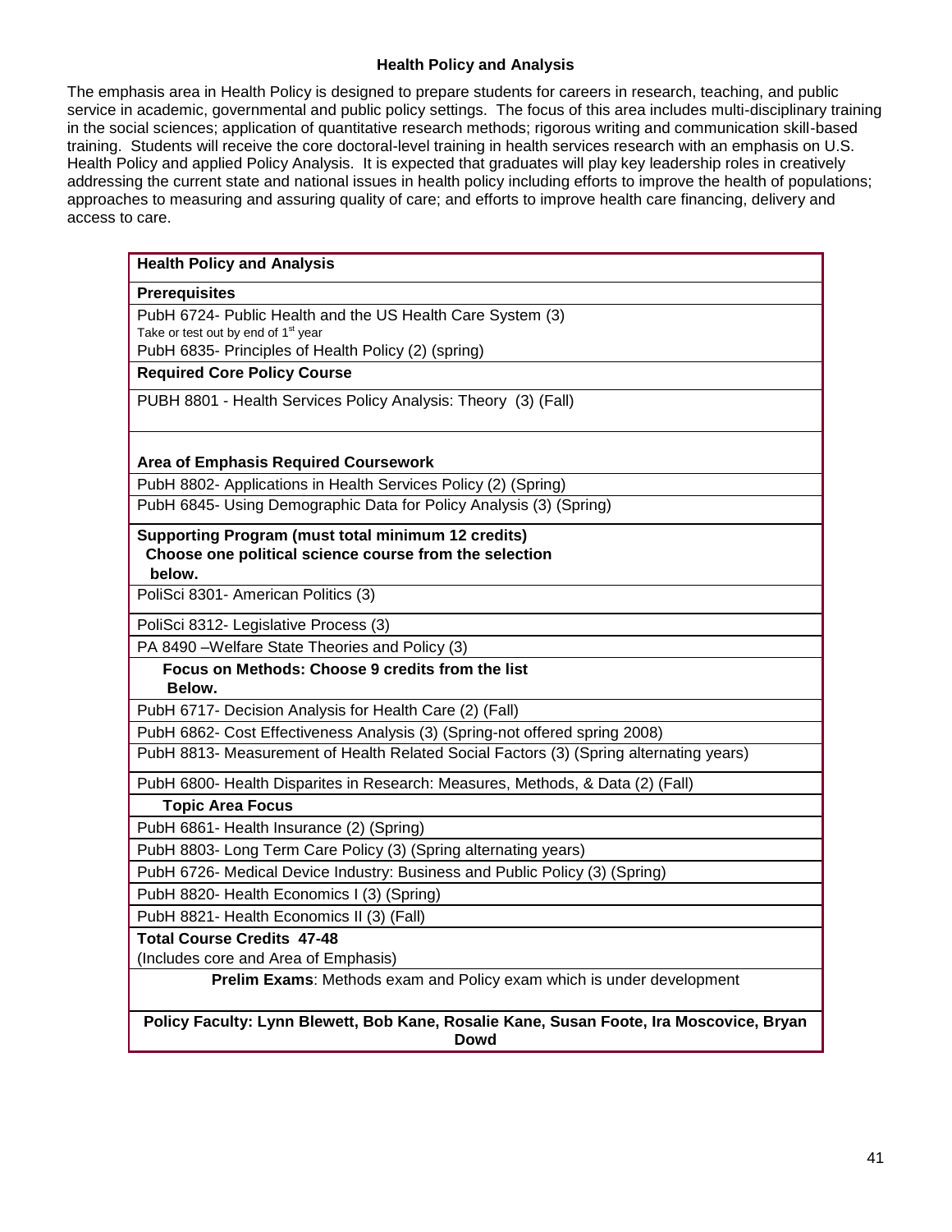## Health Policy and Analysis

The emphasis area in Health Policy is designed to prepare students for careers in research, teaching, and public service in academic, governmental and public policy settings. The focus of this area includes multi-disciplinary training in the social sciences; application of quantitative research methods; rigorous writing and communication skill-based training. Students will receive the core doctoral-level training in health services research with an emphasis on U.S. Health Policy and applied Policy Analysis. It is expected that graduates will play key leadership roles in creatively addressing the current state and national issues in health policy including efforts to improve the health of populations; approaches to measuring and assuring quality of care; and efforts to improve health care financing, delivery and access to care.

| **Health Policy and Analysis** |
|---|
| **Prerequisites** |
| PubH 6724- Public Health and the US Health Care System (3)<br>Take or test out by end of 1st year<br>PubH 6835- Principles of Health Policy (2) (spring) |
| **Required Core Policy Course** |
| PUBH 8801 - Health Services Policy Analysis: Theory (3) (Fall) |
| **Area of Emphasis Required Coursework** |
| PubH 8802- Applications in Health Services Policy (2) (Spring) |
| PubH 6845- Using Demographic Data for Policy Analysis (3) (Spring) |
| **Supporting Program (must total minimum 12 credits)**<br>**Choose one political science course from the selection below.** |
| PoliSci 8301- American Politics (3) |
| PoliSci 8312- Legislative Process (3) |
| PA 8490 –Welfare State Theories and Policy (3) |
| **Focus on Methods: Choose 9 credits from the list Below.** |
| PubH 6717- Decision Analysis for Health Care (2) (Fall) |
| PubH 6862- Cost Effectiveness Analysis (3) (Spring-not offered spring 2008) |
| PubH 8813- Measurement of Health Related Social Factors (3) (Spring alternating years) |
| PubH 6800- Health Disparites in Research: Measures, Methods, & Data (2) (Fall) |
| **Topic Area Focus** |
| PubH 6861- Health Insurance (2) (Spring) |
| PubH 8803- Long Term Care Policy (3) (Spring alternating years) |
| PubH 6726- Medical Device Industry: Business and Public Policy (3) (Spring) |
| PubH 8820- Health Economics I (3) (Spring) |
| PubH 8821- Health Economics II (3) (Fall) |
| **Total Course Credits 47-48**<br>(Includes core and Area of Emphasis) |
| **Prelim Exams**: Methods exam and Policy exam which is under development |
| **Policy Faculty: Lynn Blewett, Bob Kane, Rosalie Kane, Susan Foote, Ira Moscovice, Bryan Dowd** |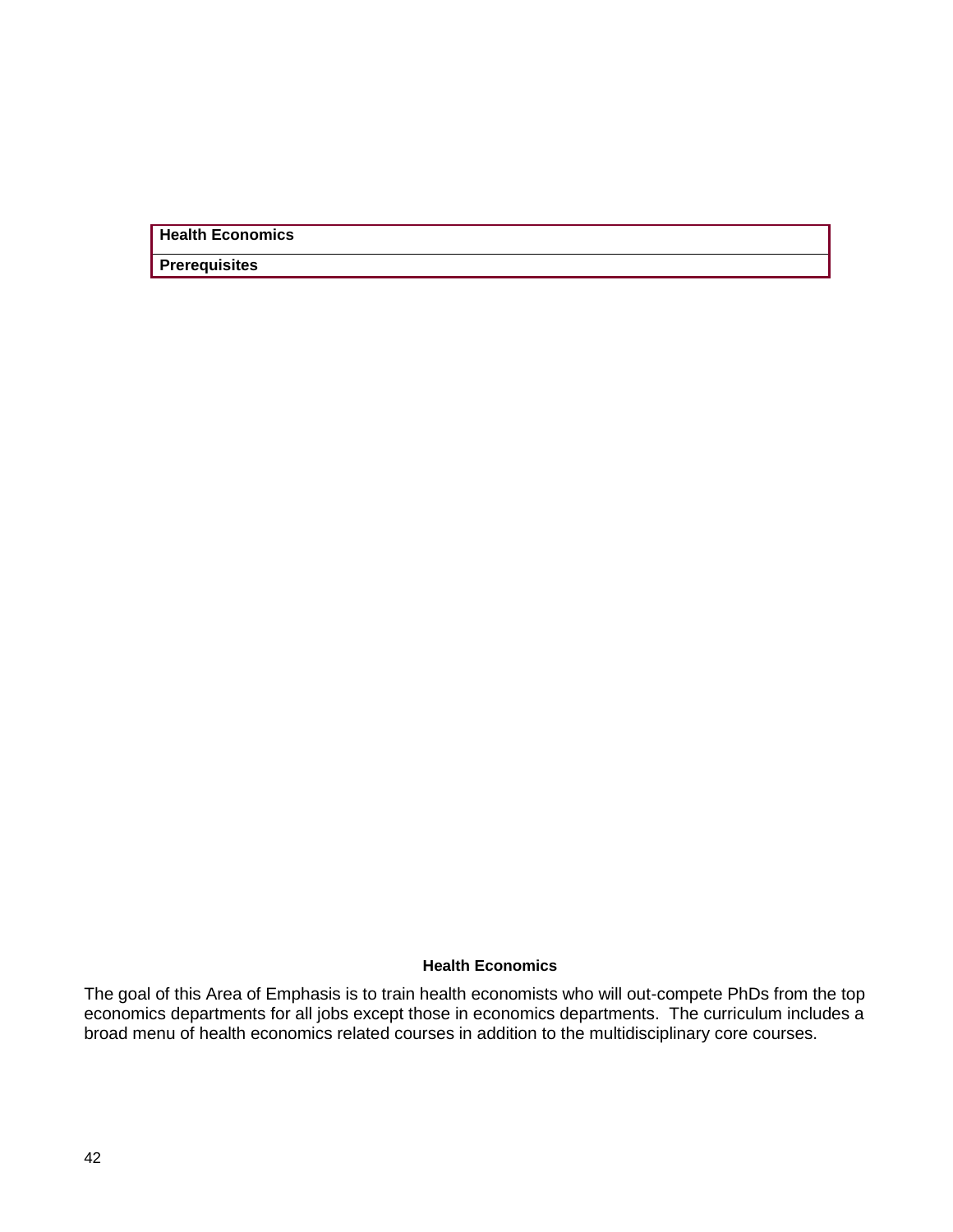| Health Economics |
| --- |
| Prerequisites |

## Health Economics

The goal of this Area of Emphasis is to train health economists who will out-compete PhDs from the top economics departments for all jobs except those in economics departments. The curriculum includes a broad menu of health economics related courses in addition to the multidisciplinary core courses.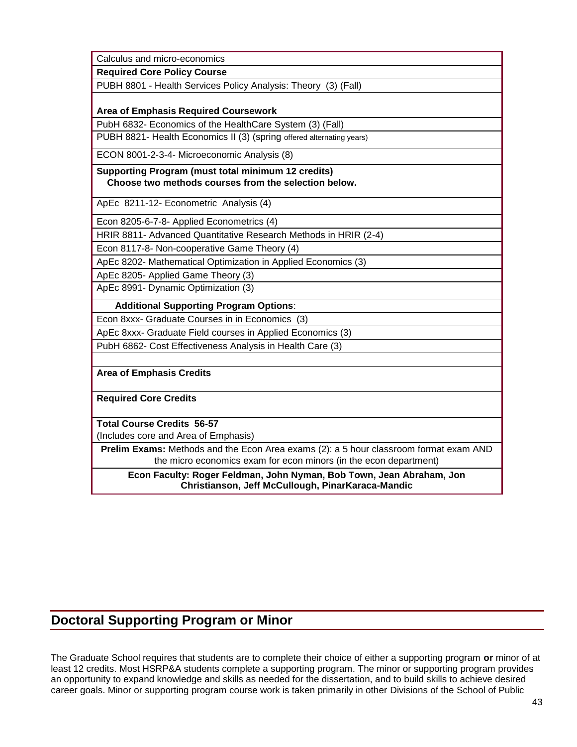| Calculus and micro-economics |
|---|
| **Required Core Policy Course** |
| PUBH 8801 - Health Services Policy Analysis: Theory (3) (Fall) |
| **Area of Emphasis Required Coursework** |
| PubH 6832- Economics of the HealthCare System (3) (Fall) |
| PUBH 8821- Health Economics II (3) (spring offered alternating years) |
| ECON 8001-2-3-4- Microeconomic Analysis (8) |
| **Supporting Program (must total minimum 12 credits)** **Choose two methods courses from the selection below.** |
| ApEc 8211-12- Econometric Analysis (4) |
| Econ 8205-6-7-8- Applied Econometrics (4) |
| HRIR 8811- Advanced Quantitative Research Methods in HRIR (2-4) |
| Econ 8117-8- Non-cooperative Game Theory (4) |
| ApEc 8202- Mathematical Optimization in Applied Economics (3) |
| ApEc 8205- Applied Game Theory (3) |
| ApEc 8991- Dynamic Optimization (3) |
| **Additional Supporting Program Options**: |
| Econ 8xxx- Graduate Courses in in Economics (3) |
| ApEc 8xxx- Graduate Field courses in Applied Economics (3) |
| PubH 6862- Cost Effectiveness Analysis in Health Care (3) |
| |
| **Area of Emphasis Credits** |
| **Required Core Credits** |
| **Total Course Credits 56-57** (Includes core and Area of Emphasis) |
| **Prelim Exams:** Methods and the Econ Area exams (2): a 5 hour classroom format exam AND the micro economics exam for econ minors (in the econ department) |
| **Econ Faculty: Roger Feldman, John Nyman, Bob Town, Jean Abraham, Jon Christianson, Jeff McCullough, PinarKaraca-Mandic** |

## Doctoral Supporting Program or Minor

The Graduate School requires that students are to complete their choice of either a supporting program **or** minor of at least 12 credits. Most HSRP&A students complete a supporting program. The minor or supporting program provides an opportunity to expand knowledge and skills as needed for the dissertation, and to build skills to achieve desired career goals. Minor or supporting program course work is taken primarily in other Divisions of the School of Public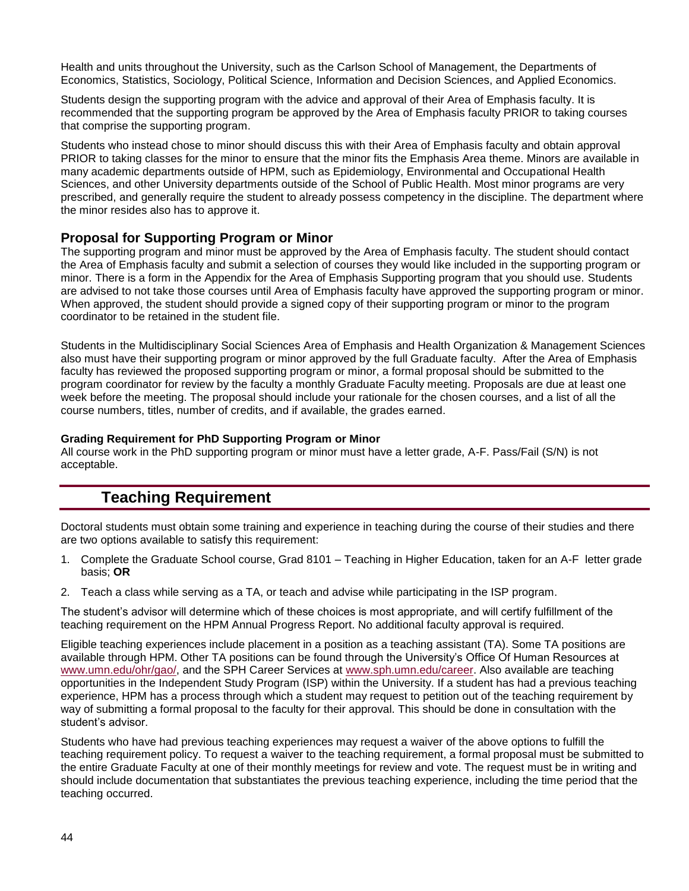Health and units throughout the University, such as the Carlson School of Management, the Departments of Economics, Statistics, Sociology, Political Science, Information and Decision Sciences, and Applied Economics.

Students design the supporting program with the advice and approval of their Area of Emphasis faculty. It is recommended that the supporting program be approved by the Area of Emphasis faculty PRIOR to taking courses that comprise the supporting program.

Students who instead chose to minor should discuss this with their Area of Emphasis faculty and obtain approval PRIOR to taking classes for the minor to ensure that the minor fits the Emphasis Area theme. Minors are available in many academic departments outside of HPM, such as Epidemiology, Environmental and Occupational Health Sciences, and other University departments outside of the School of Public Health. Most minor programs are very prescribed, and generally require the student to already possess competency in the discipline. The department where the minor resides also has to approve it.

### Proposal for Supporting Program or Minor

The supporting program and minor must be approved by the Area of Emphasis faculty. The student should contact the Area of Emphasis faculty and submit a selection of courses they would like included in the supporting program or minor. There is a form in the Appendix for the Area of Emphasis Supporting program that you should use. Students are advised to not take those courses until Area of Emphasis faculty have approved the supporting program or minor. When approved, the student should provide a signed copy of their supporting program or minor to the program coordinator to be retained in the student file.

Students in the Multidisciplinary Social Sciences Area of Emphasis and Health Organization & Management Sciences also must have their supporting program or minor approved by the full Graduate faculty. After the Area of Emphasis faculty has reviewed the proposed supporting program or minor, a formal proposal should be submitted to the program coordinator for review by the faculty a monthly Graduate Faculty meeting. Proposals are due at least one week before the meeting. The proposal should include your rationale for the chosen courses, and a list of all the course numbers, titles, number of credits, and if available, the grades earned.

#### Grading Requirement for PhD Supporting Program or Minor

All course work in the PhD supporting program or minor must have a letter grade, A-F. Pass/Fail (S/N) is not acceptable.

## Teaching Requirement

Doctoral students must obtain some training and experience in teaching during the course of their studies and there are two options available to satisfy this requirement:

1. Complete the Graduate School course, Grad 8101 – Teaching in Higher Education, taken for an A-F letter grade basis; **OR**
2. Teach a class while serving as a TA, or teach and advise while participating in the ISP program.

The student's advisor will determine which of these choices is most appropriate, and will certify fulfillment of the teaching requirement on the HPM Annual Progress Report. No additional faculty approval is required.

Eligible teaching experiences include placement in a position as a teaching assistant (TA). Some TA positions are available through HPM. Other TA positions can be found through the University's Office Of Human Resources at www.umn.edu/ohr/gao/, and the SPH Career Services at www.sph.umn.edu/career. Also available are teaching opportunities in the Independent Study Program (ISP) within the University. If a student has had a previous teaching experience, HPM has a process through which a student may request to petition out of the teaching requirement by way of submitting a formal proposal to the faculty for their approval. This should be done in consultation with the student's advisor.

Students who have had previous teaching experiences may request a waiver of the above options to fulfill the teaching requirement policy. To request a waiver to the teaching requirement, a formal proposal must be submitted to the entire Graduate Faculty at one of their monthly meetings for review and vote. The request must be in writing and should include documentation that substantiates the previous teaching experience, including the time period that the teaching occurred.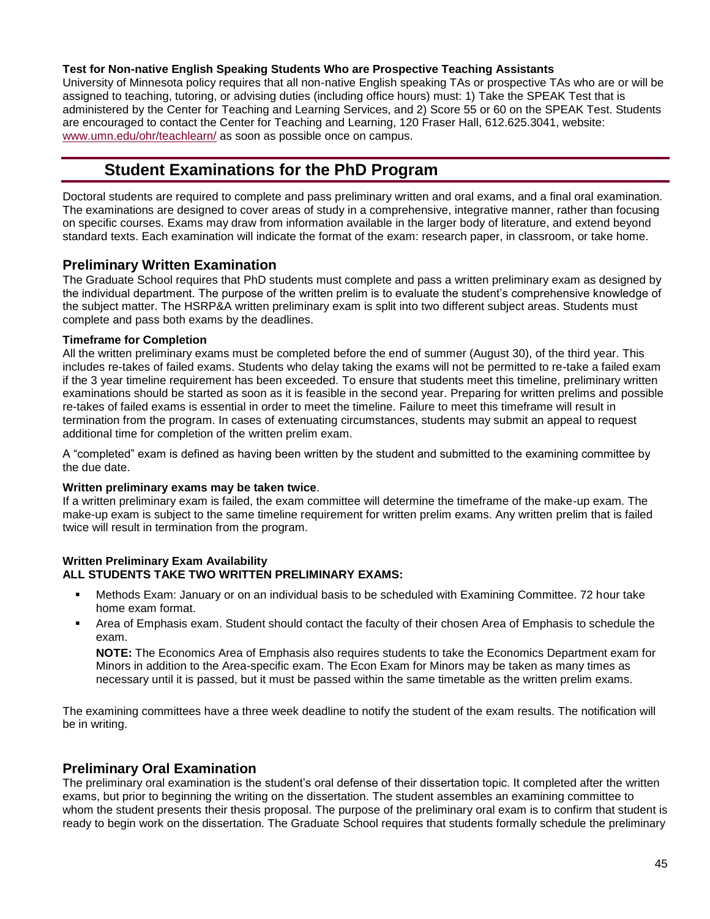**Test for Non-native English Speaking Students Who are Prospective Teaching Assistants**

University of Minnesota policy requires that all non-native English speaking TAs or prospective TAs who are or will be assigned to teaching, tutoring, or advising duties (including office hours) must: 1) Take the SPEAK Test that is administered by the Center for Teaching and Learning Services, and 2) Score 55 or 60 on the SPEAK Test. Students are encouraged to contact the Center for Teaching and Learning, 120 Fraser Hall, 612.625.3041, website: www.umn.edu/ohr/teachlearn/ as soon as possible once on campus.

# Student Examinations for the PhD Program

Doctoral students are required to complete and pass preliminary written and oral exams, and a final oral examination. The examinations are designed to cover areas of study in a comprehensive, integrative manner, rather than focusing on specific courses. Exams may draw from information available in the larger body of literature, and extend beyond standard texts. Each examination will indicate the format of the exam: research paper, in classroom, or take home.

## Preliminary Written Examination

The Graduate School requires that PhD students must complete and pass a written preliminary exam as designed by the individual department. The purpose of the written prelim is to evaluate the student's comprehensive knowledge of the subject matter. The HSRP&A written preliminary exam is split into two different subject areas. Students must complete and pass both exams by the deadlines.

**Timeframe for Completion**

All the written preliminary exams must be completed before the end of summer (August 30), of the third year. This includes re-takes of failed exams. Students who delay taking the exams will not be permitted to re-take a failed exam if the 3 year timeline requirement has been exceeded. To ensure that students meet this timeline, preliminary written examinations should be started as soon as it is feasible in the second year. Preparing for written prelims and possible re-takes of failed exams is essential in order to meet the timeline. Failure to meet this timeframe will result in termination from the program. In cases of extenuating circumstances, students may submit an appeal to request additional time for completion of the written prelim exam.

A "completed" exam is defined as having been written by the student and submitted to the examining committee by the due date.

**Written preliminary exams may be taken twice**.

If a written preliminary exam is failed, the exam committee will determine the timeframe of the make-up exam. The make-up exam is subject to the same timeline requirement for written prelim exams. Any written prelim that is failed twice will result in termination from the program.

**Written Preliminary Exam Availability**
**ALL STUDENTS TAKE TWO WRITTEN PRELIMINARY EXAMS:**

- Methods Exam: January or on an individual basis to be scheduled with Examining Committee. 72 hour take home exam format.
- Area of Emphasis exam. Student should contact the faculty of their chosen Area of Emphasis to schedule the exam.

  **NOTE:** The Economics Area of Emphasis also requires students to take the Economics Department exam for Minors in addition to the Area-specific exam. The Econ Exam for Minors may be taken as many times as necessary until it is passed, but it must be passed within the same timetable as the written prelim exams.

The examining committees have a three week deadline to notify the student of the exam results. The notification will be in writing.

## Preliminary Oral Examination

The preliminary oral examination is the student's oral defense of their dissertation topic. It completed after the written exams, but prior to beginning the writing on the dissertation. The student assembles an examining committee to whom the student presents their thesis proposal. The purpose of the preliminary oral exam is to confirm that student is ready to begin work on the dissertation. The Graduate School requires that students formally schedule the preliminary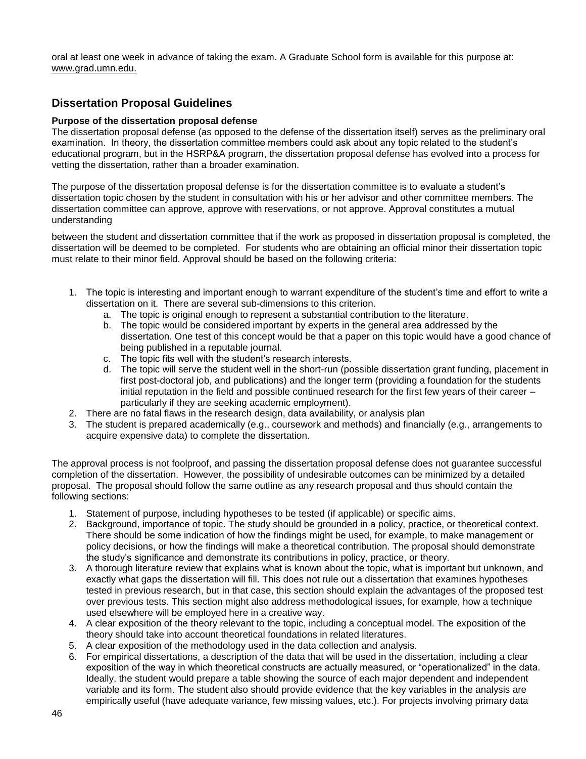oral at least one week in advance of taking the exam. A Graduate School form is available for this purpose at: www.grad.umn.edu.

## Dissertation Proposal Guidelines

**Purpose of the dissertation proposal defense**

The dissertation proposal defense (as opposed to the defense of the dissertation itself) serves as the preliminary oral examination. In theory, the dissertation committee members could ask about any topic related to the student's educational program, but in the HSRP&A program, the dissertation proposal defense has evolved into a process for vetting the dissertation, rather than a broader examination.

The purpose of the dissertation proposal defense is for the dissertation committee is to evaluate a student's dissertation topic chosen by the student in consultation with his or her advisor and other committee members. The dissertation committee can approve, approve with reservations, or not approve. Approval constitutes a mutual understanding

between the student and dissertation committee that if the work as proposed in dissertation proposal is completed, the dissertation will be deemed to be completed. For students who are obtaining an official minor their dissertation topic must relate to their minor field. Approval should be based on the following criteria:

1. The topic is interesting and important enough to warrant expenditure of the student's time and effort to write a dissertation on it. There are several sub-dimensions to this criterion.
   a. The topic is original enough to represent a substantial contribution to the literature.
   b. The topic would be considered important by experts in the general area addressed by the dissertation. One test of this concept would be that a paper on this topic would have a good chance of being published in a reputable journal.
   c. The topic fits well with the student's research interests.
   d. The topic will serve the student well in the short-run (possible dissertation grant funding, placement in first post-doctoral job, and publications) and the longer term (providing a foundation for the students initial reputation in the field and possible continued research for the first few years of their career – particularly if they are seeking academic employment).
2. There are no fatal flaws in the research design, data availability, or analysis plan
3. The student is prepared academically (e.g., coursework and methods) and financially (e.g., arrangements to acquire expensive data) to complete the dissertation.

The approval process is not foolproof, and passing the dissertation proposal defense does not guarantee successful completion of the dissertation. However, the possibility of undesirable outcomes can be minimized by a detailed proposal. The proposal should follow the same outline as any research proposal and thus should contain the following sections:

1. Statement of purpose, including hypotheses to be tested (if applicable) or specific aims.
2. Background, importance of topic. The study should be grounded in a policy, practice, or theoretical context. There should be some indication of how the findings might be used, for example, to make management or policy decisions, or how the findings will make a theoretical contribution. The proposal should demonstrate the study's significance and demonstrate its contributions in policy, practice, or theory.
3. A thorough literature review that explains what is known about the topic, what is important but unknown, and exactly what gaps the dissertation will fill. This does not rule out a dissertation that examines hypotheses tested in previous research, but in that case, this section should explain the advantages of the proposed test over previous tests. This section might also address methodological issues, for example, how a technique used elsewhere will be employed here in a creative way.
4. A clear exposition of the theory relevant to the topic, including a conceptual model. The exposition of the theory should take into account theoretical foundations in related literatures.
5. A clear exposition of the methodology used in the data collection and analysis.
6. For empirical dissertations, a description of the data that will be used in the dissertation, including a clear exposition of the way in which theoretical constructs are actually measured, or "operationalized" in the data. Ideally, the student would prepare a table showing the source of each major dependent and independent variable and its form. The student also should provide evidence that the key variables in the analysis are empirically useful (have adequate variance, few missing values, etc.). For projects involving primary data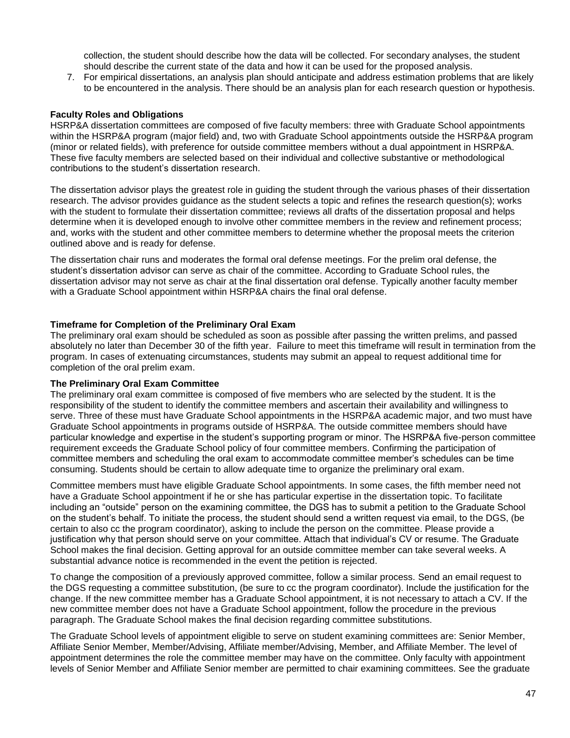collection, the student should describe how the data will be collected. For secondary analyses, the student should describe the current state of the data and how it can be used for the proposed analysis.

7. For empirical dissertations, an analysis plan should anticipate and address estimation problems that are likely to be encountered in the analysis. There should be an analysis plan for each research question or hypothesis.

**Faculty Roles and Obligations**

HSRP&A dissertation committees are composed of five faculty members: three with Graduate School appointments within the HSRP&A program (major field) and, two with Graduate School appointments outside the HSRP&A program (minor or related fields), with preference for outside committee members without a dual appointment in HSRP&A. These five faculty members are selected based on their individual and collective substantive or methodological contributions to the student's dissertation research.

The dissertation advisor plays the greatest role in guiding the student through the various phases of their dissertation research. The advisor provides guidance as the student selects a topic and refines the research question(s); works with the student to formulate their dissertation committee; reviews all drafts of the dissertation proposal and helps determine when it is developed enough to involve other committee members in the review and refinement process; and, works with the student and other committee members to determine whether the proposal meets the criterion outlined above and is ready for defense.

The dissertation chair runs and moderates the formal oral defense meetings. For the prelim oral defense, the student's dissertation advisor can serve as chair of the committee. According to Graduate School rules, the dissertation advisor may not serve as chair at the final dissertation oral defense. Typically another faculty member with a Graduate School appointment within HSRP&A chairs the final oral defense.

**Timeframe for Completion of the Preliminary Oral Exam**

The preliminary oral exam should be scheduled as soon as possible after passing the written prelims, and passed absolutely no later than December 30 of the fifth year. Failure to meet this timeframe will result in termination from the program. In cases of extenuating circumstances, students may submit an appeal to request additional time for completion of the oral prelim exam.

**The Preliminary Oral Exam Committee**

The preliminary oral exam committee is composed of five members who are selected by the student. It is the responsibility of the student to identify the committee members and ascertain their availability and willingness to serve. Three of these must have Graduate School appointments in the HSRP&A academic major, and two must have Graduate School appointments in programs outside of HSRP&A. The outside committee members should have particular knowledge and expertise in the student's supporting program or minor. The HSRP&A five-person committee requirement exceeds the Graduate School policy of four committee members. Confirming the participation of committee members and scheduling the oral exam to accommodate committee member's schedules can be time consuming. Students should be certain to allow adequate time to organize the preliminary oral exam.

Committee members must have eligible Graduate School appointments. In some cases, the fifth member need not have a Graduate School appointment if he or she has particular expertise in the dissertation topic. To facilitate including an "outside" person on the examining committee, the DGS has to submit a petition to the Graduate School on the student's behalf. To initiate the process, the student should send a written request via email, to the DGS, (be certain to also cc the program coordinator), asking to include the person on the committee. Please provide a justification why that person should serve on your committee. Attach that individual's CV or resume. The Graduate School makes the final decision. Getting approval for an outside committee member can take several weeks. A substantial advance notice is recommended in the event the petition is rejected.

To change the composition of a previously approved committee, follow a similar process. Send an email request to the DGS requesting a committee substitution, (be sure to cc the program coordinator). Include the justification for the change. If the new committee member has a Graduate School appointment, it is not necessary to attach a CV. If the new committee member does not have a Graduate School appointment, follow the procedure in the previous paragraph. The Graduate School makes the final decision regarding committee substitutions.

The Graduate School levels of appointment eligible to serve on student examining committees are: Senior Member, Affiliate Senior Member, Member/Advising, Affiliate member/Advising, Member, and Affiliate Member. The level of appointment determines the role the committee member may have on the committee. Only faculty with appointment levels of Senior Member and Affiliate Senior member are permitted to chair examining committees. See the graduate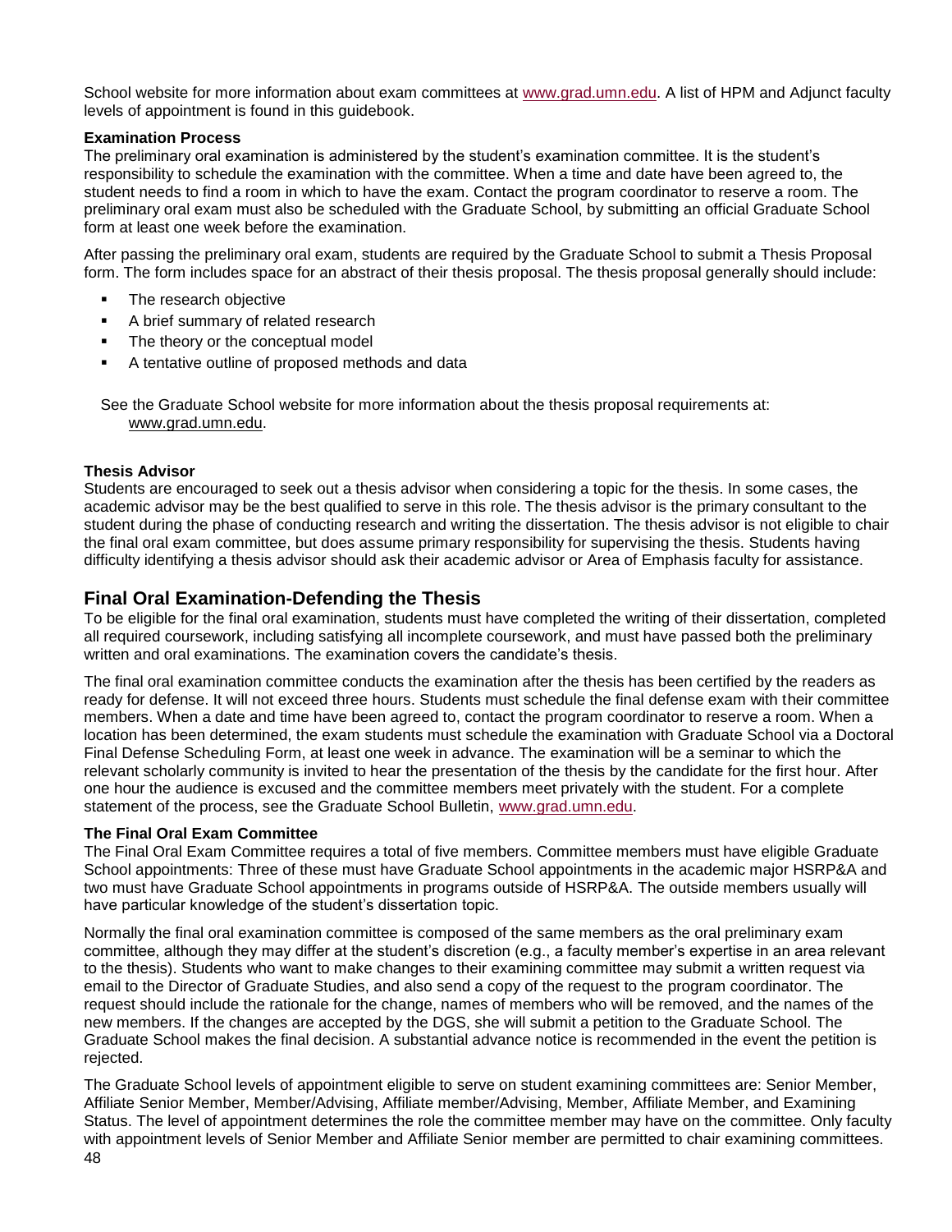School website for more information about exam committees at www.grad.umn.edu. A list of HPM and Adjunct faculty levels of appointment is found in this guidebook.

**Examination Process**

The preliminary oral examination is administered by the student's examination committee. It is the student's responsibility to schedule the examination with the committee. When a time and date have been agreed to, the student needs to find a room in which to have the exam. Contact the program coordinator to reserve a room. The preliminary oral exam must also be scheduled with the Graduate School, by submitting an official Graduate School form at least one week before the examination.

After passing the preliminary oral exam, students are required by the Graduate School to submit a Thesis Proposal form. The form includes space for an abstract of their thesis proposal. The thesis proposal generally should include:

- The research objective
- A brief summary of related research
- The theory or the conceptual model
- A tentative outline of proposed methods and data

See the Graduate School website for more information about the thesis proposal requirements at: www.grad.umn.edu.

**Thesis Advisor**

Students are encouraged to seek out a thesis advisor when considering a topic for the thesis. In some cases, the academic advisor may be the best qualified to serve in this role. The thesis advisor is the primary consultant to the student during the phase of conducting research and writing the dissertation. The thesis advisor is not eligible to chair the final oral exam committee, but does assume primary responsibility for supervising the thesis. Students having difficulty identifying a thesis advisor should ask their academic advisor or Area of Emphasis faculty for assistance.

## Final Oral Examination-Defending the Thesis

To be eligible for the final oral examination, students must have completed the writing of their dissertation, completed all required coursework, including satisfying all incomplete coursework, and must have passed both the preliminary written and oral examinations. The examination covers the candidate's thesis.

The final oral examination committee conducts the examination after the thesis has been certified by the readers as ready for defense. It will not exceed three hours. Students must schedule the final defense exam with their committee members. When a date and time have been agreed to, contact the program coordinator to reserve a room. When a location has been determined, the exam students must schedule the examination with Graduate School via a Doctoral Final Defense Scheduling Form, at least one week in advance. The examination will be a seminar to which the relevant scholarly community is invited to hear the presentation of the thesis by the candidate for the first hour. After one hour the audience is excused and the committee members meet privately with the student. For a complete statement of the process, see the Graduate School Bulletin, www.grad.umn.edu.

**The Final Oral Exam Committee**

The Final Oral Exam Committee requires a total of five members. Committee members must have eligible Graduate School appointments: Three of these must have Graduate School appointments in the academic major HSRP&A and two must have Graduate School appointments in programs outside of HSRP&A. The outside members usually will have particular knowledge of the student's dissertation topic.

Normally the final oral examination committee is composed of the same members as the oral preliminary exam committee, although they may differ at the student's discretion (e.g., a faculty member's expertise in an area relevant to the thesis). Students who want to make changes to their examining committee may submit a written request via email to the Director of Graduate Studies, and also send a copy of the request to the program coordinator. The request should include the rationale for the change, names of members who will be removed, and the names of the new members. If the changes are accepted by the DGS, she will submit a petition to the Graduate School. The Graduate School makes the final decision. A substantial advance notice is recommended in the event the petition is rejected.

The Graduate School levels of appointment eligible to serve on student examining committees are: Senior Member, Affiliate Senior Member, Member/Advising, Affiliate member/Advising, Member, Affiliate Member, and Examining Status. The level of appointment determines the role the committee member may have on the committee. Only faculty with appointment levels of Senior Member and Affiliate Senior member are permitted to chair examining committees.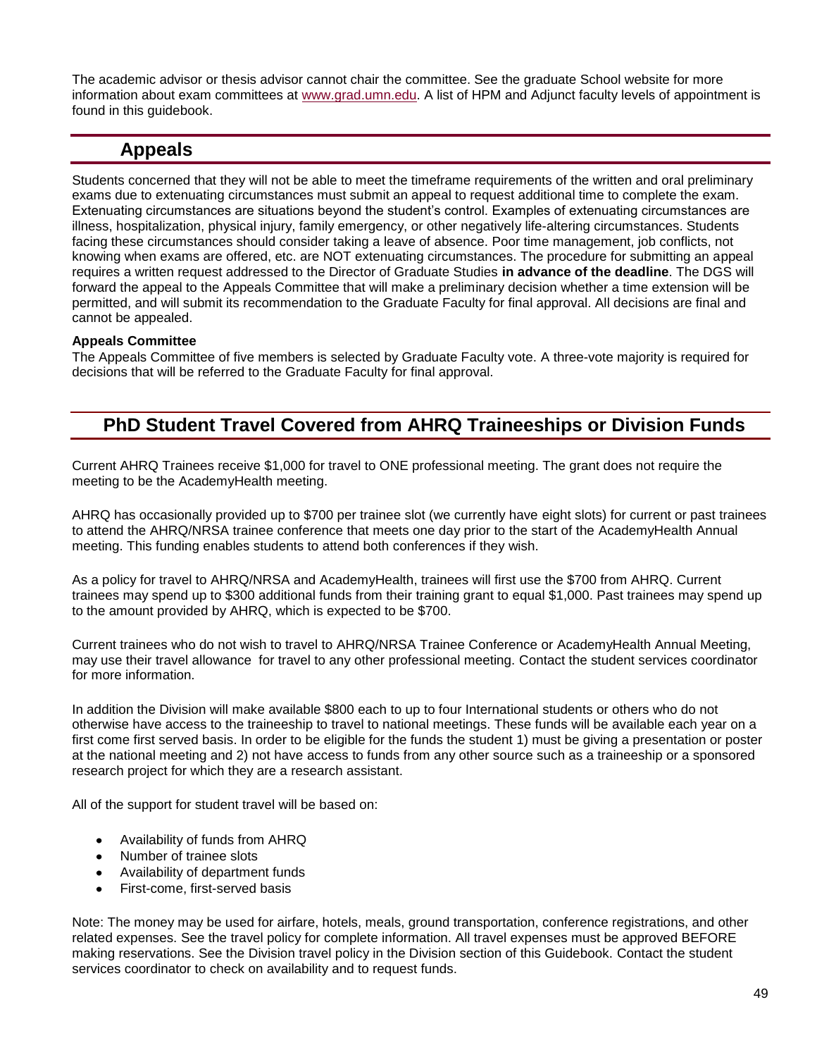The academic advisor or thesis advisor cannot chair the committee. See the graduate School website for more information about exam committees at [www.grad.umn.edu](http://www.grad.umn.edu). A list of HPM and Adjunct faculty levels of appointment is found in this guidebook.

## Appeals

Students concerned that they will not be able to meet the timeframe requirements of the written and oral preliminary exams due to extenuating circumstances must submit an appeal to request additional time to complete the exam. Extenuating circumstances are situations beyond the student's control. Examples of extenuating circumstances are illness, hospitalization, physical injury, family emergency, or other negatively life-altering circumstances. Students facing these circumstances should consider taking a leave of absence. Poor time management, job conflicts, not knowing when exams are offered, etc. are NOT extenuating circumstances. The procedure for submitting an appeal requires a written request addressed to the Director of Graduate Studies **in advance of the deadline**. The DGS will forward the appeal to the Appeals Committee that will make a preliminary decision whether a time extension will be permitted, and will submit its recommendation to the Graduate Faculty for final approval. All decisions are final and cannot be appealed.

**Appeals Committee**

The Appeals Committee of five members is selected by Graduate Faculty vote. A three-vote majority is required for decisions that will be referred to the Graduate Faculty for final approval.

## PhD Student Travel Covered from AHRQ Traineeships or Division Funds

Current AHRQ Trainees receive $1,000 for travel to ONE professional meeting. The grant does not require the meeting to be the AcademyHealth meeting.

AHRQ has occasionally provided up to $700 per trainee slot (we currently have eight slots) for current or past trainees to attend the AHRQ/NRSA trainee conference that meets one day prior to the start of the AcademyHealth Annual meeting. This funding enables students to attend both conferences if they wish.

As a policy for travel to AHRQ/NRSA and AcademyHealth, trainees will first use the $700 from AHRQ. Current trainees may spend up to $300 additional funds from their training grant to equal $1,000. Past trainees may spend up to the amount provided by AHRQ, which is expected to be $700.

Current trainees who do not wish to travel to AHRQ/NRSA Trainee Conference or AcademyHealth Annual Meeting, may use their travel allowance for travel to any other professional meeting. Contact the student services coordinator for more information.

In addition the Division will make available $800 each to up to four International students or others who do not otherwise have access to the traineeship to travel to national meetings. These funds will be available each year on a first come first served basis. In order to be eligible for the funds the student 1) must be giving a presentation or poster at the national meeting and 2) not have access to funds from any other source such as a traineeship or a sponsored research project for which they are a research assistant.

All of the support for student travel will be based on:

- Availability of funds from AHRQ
- Number of trainee slots
- Availability of department funds
- First-come, first-served basis

Note: The money may be used for airfare, hotels, meals, ground transportation, conference registrations, and other related expenses. See the travel policy for complete information. All travel expenses must be approved BEFORE making reservations. See the Division travel policy in the Division section of this Guidebook. Contact the student services coordinator to check on availability and to request funds.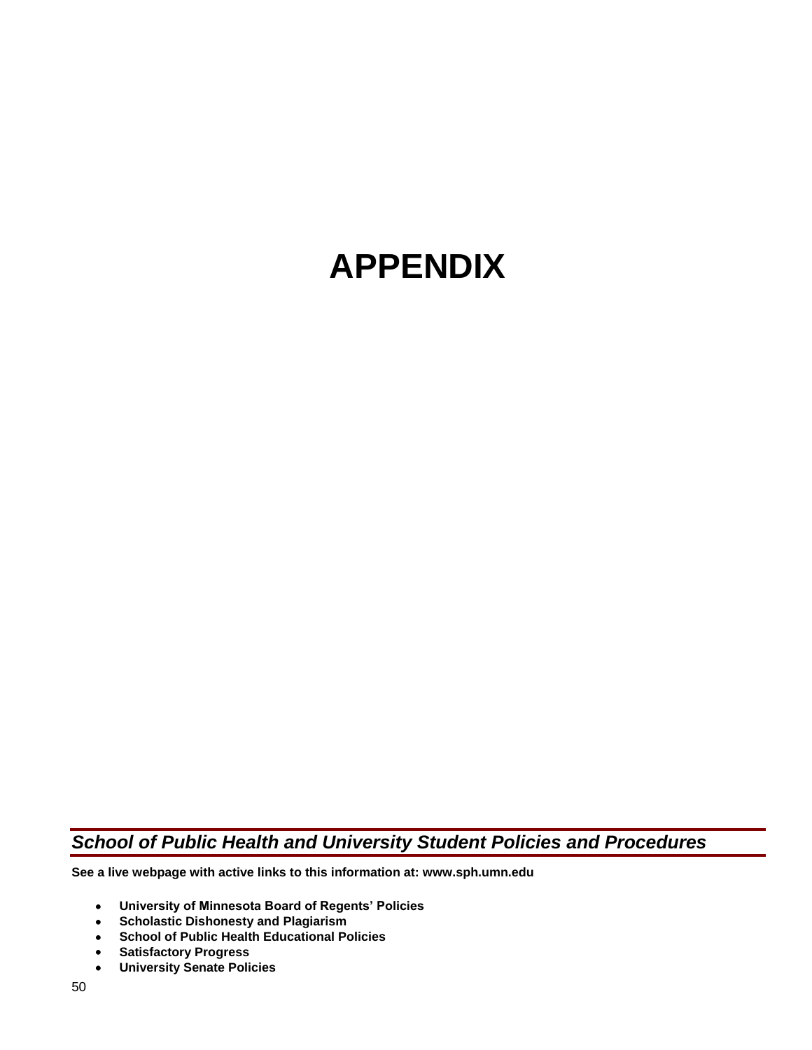# APPENDIX

## *School of Public Health and University Student Policies and Procedures*

**See a live webpage with active links to this information at: www.sph.umn.edu**

- **University of Minnesota Board of Regents' Policies**
- **Scholastic Dishonesty and Plagiarism**
- **School of Public Health Educational Policies**
- **Satisfactory Progress**
- **University Senate Policies**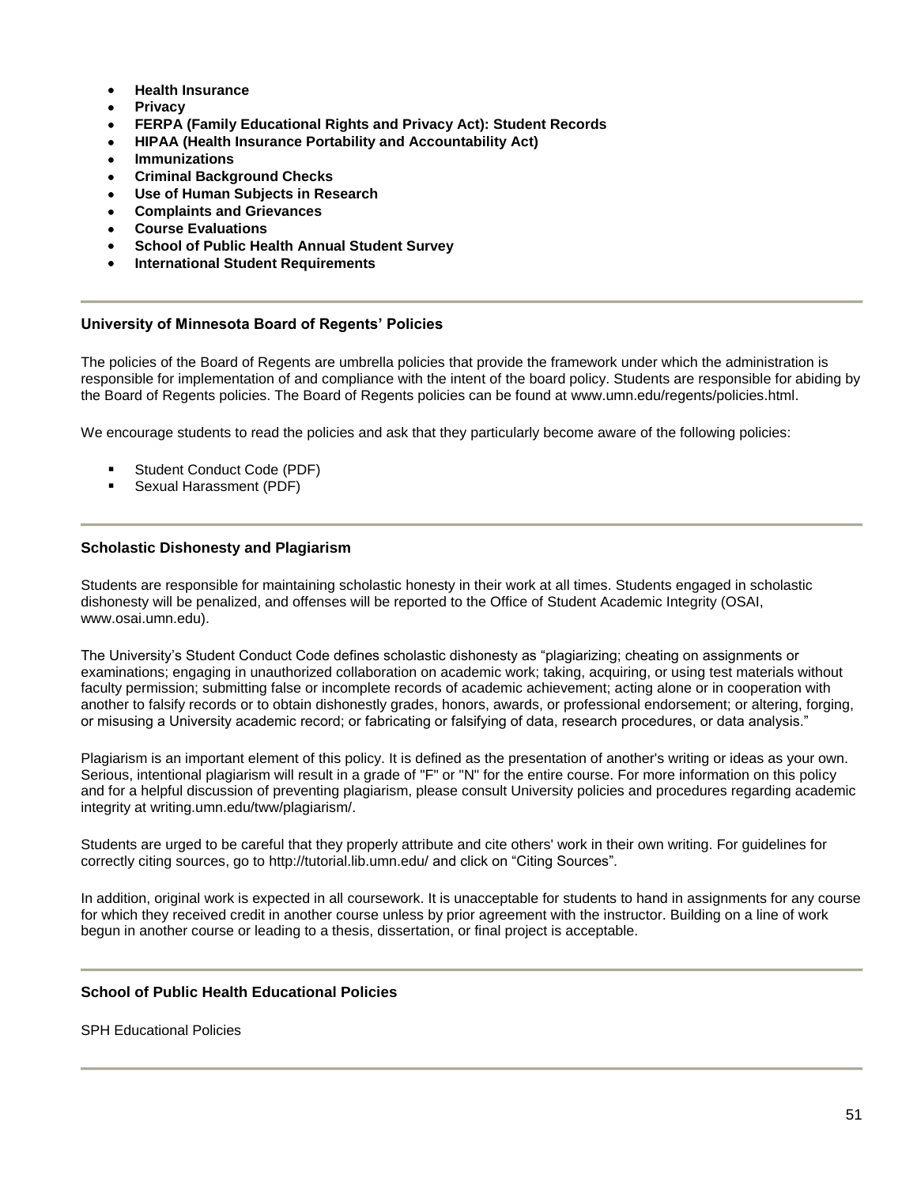- **Health Insurance**
- **Privacy**
- **FERPA (Family Educational Rights and Privacy Act): Student Records**
- **HIPAA (Health Insurance Portability and Accountability Act)**
- **Immunizations**
- **Criminal Background Checks**
- **Use of Human Subjects in Research**
- **Complaints and Grievances**
- **Course Evaluations**
- **School of Public Health Annual Student Survey**
- **International Student Requirements**

---

### University of Minnesota Board of Regents' Policies

The policies of the Board of Regents are umbrella policies that provide the framework under which the administration is responsible for implementation of and compliance with the intent of the board policy. Students are responsible for abiding by the Board of Regents policies. The Board of Regents policies can be found at www.umn.edu/regents/policies.html.

We encourage students to read the policies and ask that they particularly become aware of the following policies:

- Student Conduct Code (PDF)
- Sexual Harassment (PDF)

---

### Scholastic Dishonesty and Plagiarism

Students are responsible for maintaining scholastic honesty in their work at all times. Students engaged in scholastic dishonesty will be penalized, and offenses will be reported to the Office of Student Academic Integrity (OSAI, www.osai.umn.edu).

The University's Student Conduct Code defines scholastic dishonesty as "plagiarizing; cheating on assignments or examinations; engaging in unauthorized collaboration on academic work; taking, acquiring, or using test materials without faculty permission; submitting false or incomplete records of academic achievement; acting alone or in cooperation with another to falsify records or to obtain dishonestly grades, honors, awards, or professional endorsement; or altering, forging, or misusing a University academic record; or fabricating or falsifying of data, research procedures, or data analysis."

Plagiarism is an important element of this policy. It is defined as the presentation of another's writing or ideas as your own. Serious, intentional plagiarism will result in a grade of "F" or "N" for the entire course. For more information on this policy and for a helpful discussion of preventing plagiarism, please consult University policies and procedures regarding academic integrity at writing.umn.edu/tww/plagiarism/.

Students are urged to be careful that they properly attribute and cite others' work in their own writing. For guidelines for correctly citing sources, go to http://tutorial.lib.umn.edu/ and click on "Citing Sources".

In addition, original work is expected in all coursework. It is unacceptable for students to hand in assignments for any course for which they received credit in another course unless by prior agreement with the instructor. Building on a line of work begun in another course or leading to a thesis, dissertation, or final project is acceptable.

---

### School of Public Health Educational Policies

SPH Educational Policies

---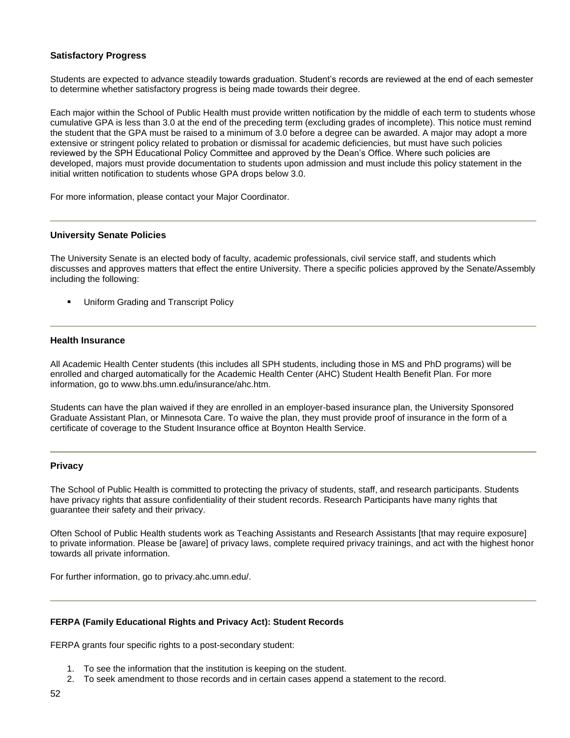### Satisfactory Progress

Students are expected to advance steadily towards graduation. Student's records are reviewed at the end of each semester to determine whether satisfactory progress is being made towards their degree.

Each major within the School of Public Health must provide written notification by the middle of each term to students whose cumulative GPA is less than 3.0 at the end of the preceding term (excluding grades of incomplete). This notice must remind the student that the GPA must be raised to a minimum of 3.0 before a degree can be awarded. A major may adopt a more extensive or stringent policy related to probation or dismissal for academic deficiencies, but must have such policies reviewed by the SPH Educational Policy Committee and approved by the Dean's Office. Where such policies are developed, majors must provide documentation to students upon admission and must include this policy statement in the initial written notification to students whose GPA drops below 3.0.

For more information, please contact your Major Coordinator.

---

### University Senate Policies

The University Senate is an elected body of faculty, academic professionals, civil service staff, and students which discusses and approves matters that effect the entire University. There a specific policies approved by the Senate/Assembly including the following:

- Uniform Grading and Transcript Policy

---

### Health Insurance

All Academic Health Center students (this includes all SPH students, including those in MS and PhD programs) will be enrolled and charged automatically for the Academic Health Center (AHC) Student Health Benefit Plan. For more information, go to www.bhs.umn.edu/insurance/ahc.htm.

Students can have the plan waived if they are enrolled in an employer-based insurance plan, the University Sponsored Graduate Assistant Plan, or Minnesota Care. To waive the plan, they must provide proof of insurance in the form of a certificate of coverage to the Student Insurance office at Boynton Health Service.

---

### Privacy

The School of Public Health is committed to protecting the privacy of students, staff, and research participants. Students have privacy rights that assure confidentiality of their student records. Research Participants have many rights that guarantee their safety and their privacy.

Often School of Public Health students work as Teaching Assistants and Research Assistants [that may require exposure] to private information. Please be [aware] of privacy laws, complete required privacy trainings, and act with the highest honor towards all private information.

For further information, go to privacy.ahc.umn.edu/.

---

### FERPA (Family Educational Rights and Privacy Act): Student Records

FERPA grants four specific rights to a post-secondary student:

1. To see the information that the institution is keeping on the student.
2. To seek amendment to those records and in certain cases append a statement to the record.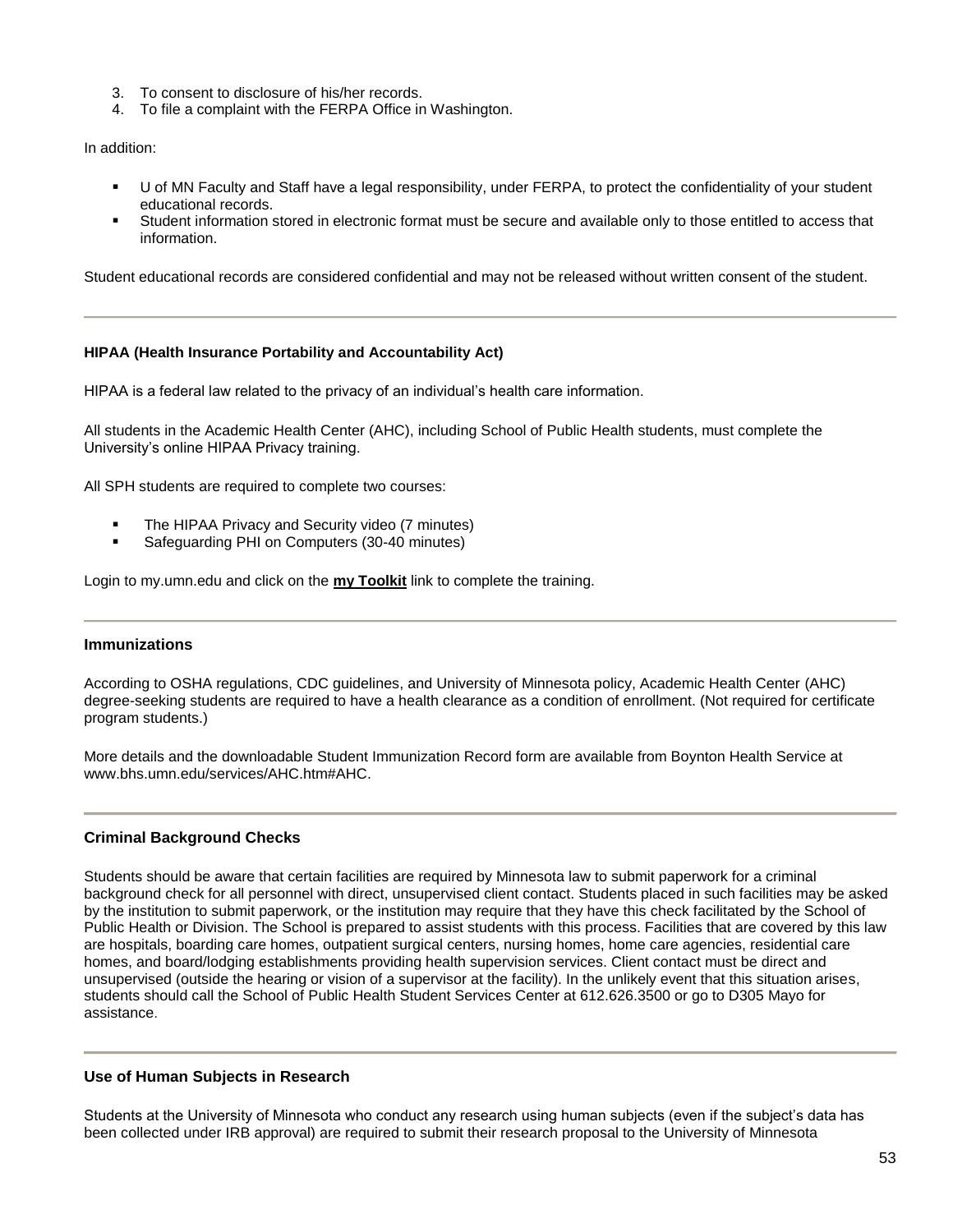3. To consent to disclosure of his/her records.
4. To file a complaint with the FERPA Office in Washington.

In addition:

- U of MN Faculty and Staff have a legal responsibility, under FERPA, to protect the confidentiality of your student educational records.
- Student information stored in electronic format must be secure and available only to those entitled to access that information.

Student educational records are considered confidential and may not be released without written consent of the student.

---

**HIPAA (Health Insurance Portability and Accountability Act)**

HIPAA is a federal law related to the privacy of an individual's health care information.

All students in the Academic Health Center (AHC), including School of Public Health students, must complete the University's online HIPAA Privacy training.

All SPH students are required to complete two courses:

- The HIPAA Privacy and Security video (7 minutes)
- Safeguarding PHI on Computers (30-40 minutes)

Login to my.umn.edu and click on the **my Toolkit** link to complete the training.

---

### Immunizations

According to OSHA regulations, CDC guidelines, and University of Minnesota policy, Academic Health Center (AHC) degree-seeking students are required to have a health clearance as a condition of enrollment. (Not required for certificate program students.)

More details and the downloadable Student Immunization Record form are available from Boynton Health Service at www.bhs.umn.edu/services/AHC.htm#AHC.

---

### Criminal Background Checks

Students should be aware that certain facilities are required by Minnesota law to submit paperwork for a criminal background check for all personnel with direct, unsupervised client contact. Students placed in such facilities may be asked by the institution to submit paperwork, or the institution may require that they have this check facilitated by the School of Public Health or Division. The School is prepared to assist students with this process. Facilities that are covered by this law are hospitals, boarding care homes, outpatient surgical centers, nursing homes, home care agencies, residential care homes, and board/lodging establishments providing health supervision services. Client contact must be direct and unsupervised (outside the hearing or vision of a supervisor at the facility). In the unlikely event that this situation arises, students should call the School of Public Health Student Services Center at 612.626.3500 or go to D305 Mayo for assistance.

---

### Use of Human Subjects in Research

Students at the University of Minnesota who conduct any research using human subjects (even if the subject's data has been collected under IRB approval) are required to submit their research proposal to the University of Minnesota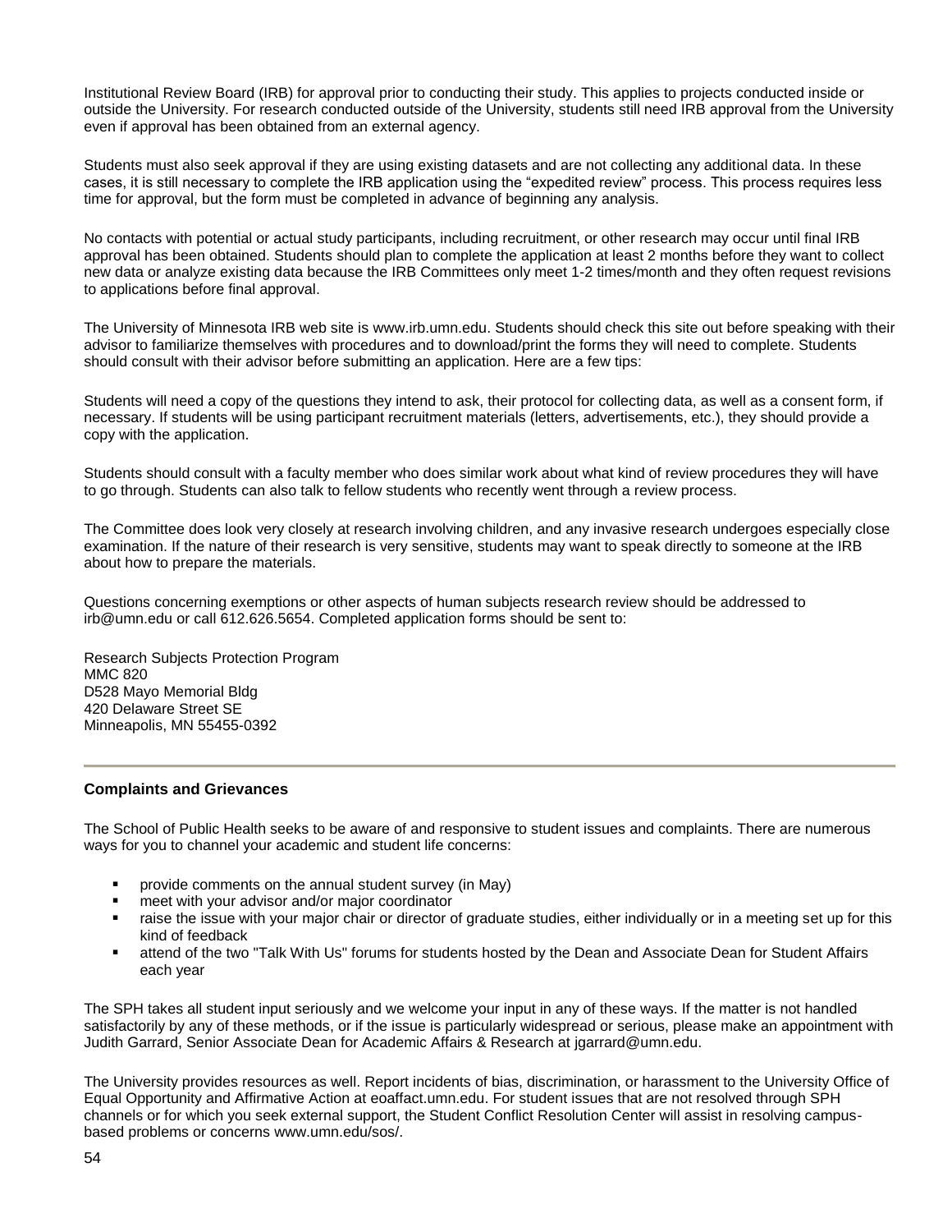Institutional Review Board (IRB) for approval prior to conducting their study. This applies to projects conducted inside or outside the University. For research conducted outside of the University, students still need IRB approval from the University even if approval has been obtained from an external agency.

Students must also seek approval if they are using existing datasets and are not collecting any additional data. In these cases, it is still necessary to complete the IRB application using the "expedited review" process. This process requires less time for approval, but the form must be completed in advance of beginning any analysis.

No contacts with potential or actual study participants, including recruitment, or other research may occur until final IRB approval has been obtained. Students should plan to complete the application at least 2 months before they want to collect new data or analyze existing data because the IRB Committees only meet 1-2 times/month and they often request revisions to applications before final approval.

The University of Minnesota IRB web site is www.irb.umn.edu. Students should check this site out before speaking with their advisor to familiarize themselves with procedures and to download/print the forms they will need to complete. Students should consult with their advisor before submitting an application. Here are a few tips:

Students will need a copy of the questions they intend to ask, their protocol for collecting data, as well as a consent form, if necessary. If students will be using participant recruitment materials (letters, advertisements, etc.), they should provide a copy with the application.

Students should consult with a faculty member who does similar work about what kind of review procedures they will have to go through. Students can also talk to fellow students who recently went through a review process.

The Committee does look very closely at research involving children, and any invasive research undergoes especially close examination. If the nature of their research is very sensitive, students may want to speak directly to someone at the IRB about how to prepare the materials.

Questions concerning exemptions or other aspects of human subjects research review should be addressed to irb@umn.edu or call 612.626.5654. Completed application forms should be sent to:

Research Subjects Protection Program
MMC 820
D528 Mayo Memorial Bldg
420 Delaware Street SE
Minneapolis, MN 55455-0392

---

### Complaints and Grievances

The School of Public Health seeks to be aware of and responsive to student issues and complaints. There are numerous ways for you to channel your academic and student life concerns:

- provide comments on the annual student survey (in May)
- meet with your advisor and/or major coordinator
- raise the issue with your major chair or director of graduate studies, either individually or in a meeting set up for this kind of feedback
- attend of the two "Talk With Us" forums for students hosted by the Dean and Associate Dean for Student Affairs each year

The SPH takes all student input seriously and we welcome your input in any of these ways. If the matter is not handled satisfactorily by any of these methods, or if the issue is particularly widespread or serious, please make an appointment with Judith Garrard, Senior Associate Dean for Academic Affairs & Research at jgarrard@umn.edu.

The University provides resources as well. Report incidents of bias, discrimination, or harassment to the University Office of Equal Opportunity and Affirmative Action at eoaffact.umn.edu. For student issues that are not resolved through SPH channels or for which you seek external support, the Student Conflict Resolution Center will assist in resolving campus-based problems or concerns www.umn.edu/sos/.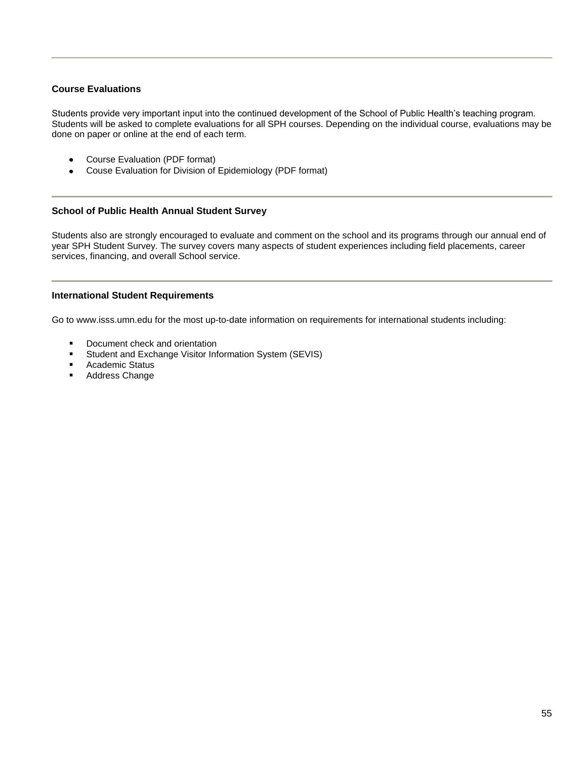## Course Evaluations

Students provide very important input into the continued development of the School of Public Health's teaching program. Students will be asked to complete evaluations for all SPH courses. Depending on the individual course, evaluations may be done on paper or online at the end of each term.

- Course Evaluation (PDF format)
- Couse Evaluation for Division of Epidemiology (PDF format)

---

## School of Public Health Annual Student Survey

Students also are strongly encouraged to evaluate and comment on the school and its programs through our annual end of year SPH Student Survey. The survey covers many aspects of student experiences including field placements, career services, financing, and overall School service.

---

## International Student Requirements

Go to www.isss.umn.edu for the most up-to-date information on requirements for international students including:

- Document check and orientation
- Student and Exchange Visitor Information System (SEVIS)
- Academic Status
- Address Change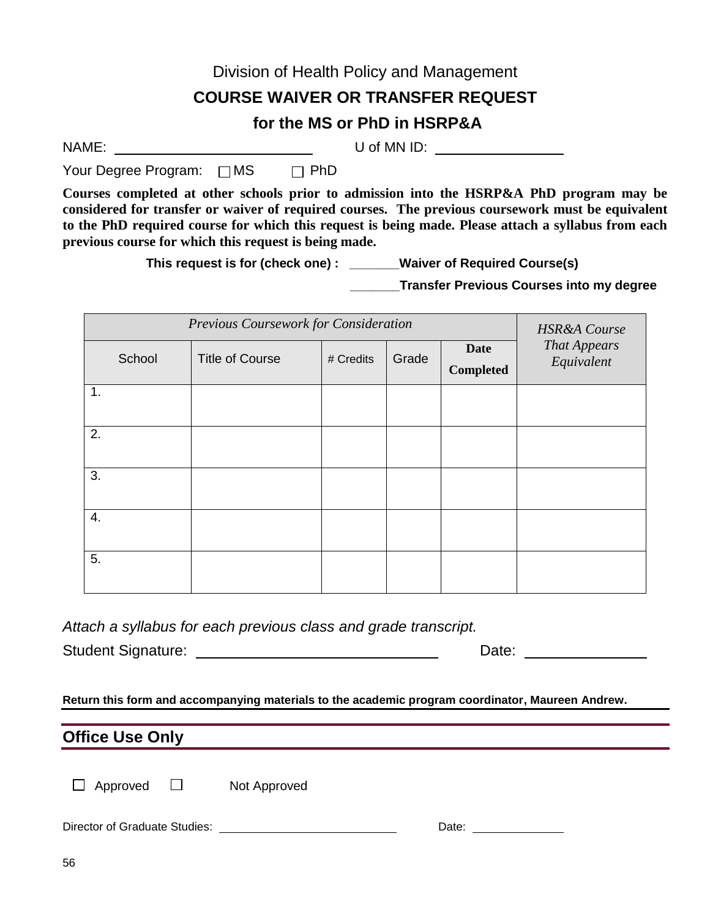Division of Health Policy and Management

## COURSE WAIVER OR TRANSFER REQUEST

## for the MS or PhD in HSRP&A

NAME: ______________________ U of MN ID: ______________

Your Degree Program: ☐ MS ☐ PhD

**Courses completed at other schools prior to admission into the HSRP&A PhD program may be considered for transfer or waiver of required courses. The previous coursework must be equivalent to the PhD required course for which this request is being made. Please attach a syllabus from each previous course for which this request is being made.**

**This request is for (check one) : _______Waiver of Required Course(s)**

**_______Transfer Previous Courses into my degree**

| *Previous Coursework for Consideration* | | | | | *HSR&A Course That Appears Equivalent* |
|---|---|---|---|---|---|
| School | Title of Course | # Credits | Grade | **Date Completed** | |
| 1. | | | | | |
| 2. | | | | | |
| 3. | | | | | |
| 4. | | | | | |
| 5. | | | | | |

*Attach a syllabus for each previous class and grade transcript.*

Student Signature: ___________________________ Date: ______________

**Return this form and accompanying materials to the academic program coordinator, Maureen Andrew.**

## Office Use Only

☐ Approved ☐ Not Approved

Director of Graduate Studies: ______________________ Date: ____________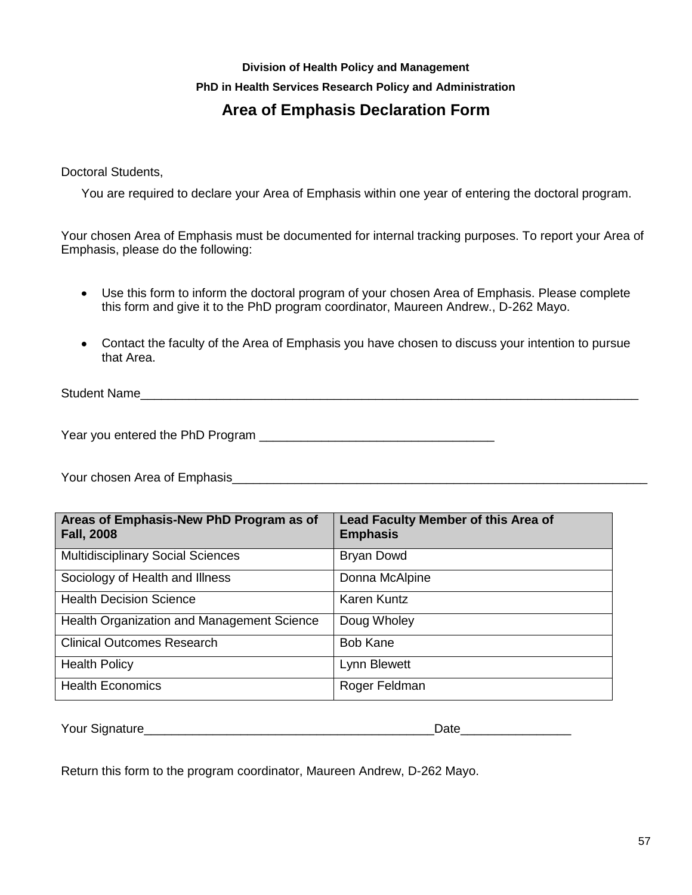**Division of Health Policy and Management**

**PhD in Health Services Research Policy and Administration**

## Area of Emphasis Declaration Form

Doctoral Students,

You are required to declare your Area of Emphasis within one year of entering the doctoral program.

Your chosen Area of Emphasis must be documented for internal tracking purposes. To report your Area of Emphasis, please do the following:

- Use this form to inform the doctoral program of your chosen Area of Emphasis. Please complete this form and give it to the PhD program coordinator, Maureen Andrew., D-262 Mayo.

- Contact the faculty of the Area of Emphasis you have chosen to discuss your intention to pursue that Area.

Student Name_____________________________________________________________________________

Year you entered the PhD Program ___________________________________

Your chosen Area of Emphasis_________________________________________________________________

| Areas of Emphasis-New PhD Program as of Fall, 2008 | Lead Faculty Member of this Area of Emphasis |
|---|---|
| Multidisciplinary Social Sciences | Bryan Dowd |
| Sociology of Health and Illness | Donna McAlpine |
| Health Decision Science | Karen Kuntz |
| Health Organization and Management Science | Doug Wholey |
| Clinical Outcomes Research | Bob Kane |
| Health Policy | Lynn Blewett |
| Health Economics | Roger Feldman |

Your Signature____________________________________________Date________________

Return this form to the program coordinator, Maureen Andrew, D-262 Mayo.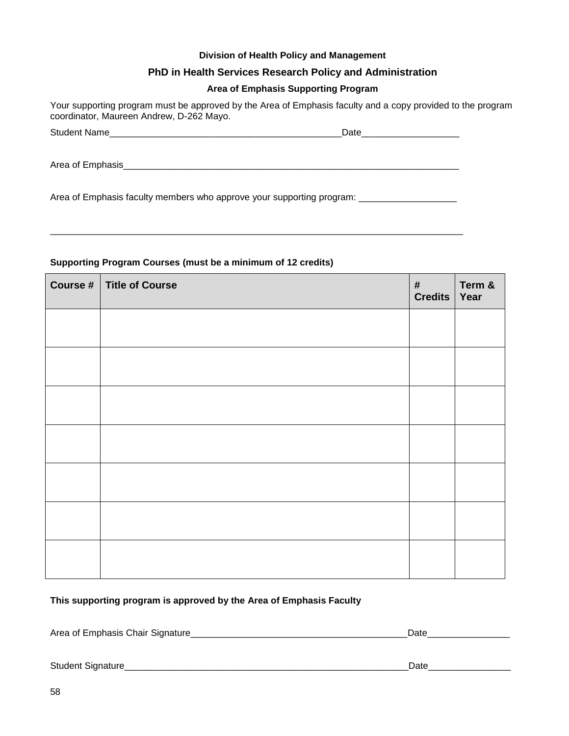**Division of Health Policy and Management**

## PhD in Health Services Research Policy and Administration

### Area of Emphasis Supporting Program

Your supporting program must be approved by the Area of Emphasis faculty and a copy provided to the program coordinator, Maureen Andrew, D-262 Mayo.

Student Name_______________________________________________Date___________________

Area of Emphasis____________________________________________________________________

Area of Emphasis faculty members who approve your supporting program: ___________________

_____________________________________________________________________________________

**Supporting Program Courses (must be a minimum of 12 credits)**

| Course # | Title of Course | # Credits | Term & Year |
|---|---|---|---|
| | | | |
| | | | |
| | | | |
| | | | |
| | | | |
| | | | |
| | | | |

**This supporting program is approved by the Area of Emphasis Faculty**

Area of Emphasis Chair Signature__________________________________________Date________________

Student Signature________________________________________________________Date________________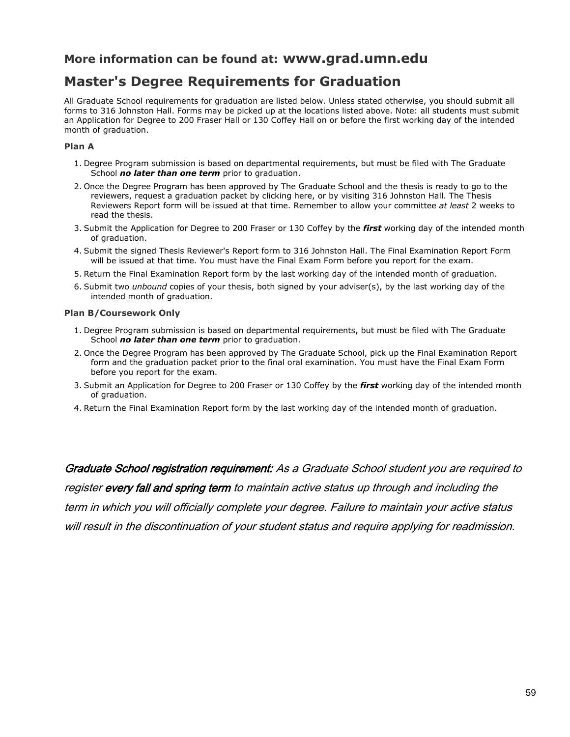### More information can be found at: **www.grad.umn.edu**

## Master's Degree Requirements for Graduation

All Graduate School requirements for graduation are listed below. Unless stated otherwise, you should submit all forms to 316 Johnston Hall. Forms may be picked up at the locations listed above. Note: all students must submit an Application for Degree to 200 Fraser Hall or 130 Coffey Hall on or before the first working day of the intended month of graduation.

**Plan A**

1. Degree Program submission is based on departmental requirements, but must be filed with The Graduate School ***no later than one term*** prior to graduation.
2. Once the Degree Program has been approved by The Graduate School and the thesis is ready to go to the reviewers, request a graduation packet by clicking here, or by visiting 316 Johnston Hall. The Thesis Reviewers Report form will be issued at that time. Remember to allow your committee *at least* 2 weeks to read the thesis.
3. Submit the Application for Degree to 200 Fraser or 130 Coffey by the ***first*** working day of the intended month of graduation.
4. Submit the signed Thesis Reviewer's Report form to 316 Johnston Hall. The Final Examination Report Form will be issued at that time. You must have the Final Exam Form before you report for the exam.
5. Return the Final Examination Report form by the last working day of the intended month of graduation.
6. Submit two *unbound* copies of your thesis, both signed by your adviser(s), by the last working day of the intended month of graduation.

**Plan B/Coursework Only**

1. Degree Program submission is based on departmental requirements, but must be filed with The Graduate School ***no later than one term*** prior to graduation.
2. Once the Degree Program has been approved by The Graduate School, pick up the Final Examination Report form and the graduation packet prior to the final oral examination. You must have the Final Exam Form before you report for the exam.
3. Submit an Application for Degree to 200 Fraser or 130 Coffey by the ***first*** working day of the intended month of graduation.
4. Return the Final Examination Report form by the last working day of the intended month of graduation.

*Graduate School registration requirement: As a Graduate School student you are required to register every fall and spring term to maintain active status up through and including the term in which you will officially complete your degree. Failure to maintain your active status will result in the discontinuation of your student status and require applying for readmission.*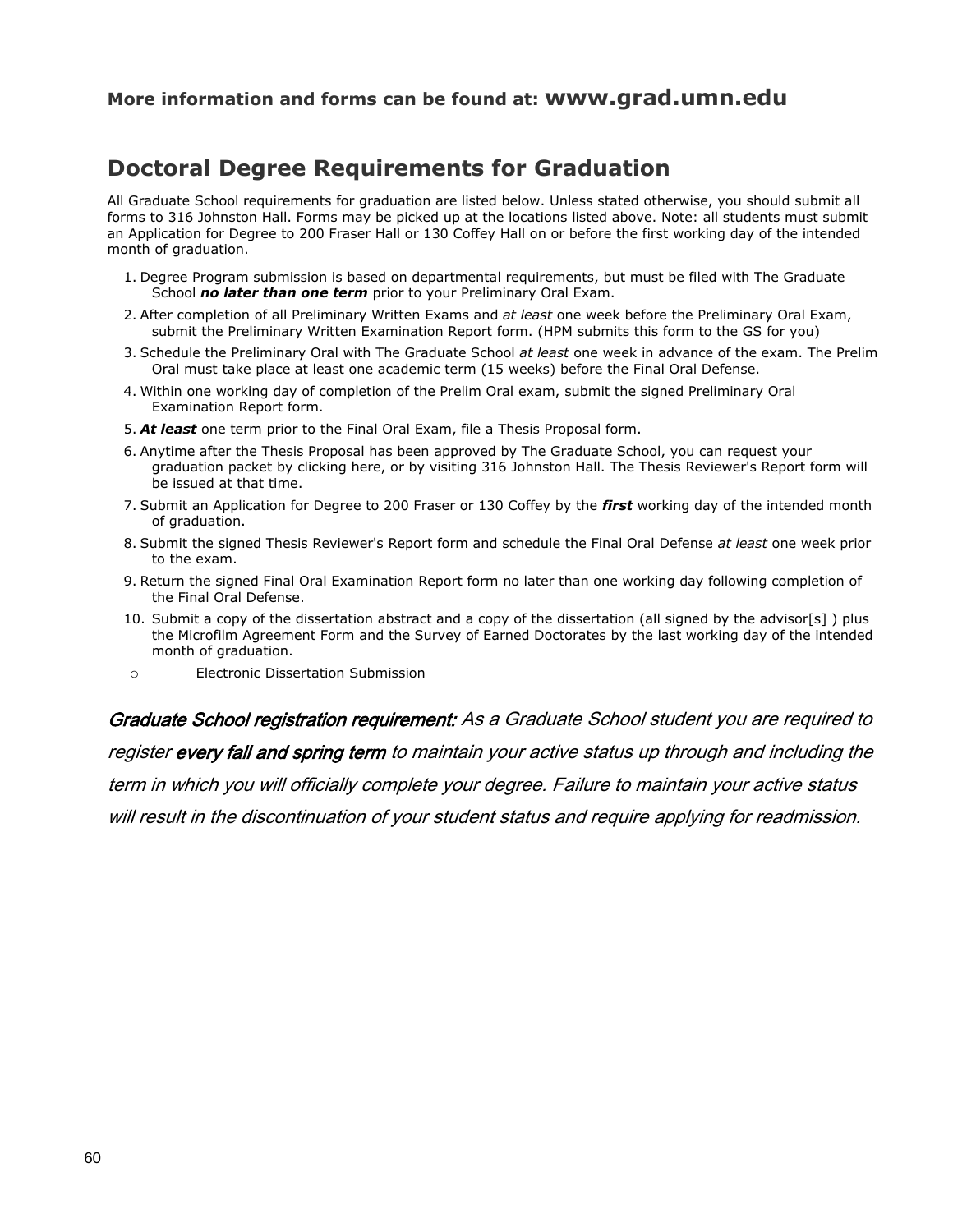**More information and forms can be found at: www.grad.umn.edu**

## Doctoral Degree Requirements for Graduation

All Graduate School requirements for graduation are listed below. Unless stated otherwise, you should submit all forms to 316 Johnston Hall. Forms may be picked up at the locations listed above. Note: all students must submit an Application for Degree to 200 Fraser Hall or 130 Coffey Hall on or before the first working day of the intended month of graduation.

1. Degree Program submission is based on departmental requirements, but must be filed with The Graduate School ***no later than one term*** prior to your Preliminary Oral Exam.
2. After completion of all Preliminary Written Exams and *at least* one week before the Preliminary Oral Exam, submit the Preliminary Written Examination Report form. (HPM submits this form to the GS for you)
3. Schedule the Preliminary Oral with The Graduate School *at least* one week in advance of the exam. The Prelim Oral must take place at least one academic term (15 weeks) before the Final Oral Defense.
4. Within one working day of completion of the Prelim Oral exam, submit the signed Preliminary Oral Examination Report form.
5. ***At least*** one term prior to the Final Oral Exam, file a Thesis Proposal form.
6. Anytime after the Thesis Proposal has been approved by The Graduate School, you can request your graduation packet by clicking here, or by visiting 316 Johnston Hall. The Thesis Reviewer's Report form will be issued at that time.
7. Submit an Application for Degree to 200 Fraser or 130 Coffey by the ***first*** working day of the intended month of graduation.
8. Submit the signed Thesis Reviewer's Report form and schedule the Final Oral Defense *at least* one week prior to the exam.
9. Return the signed Final Oral Examination Report form no later than one working day following completion of the Final Oral Defense.
10. Submit a copy of the dissertation abstract and a copy of the dissertation (all signed by the advisor[s] ) plus the Microfilm Agreement Form and the Survey of Earned Doctorates by the last working day of the intended month of graduation.
    - Electronic Dissertation Submission

***Graduate School registration requirement:*** *As a Graduate School student you are required to register* ***every fall and spring term*** *to maintain your active status up through and including the term in which you will officially complete your degree. Failure to maintain your active status will result in the discontinuation of your student status and require applying for readmission.*